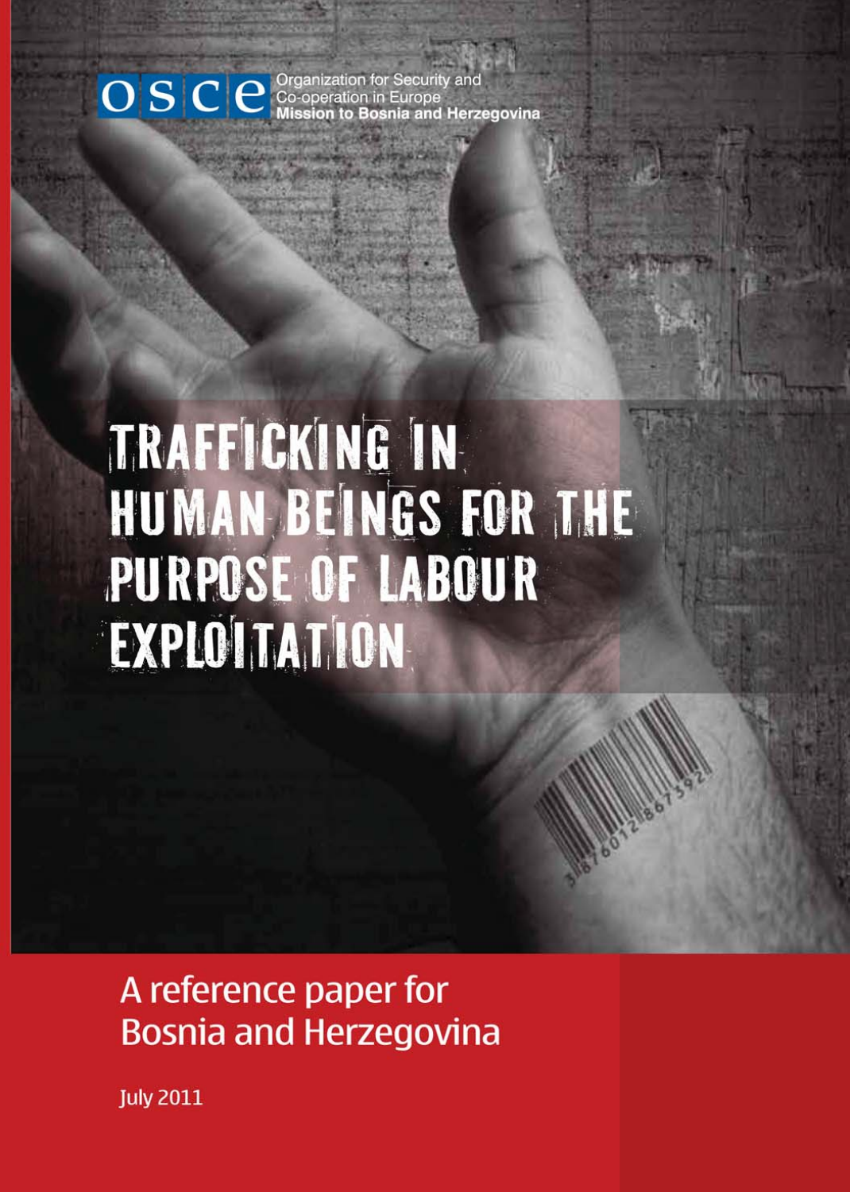Organization for Security and Co-operation in Europe
**Mission to Bosnia and Herzegovina**

# TRAFFICKING IN HUMAN BEINGS FOR THE PURPOSE OF LABOUR EXPLOITATION

## A reference paper for Bosnia and Herzegovina

July 2011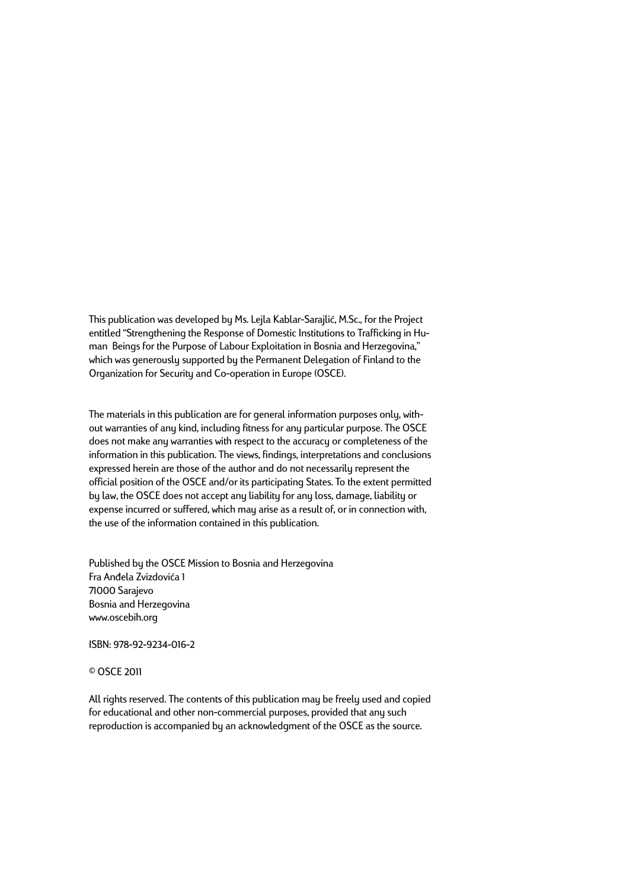This publication was developed by Ms. Lejla Kablar-Sarajlić, M.Sc., for the Project entitled "Strengthening the Response of Domestic Institutions to Trafficking in Human Beings for the Purpose of Labour Exploitation in Bosnia and Herzegovina," which was generously supported by the Permanent Delegation of Finland to the Organization for Security and Co-operation in Europe (OSCE).

The materials in this publication are for general information purposes only, without warranties of any kind, including fitness for any particular purpose. The OSCE does not make any warranties with respect to the accuracy or completeness of the information in this publication. The views, findings, interpretations and conclusions expressed herein are those of the author and do not necessarily represent the official position of the OSCE and/or its participating States. To the extent permitted by law, the OSCE does not accept any liability for any loss, damage, liability or expense incurred or suffered, which may arise as a result of, or in connection with, the use of the information contained in this publication.

Published by the OSCE Mission to Bosnia and Herzegovina
Fra Anđela Zvizdovića 1
71000 Sarajevo
Bosnia and Herzegovina
www.oscebih.org

ISBN: 978-92-9234-016-2

© OSCE 2011

All rights reserved. The contents of this publication may be freely used and copied for educational and other non-commercial purposes, provided that any such reproduction is accompanied by an acknowledgment of the OSCE as the source.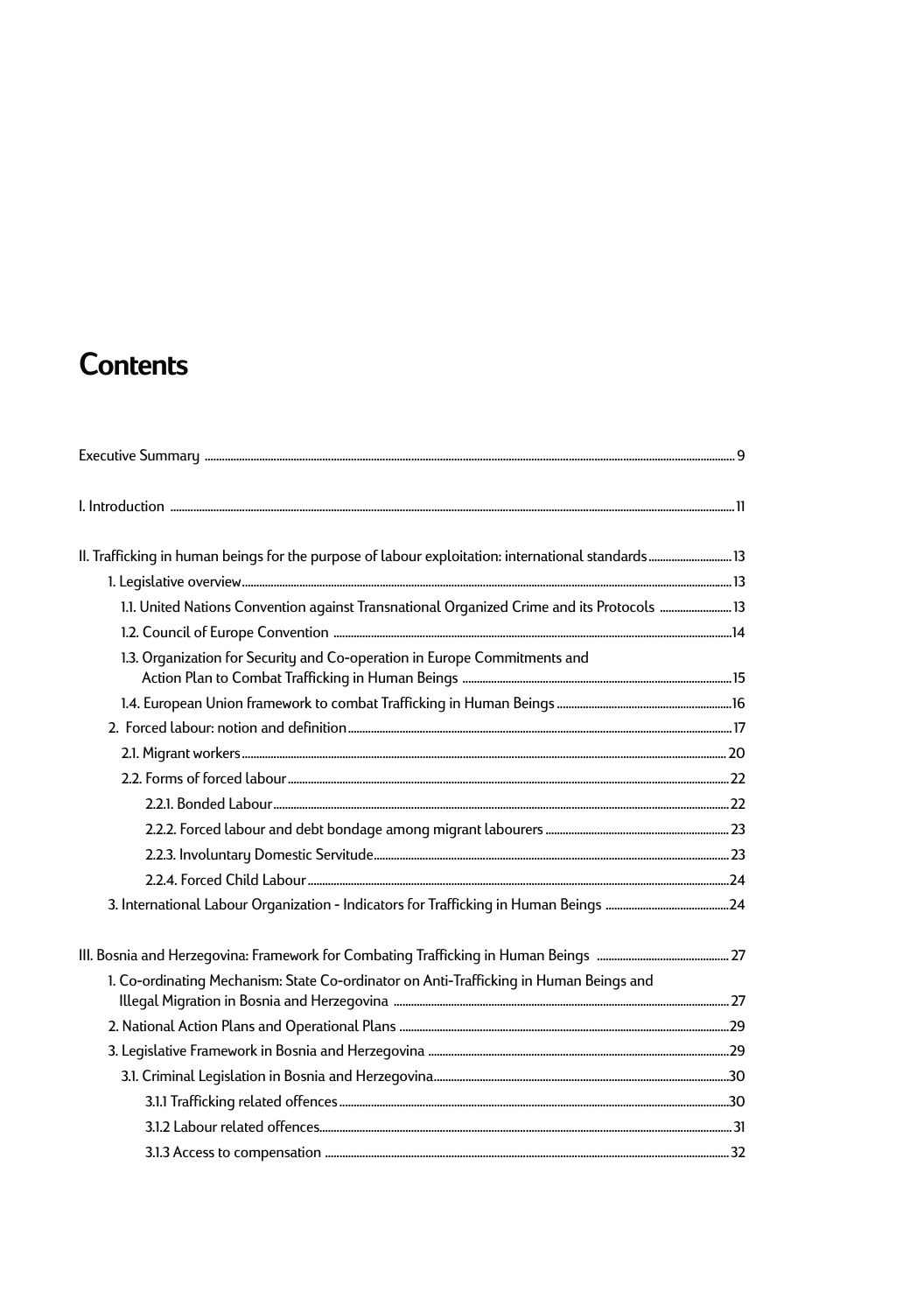# Contents

Executive Summary ..... 9

I. Introduction ..... 11

II. Trafficking in human beings for the purpose of labour exploitation: international standards ..... 13

- 1. Legislative overview ..... 13
  - 1.1. United Nations Convention against Transnational Organized Crime and its Protocols ..... 13
  - 1.2. Council of Europe Convention ..... 14
  - 1.3. Organization for Security and Co-operation in Europe Commitments and Action Plan to Combat Trafficking in Human Beings ..... 15
  - 1.4. European Union framework to combat Trafficking in Human Beings ..... 16
- 2. Forced labour: notion and definition ..... 17
  - 2.1. Migrant workers ..... 20
  - 2.2. Forms of forced labour ..... 22
    - 2.2.1. Bonded Labour ..... 22
    - 2.2.2. Forced labour and debt bondage among migrant labourers ..... 23
    - 2.2.3. Involuntary Domestic Servitude ..... 23
    - 2.2.4. Forced Child Labour ..... 24
- 3. International Labour Organization - Indicators for Trafficking in Human Beings ..... 24

III. Bosnia and Herzegovina: Framework for Combating Trafficking in Human Beings ..... 27

- 1. Co-ordinating Mechanism: State Co-ordinator on Anti-Trafficking in Human Beings and Illegal Migration in Bosnia and Herzegovina ..... 27
- 2. National Action Plans and Operational Plans ..... 29
- 3. Legislative Framework in Bosnia and Herzegovina ..... 29
  - 3.1. Criminal Legislation in Bosnia and Herzegovina ..... 30
    - 3.1.1 Trafficking related offences ..... 30
    - 3.1.2 Labour related offences ..... 31
    - 3.1.3 Access to compensation ..... 32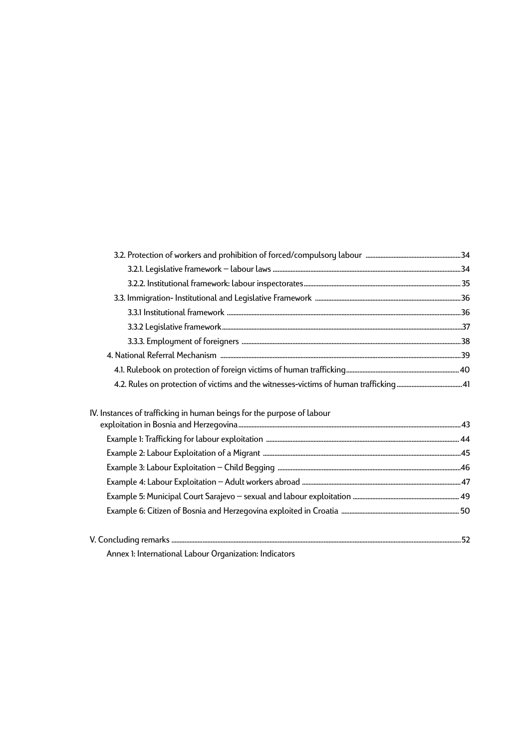- 3.2. Protection of workers and prohibition of forced/compulsory labour ....34
  - 3.2.1. Legislative framework – labour laws ....34
  - 3.2.2. Institutional framework: labour inspectorates....35
- 3.3. Immigration- Institutional and Legislative Framework ....36
  - 3.3.1 Institutional framework ....36
  - 3.3.2 Legislative framework....37
  - 3.3.3. Employment of foreigners ....38
- 4. National Referral Mechanism ....39
  - 4.1. Rulebook on protection of foreign victims of human trafficking....40
  - 4.2. Rules on protection of victims and the witnesses-victims of human trafficking....41

IV. Instances of trafficking in human beings for the purpose of labour exploitation in Bosnia and Herzegovina....43

- Example 1: Trafficking for labour exploitation .... 44
- Example 2: Labour Exploitation of a Migrant ....45
- Example 3: Labour Exploitation – Child Begging ....46
- Example 4: Labour Exploitation – Adult workers abroad ....47
- Example 5: Municipal Court Sarajevo – sexual and labour exploitation .... 49
- Example 6: Citizen of Bosnia and Herzegovina exploited in Croatia .... 50

V. Concluding remarks ....52

- Annex 1: International Labour Organization: Indicators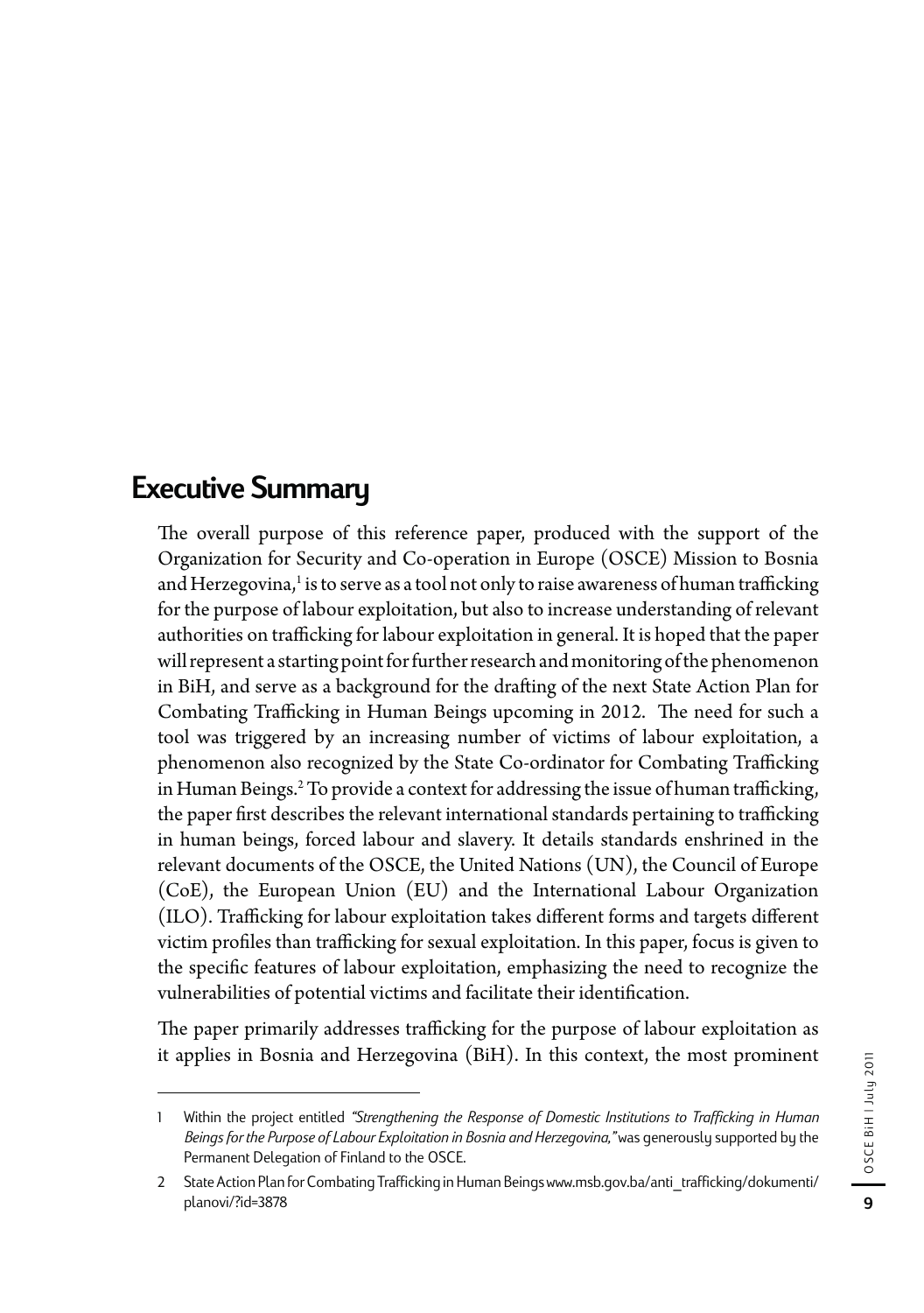# Executive Summary

The overall purpose of this reference paper, produced with the support of the Organization for Security and Co-operation in Europe (OSCE) Mission to Bosnia and Herzegovina,[1] is to serve as a tool not only to raise awareness of human trafficking for the purpose of labour exploitation, but also to increase understanding of relevant authorities on trafficking for labour exploitation in general. It is hoped that the paper will represent a starting point for further research and monitoring of the phenomenon in BiH, and serve as a background for the drafting of the next State Action Plan for Combating Trafficking in Human Beings upcoming in 2012. The need for such a tool was triggered by an increasing number of victims of labour exploitation, a phenomenon also recognized by the State Co-ordinator for Combating Trafficking in Human Beings.[2] To provide a context for addressing the issue of human trafficking, the paper first describes the relevant international standards pertaining to trafficking in human beings, forced labour and slavery. It details standards enshrined in the relevant documents of the OSCE, the United Nations (UN), the Council of Europe (CoE), the European Union (EU) and the International Labour Organization (ILO). Trafficking for labour exploitation takes different forms and targets different victim profiles than trafficking for sexual exploitation. In this paper, focus is given to the specific features of labour exploitation, emphasizing the need to recognize the vulnerabilities of potential victims and facilitate their identification.

The paper primarily addresses trafficking for the purpose of labour exploitation as it applies in Bosnia and Herzegovina (BiH). In this context, the most prominent

---

1 Within the project entitled *"Strengthening the Response of Domestic Institutions to Trafficking in Human Beings for the Purpose of Labour Exploitation in Bosnia and Herzegovina,"* was generously supported by the Permanent Delegation of Finland to the OSCE.

2 State Action Plan for Combating Trafficking in Human Beings www.msb.gov.ba/anti_trafficking/dokumenti/planovi/?id=3878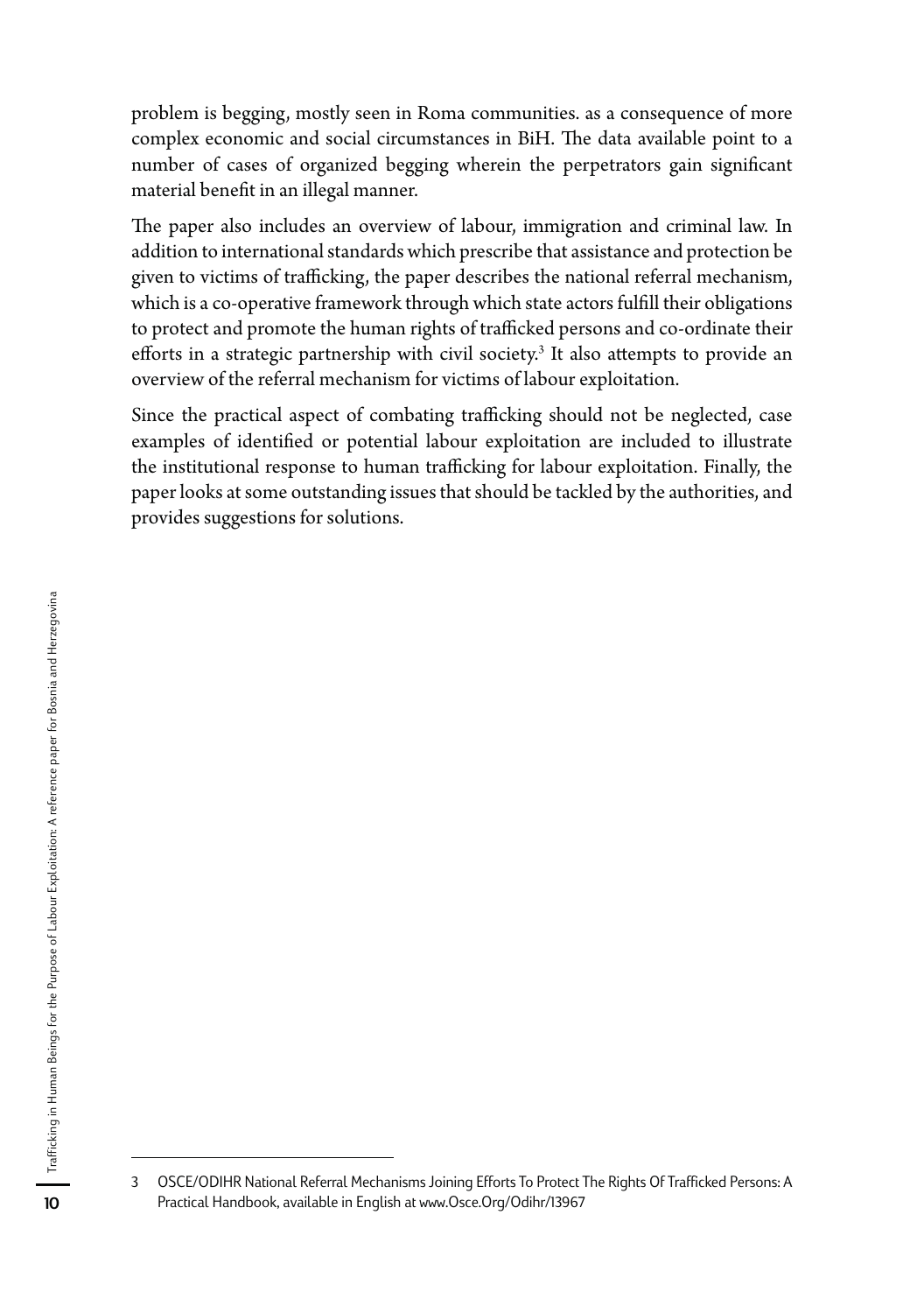problem is begging, mostly seen in Roma communities. as a consequence of more complex economic and social circumstances in BiH. The data available point to a number of cases of organized begging wherein the perpetrators gain significant material benefit in an illegal manner.

The paper also includes an overview of labour, immigration and criminal law. In addition to international standards which prescribe that assistance and protection be given to victims of trafficking, the paper describes the national referral mechanism, which is a co-operative framework through which state actors fulfill their obligations to protect and promote the human rights of trafficked persons and co-ordinate their efforts in a strategic partnership with civil society.[3] It also attempts to provide an overview of the referral mechanism for victims of labour exploitation.

Since the practical aspect of combating trafficking should not be neglected, case examples of identified or potential labour exploitation are included to illustrate the institutional response to human trafficking for labour exploitation. Finally, the paper looks at some outstanding issues that should be tackled by the authorities, and provides suggestions for solutions.

---

3 OSCE/ODIHR National Referral Mechanisms Joining Efforts To Protect The Rights Of Trafficked Persons: A Practical Handbook, available in English at www.Osce.Org/Odihr/13967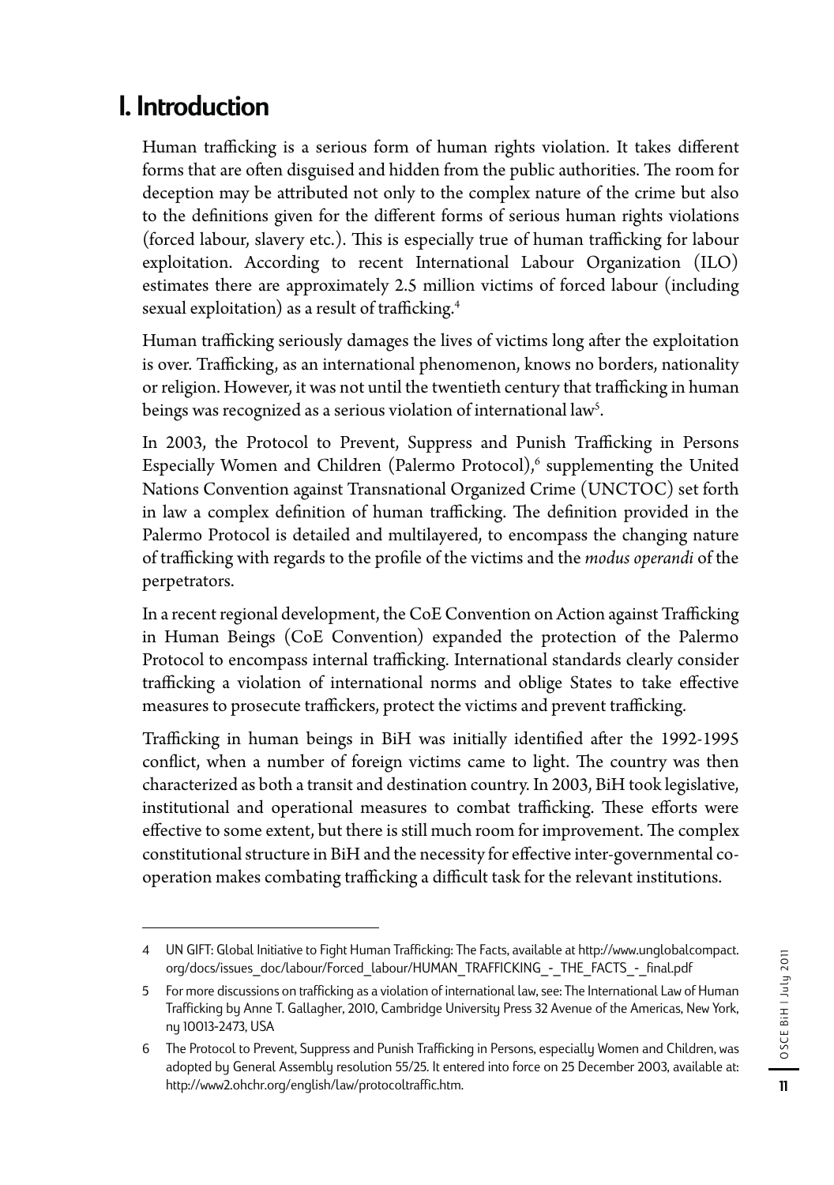# I. Introduction

Human trafficking is a serious form of human rights violation. It takes different forms that are often disguised and hidden from the public authorities. The room for deception may be attributed not only to the complex nature of the crime but also to the definitions given for the different forms of serious human rights violations (forced labour, slavery etc.). This is especially true of human trafficking for labour exploitation. According to recent International Labour Organization (ILO) estimates there are approximately 2.5 million victims of forced labour (including sexual exploitation) as a result of trafficking.[4]

Human trafficking seriously damages the lives of victims long after the exploitation is over. Trafficking, as an international phenomenon, knows no borders, nationality or religion. However, it was not until the twentieth century that trafficking in human beings was recognized as a serious violation of international law[5].

In 2003, the Protocol to Prevent, Suppress and Punish Trafficking in Persons Especially Women and Children (Palermo Protocol),[6] supplementing the United Nations Convention against Transnational Organized Crime (UNCTOC) set forth in law a complex definition of human trafficking. The definition provided in the Palermo Protocol is detailed and multilayered, to encompass the changing nature of trafficking with regards to the profile of the victims and the *modus operandi* of the perpetrators.

In a recent regional development, the CoE Convention on Action against Trafficking in Human Beings (CoE Convention) expanded the protection of the Palermo Protocol to encompass internal trafficking. International standards clearly consider trafficking a violation of international norms and oblige States to take effective measures to prosecute traffickers, protect the victims and prevent trafficking.

Trafficking in human beings in BiH was initially identified after the 1992-1995 conflict, when a number of foreign victims came to light. The country was then characterized as both a transit and destination country. In 2003, BiH took legislative, institutional and operational measures to combat trafficking. These efforts were effective to some extent, but there is still much room for improvement. The complex constitutional structure in BiH and the necessity for effective inter-governmental co-operation makes combating trafficking a difficult task for the relevant institutions.

---

4 UN GIFT: Global Initiative to Fight Human Trafficking: The Facts, available at http://www.unglobalcompact.org/docs/issues_doc/labour/Forced_labour/HUMAN_TRAFFICKING_-_THE_FACTS_-_final.pdf

5 For more discussions on trafficking as a violation of international law, see: The International Law of Human Trafficking by Anne T. Gallagher, 2010, Cambridge University Press 32 Avenue of the Americas, New York, ny 10013-2473, USA

6 The Protocol to Prevent, Suppress and Punish Trafficking in Persons, especially Women and Children, was adopted by General Assembly resolution 55/25. It entered into force on 25 December 2003, available at: http://www2.ohchr.org/english/law/protocoltraffic.htm.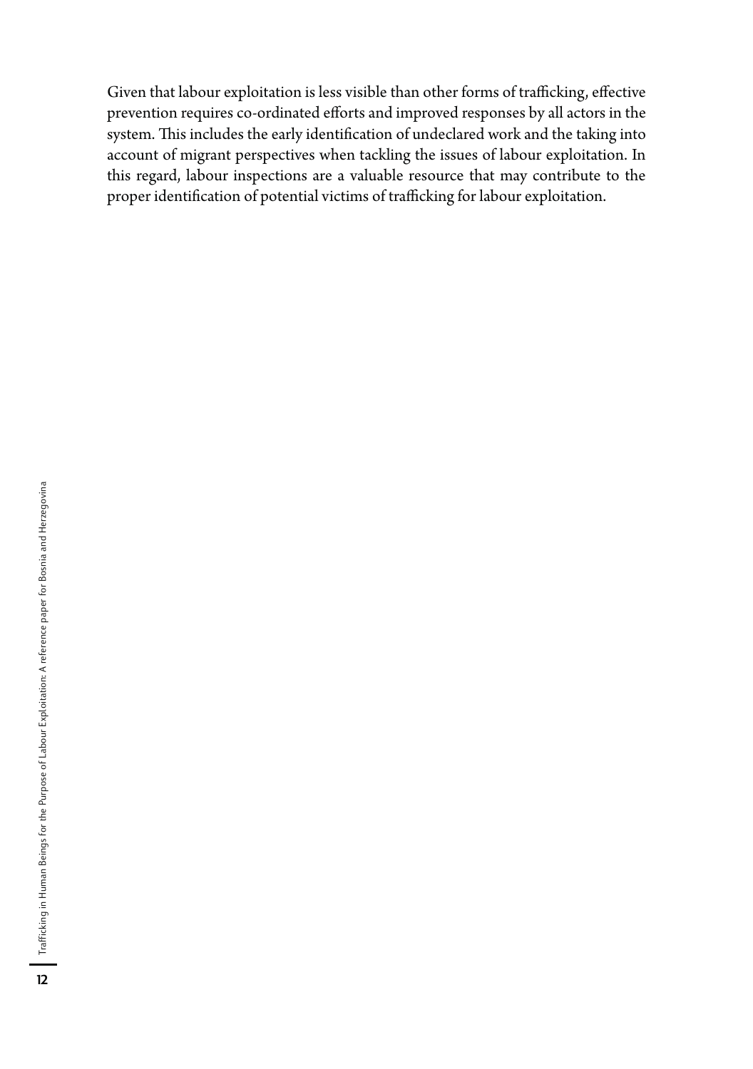Given that labour exploitation is less visible than other forms of trafficking, effective prevention requires co-ordinated efforts and improved responses by all actors in the system. This includes the early identification of undeclared work and the taking into account of migrant perspectives when tackling the issues of labour exploitation. In this regard, labour inspections are a valuable resource that may contribute to the proper identification of potential victims of trafficking for labour exploitation.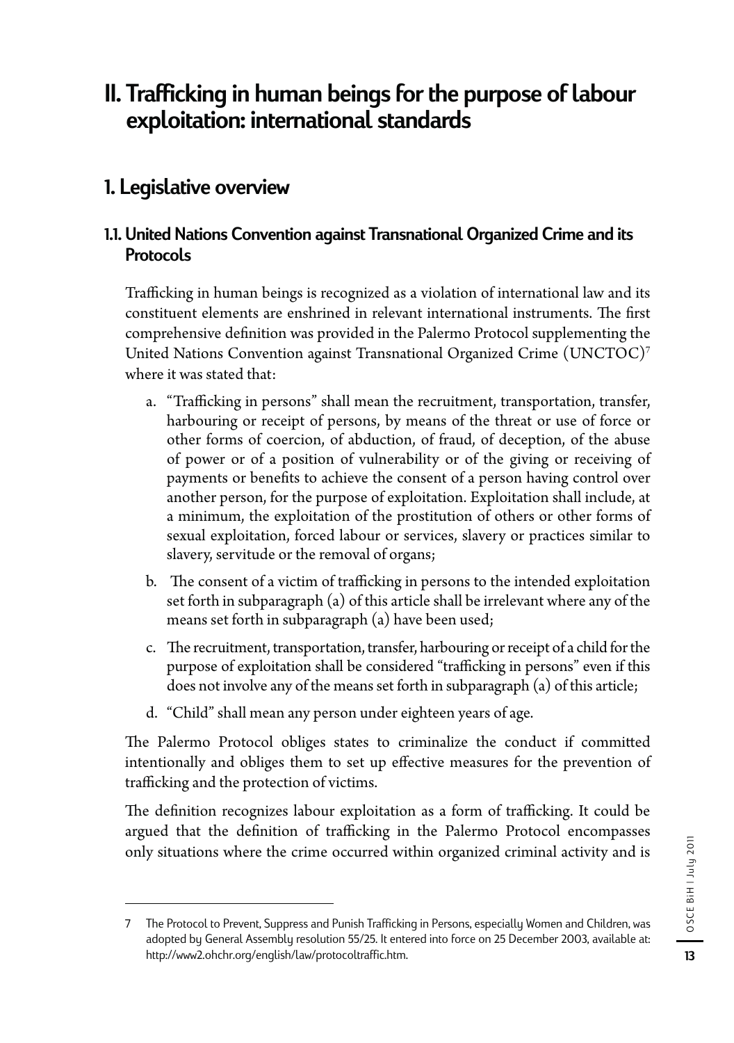# II. Trafficking in human beings for the purpose of labour exploitation: international standards

## 1. Legislative overview

### 1.1. United Nations Convention against Transnational Organized Crime and its Protocols

Trafficking in human beings is recognized as a violation of international law and its constituent elements are enshrined in relevant international instruments. The first comprehensive definition was provided in the Palermo Protocol supplementing the United Nations Convention against Transnational Organized Crime (UNCTOC)[7] where it was stated that:

a. "Trafficking in persons" shall mean the recruitment, transportation, transfer, harbouring or receipt of persons, by means of the threat or use of force or other forms of coercion, of abduction, of fraud, of deception, of the abuse of power or of a position of vulnerability or of the giving or receiving of payments or benefits to achieve the consent of a person having control over another person, for the purpose of exploitation. Exploitation shall include, at a minimum, the exploitation of the prostitution of others or other forms of sexual exploitation, forced labour or services, slavery or practices similar to slavery, servitude or the removal of organs;

b. The consent of a victim of trafficking in persons to the intended exploitation set forth in subparagraph (a) of this article shall be irrelevant where any of the means set forth in subparagraph (a) have been used;

c. The recruitment, transportation, transfer, harbouring or receipt of a child for the purpose of exploitation shall be considered "trafficking in persons" even if this does not involve any of the means set forth in subparagraph (a) of this article;

d. "Child" shall mean any person under eighteen years of age.

The Palermo Protocol obliges states to criminalize the conduct if committed intentionally and obliges them to set up effective measures for the prevention of trafficking and the protection of victims.

The definition recognizes labour exploitation as a form of trafficking. It could be argued that the definition of trafficking in the Palermo Protocol encompasses only situations where the crime occurred within organized criminal activity and is

---

7 The Protocol to Prevent, Suppress and Punish Trafficking in Persons, especially Women and Children, was adopted by General Assembly resolution 55/25. It entered into force on 25 December 2003, available at: http://www2.ohchr.org/english/law/protocoltraffic.htm.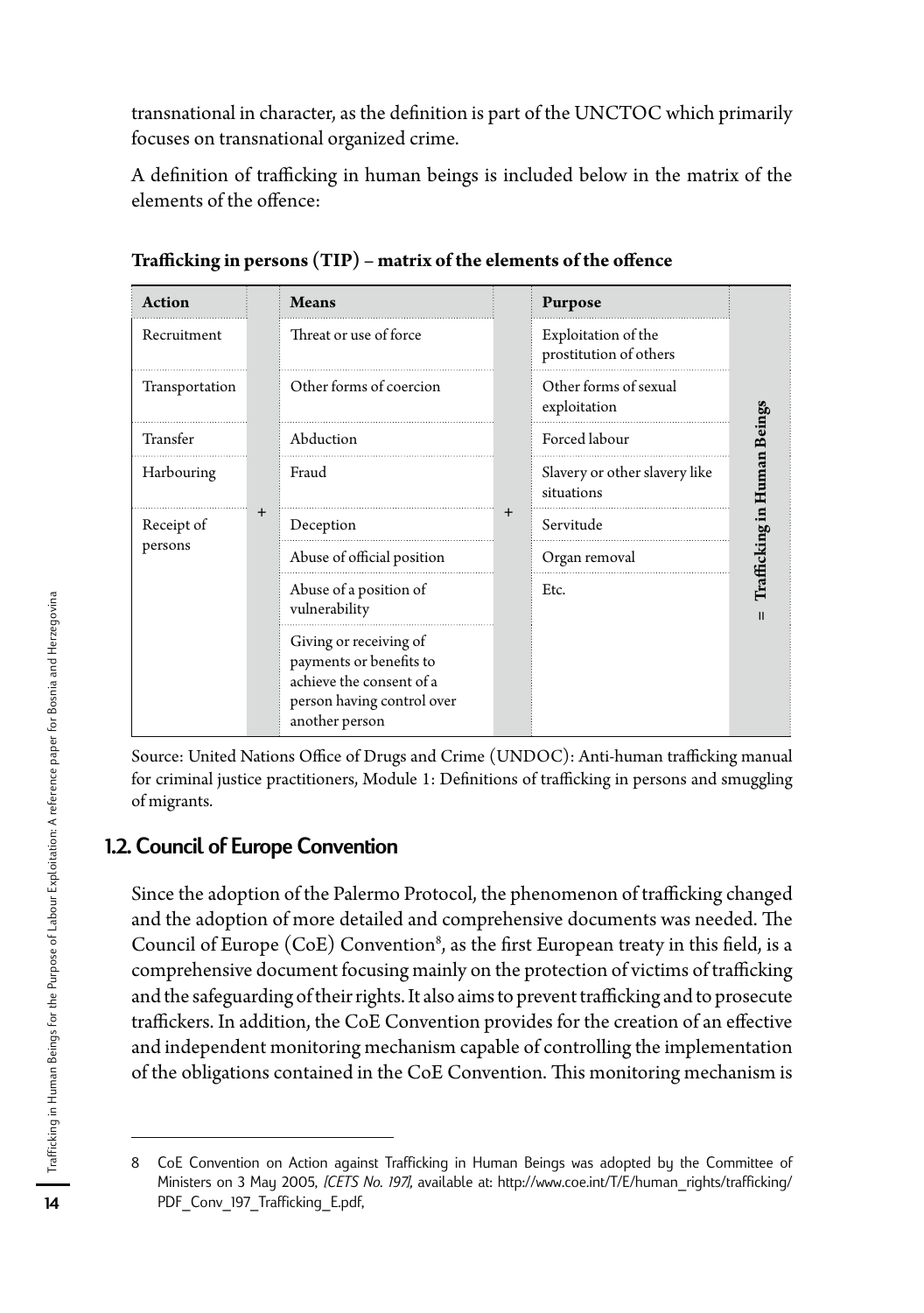transnational in character, as the definition is part of the UNCTOC which primarily focuses on transnational organized crime.

A definition of trafficking in human beings is included below in the matrix of the elements of the offence:

**Trafficking in persons (TIP) – matrix of the elements of the offence**

| Action | | Means | | Purpose | |
|---|---|---|---|---|---|
| Recruitment | + | Threat or use of force | + | Exploitation of the prostitution of others | = Trafficking in Human Beings |
| Transportation | | Other forms of coercion | | Other forms of sexual exploitation | |
| Transfer | | Abduction | | Forced labour | |
| Harbouring | | Fraud | | Slavery or other slavery like situations | |
| Receipt of persons | | Deception | | Servitude | |
| | | Abuse of official position | | Organ removal | |
| | | Abuse of a position of vulnerability | | Etc. | |
| | | Giving or receiving of payments or benefits to achieve the consent of a person having control over another person | | | |

Source: United Nations Office of Drugs and Crime (UNDOC): Anti-human trafficking manual for criminal justice practitioners, Module 1: Definitions of trafficking in persons and smuggling of migrants.

## 1.2. Council of Europe Convention

Since the adoption of the Palermo Protocol, the phenomenon of trafficking changed and the adoption of more detailed and comprehensive documents was needed. The Council of Europe (CoE) Convention[8], as the first European treaty in this field, is a comprehensive document focusing mainly on the protection of victims of trafficking and the safeguarding of their rights. It also aims to prevent trafficking and to prosecute traffickers. In addition, the CoE Convention provides for the creation of an effective and independent monitoring mechanism capable of controlling the implementation of the obligations contained in the CoE Convention. This monitoring mechanism is

8 CoE Convention on Action against Trafficking in Human Beings was adopted by the Committee of Ministers on 3 May 2005, *(CETS No. 197)*, available at: http://www.coe.int/T/E/human_rights/trafficking/PDF_Conv_197_Trafficking_E.pdf,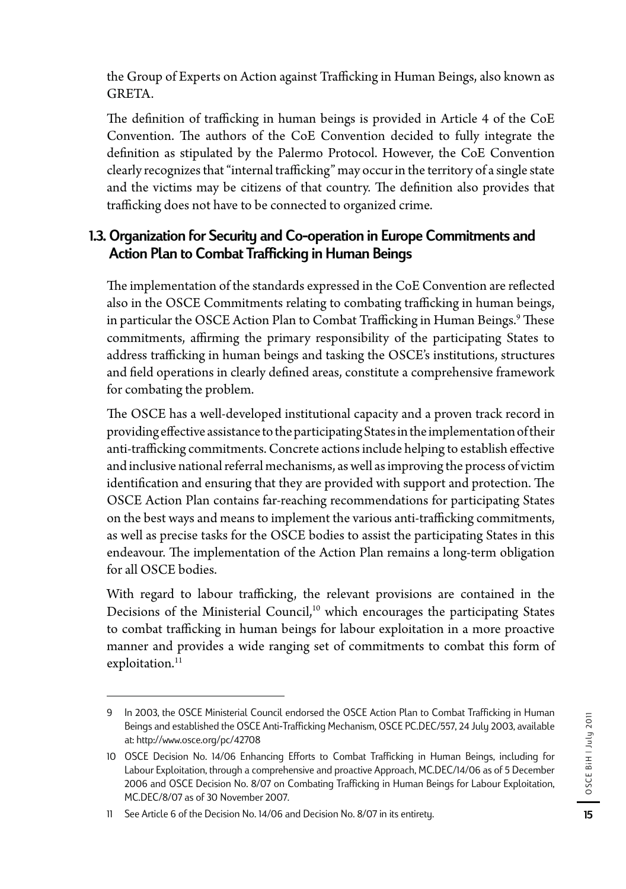the Group of Experts on Action against Trafficking in Human Beings, also known as GRETA.

The definition of trafficking in human beings is provided in Article 4 of the CoE Convention. The authors of the CoE Convention decided to fully integrate the definition as stipulated by the Palermo Protocol. However, the CoE Convention clearly recognizes that "internal trafficking" may occur in the territory of a single state and the victims may be citizens of that country. The definition also provides that trafficking does not have to be connected to organized crime.

### 1.3. Organization for Security and Co-operation in Europe Commitments and Action Plan to Combat Trafficking in Human Beings

The implementation of the standards expressed in the CoE Convention are reflected also in the OSCE Commitments relating to combating trafficking in human beings, in particular the OSCE Action Plan to Combat Trafficking in Human Beings.[9] These commitments, affirming the primary responsibility of the participating States to address trafficking in human beings and tasking the OSCE's institutions, structures and field operations in clearly defined areas, constitute a comprehensive framework for combating the problem.

The OSCE has a well-developed institutional capacity and a proven track record in providing effective assistance to the participating States in the implementation of their anti-trafficking commitments. Concrete actions include helping to establish effective and inclusive national referral mechanisms, as well as improving the process of victim identification and ensuring that they are provided with support and protection. The OSCE Action Plan contains far-reaching recommendations for participating States on the best ways and means to implement the various anti-trafficking commitments, as well as precise tasks for the OSCE bodies to assist the participating States in this endeavour. The implementation of the Action Plan remains a long-term obligation for all OSCE bodies.

With regard to labour trafficking, the relevant provisions are contained in the Decisions of the Ministerial Council,[10] which encourages the participating States to combat trafficking in human beings for labour exploitation in a more proactive manner and provides a wide ranging set of commitments to combat this form of exploitation.[11]

---

9 In 2003, the OSCE Ministerial Council endorsed the OSCE Action Plan to Combat Trafficking in Human Beings and established the OSCE Anti-Trafficking Mechanism, OSCE PC.DEC/557, 24 July 2003, available at: http://www.osce.org/pc/42708

10 OSCE Decision No. 14/06 Enhancing Efforts to Combat Trafficking in Human Beings, including for Labour Exploitation, through a comprehensive and proactive Approach, MC.DEC/14/06 as of 5 December 2006 and OSCE Decision No. 8/07 on Combating Trafficking in Human Beings for Labour Exploitation, MC.DEC/8/07 as of 30 November 2007.

11 See Article 6 of the Decision No. 14/06 and Decision No. 8/07 in its entirety.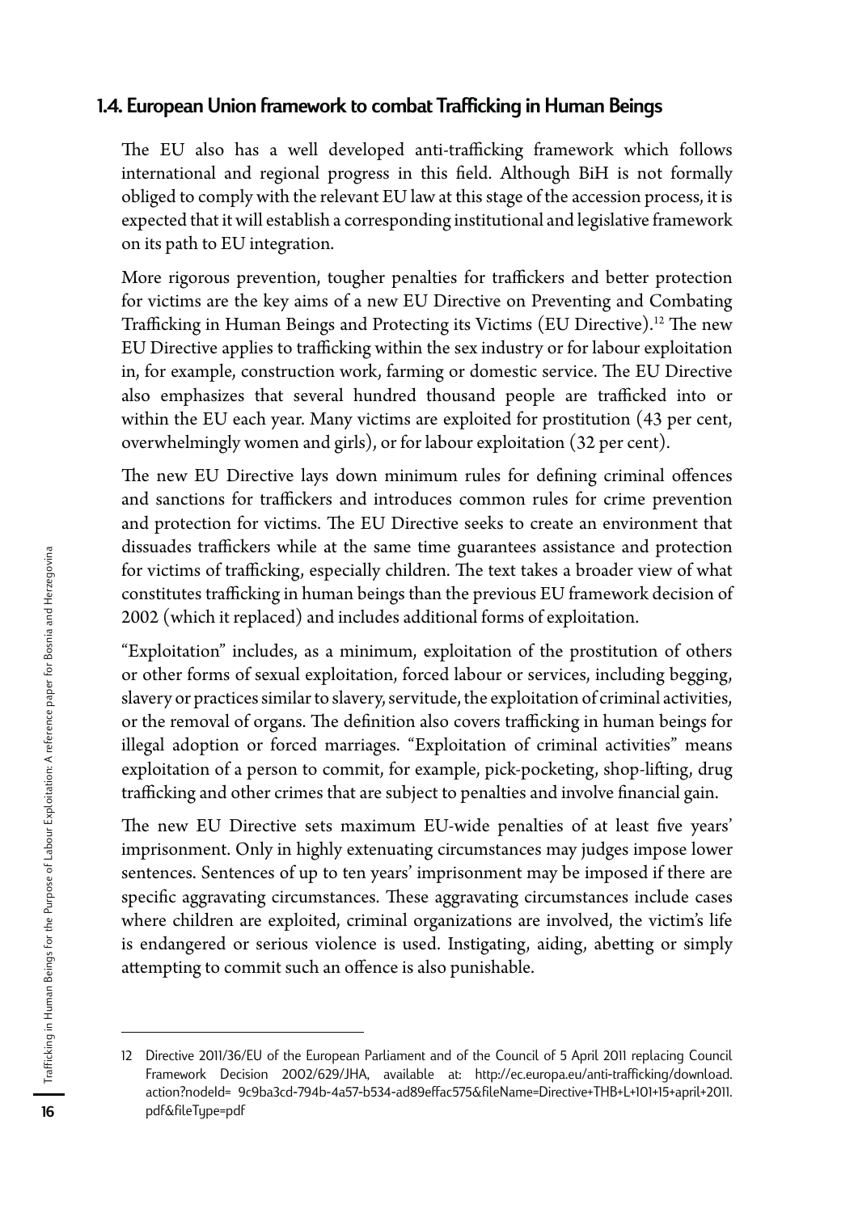## 1.4. European Union framework to combat Trafficking in Human Beings

The EU also has a well developed anti-trafficking framework which follows international and regional progress in this field. Although BiH is not formally obliged to comply with the relevant EU law at this stage of the accession process, it is expected that it will establish a corresponding institutional and legislative framework on its path to EU integration.

More rigorous prevention, tougher penalties for traffickers and better protection for victims are the key aims of a new EU Directive on Preventing and Combating Trafficking in Human Beings and Protecting its Victims (EU Directive).[12] The new EU Directive applies to trafficking within the sex industry or for labour exploitation in, for example, construction work, farming or domestic service. The EU Directive also emphasizes that several hundred thousand people are trafficked into or within the EU each year. Many victims are exploited for prostitution (43 per cent, overwhelmingly women and girls), or for labour exploitation (32 per cent).

The new EU Directive lays down minimum rules for defining criminal offences and sanctions for traffickers and introduces common rules for crime prevention and protection for victims. The EU Directive seeks to create an environment that dissuades traffickers while at the same time guarantees assistance and protection for victims of trafficking, especially children. The text takes a broader view of what constitutes trafficking in human beings than the previous EU framework decision of 2002 (which it replaced) and includes additional forms of exploitation.

"Exploitation" includes, as a minimum, exploitation of the prostitution of others or other forms of sexual exploitation, forced labour or services, including begging, slavery or practices similar to slavery, servitude, the exploitation of criminal activities, or the removal of organs. The definition also covers trafficking in human beings for illegal adoption or forced marriages. "Exploitation of criminal activities" means exploitation of a person to commit, for example, pick-pocketing, shop-lifting, drug trafficking and other crimes that are subject to penalties and involve financial gain.

The new EU Directive sets maximum EU-wide penalties of at least five years' imprisonment. Only in highly extenuating circumstances may judges impose lower sentences. Sentences of up to ten years' imprisonment may be imposed if there are specific aggravating circumstances. These aggravating circumstances include cases where children are exploited, criminal organizations are involved, the victim's life is endangered or serious violence is used. Instigating, aiding, abetting or simply attempting to commit such an offence is also punishable.

---

12 Directive 2011/36/EU of the European Parliament and of the Council of 5 April 2011 replacing Council Framework Decision 2002/629/JHA, available at: http://ec.europa.eu/anti-trafficking/download.action?nodeId= 9c9ba3cd-794b-4a57-b534-ad89effac575&fileName=Directive+THB+L+101+15+april+2011.pdf&fileType=pdf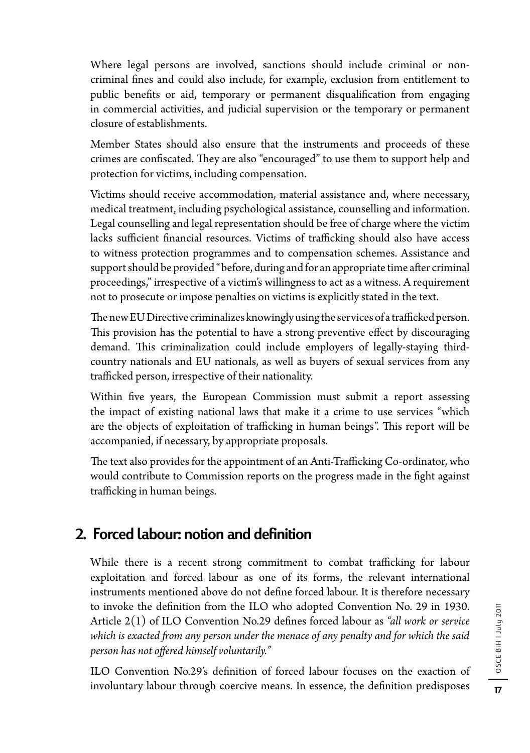Where legal persons are involved, sanctions should include criminal or non-criminal fines and could also include, for example, exclusion from entitlement to public benefits or aid, temporary or permanent disqualification from engaging in commercial activities, and judicial supervision or the temporary or permanent closure of establishments.

Member States should also ensure that the instruments and proceeds of these crimes are confiscated. They are also "encouraged" to use them to support help and protection for victims, including compensation.

Victims should receive accommodation, material assistance and, where necessary, medical treatment, including psychological assistance, counselling and information. Legal counselling and legal representation should be free of charge where the victim lacks sufficient financial resources. Victims of trafficking should also have access to witness protection programmes and to compensation schemes. Assistance and support should be provided "before, during and for an appropriate time after criminal proceedings," irrespective of a victim's willingness to act as a witness. A requirement not to prosecute or impose penalties on victims is explicitly stated in the text.

The new EU Directive criminalizes knowingly using the services of a trafficked person. This provision has the potential to have a strong preventive effect by discouraging demand. This criminalization could include employers of legally-staying third-country nationals and EU nationals, as well as buyers of sexual services from any trafficked person, irrespective of their nationality.

Within five years, the European Commission must submit a report assessing the impact of existing national laws that make it a crime to use services "which are the objects of exploitation of trafficking in human beings". This report will be accompanied, if necessary, by appropriate proposals.

The text also provides for the appointment of an Anti-Trafficking Co-ordinator, who would contribute to Commission reports on the progress made in the fight against trafficking in human beings.

## 2. Forced labour: notion and definition

While there is a recent strong commitment to combat trafficking for labour exploitation and forced labour as one of its forms, the relevant international instruments mentioned above do not define forced labour. It is therefore necessary to invoke the definition from the ILO who adopted Convention No. 29 in 1930. Article 2(1) of ILO Convention No.29 defines forced labour as *"all work or service which is exacted from any person under the menace of any penalty and for which the said person has not offered himself voluntarily."*

ILO Convention No.29's definition of forced labour focuses on the exaction of involuntary labour through coercive means. In essence, the definition predisposes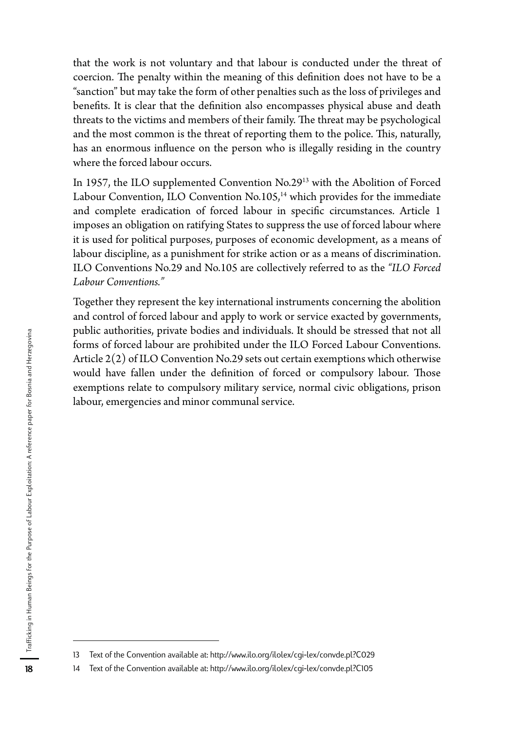that the work is not voluntary and that labour is conducted under the threat of coercion. The penalty within the meaning of this definition does not have to be a "sanction" but may take the form of other penalties such as the loss of privileges and benefits. It is clear that the definition also encompasses physical abuse and death threats to the victims and members of their family. The threat may be psychological and the most common is the threat of reporting them to the police. This, naturally, has an enormous influence on the person who is illegally residing in the country where the forced labour occurs.

In 1957, the ILO supplemented Convention No.29[13] with the Abolition of Forced Labour Convention, ILO Convention No.105,[14] which provides for the immediate and complete eradication of forced labour in specific circumstances. Article 1 imposes an obligation on ratifying States to suppress the use of forced labour where it is used for political purposes, purposes of economic development, as a means of labour discipline, as a punishment for strike action or as a means of discrimination. ILO Conventions No.29 and No.105 are collectively referred to as the *"ILO Forced Labour Conventions."*

Together they represent the key international instruments concerning the abolition and control of forced labour and apply to work or service exacted by governments, public authorities, private bodies and individuals. It should be stressed that not all forms of forced labour are prohibited under the ILO Forced Labour Conventions. Article 2(2) of ILO Convention No.29 sets out certain exemptions which otherwise would have fallen under the definition of forced or compulsory labour. Those exemptions relate to compulsory military service, normal civic obligations, prison labour, emergencies and minor communal service.

---

13 Text of the Convention available at: http://www.ilo.org/ilolex/cgi-lex/convde.pl?C029

14 Text of the Convention available at: http://www.ilo.org/ilolex/cgi-lex/convde.pl?C105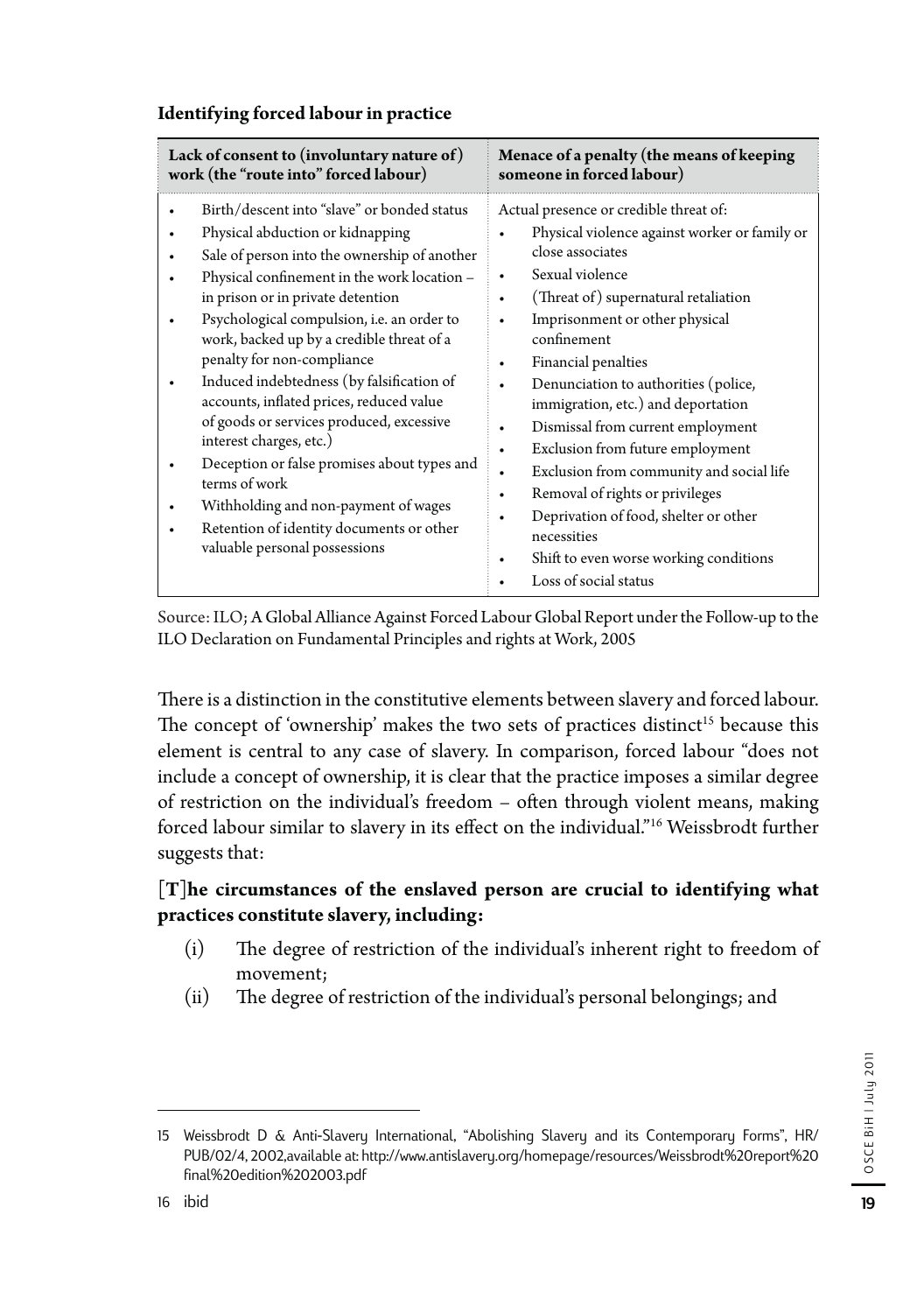**Identifying forced labour in practice**

| Lack of consent to (involuntary nature of) work (the "route into" forced labour) | Menace of a penalty (the means of keeping someone in forced labour) |
|---|---|
| • Birth/descent into "slave" or bonded status<br>• Physical abduction or kidnapping<br>• Sale of person into the ownership of another<br>• Physical confinement in the work location – in prison or in private detention<br>• Psychological compulsion, i.e. an order to work, backed up by a credible threat of a penalty for non-compliance<br>• Induced indebtedness (by falsification of accounts, inflated prices, reduced value of goods or services produced, excessive interest charges, etc.)<br>• Deception or false promises about types and terms of work<br>• Withholding and non-payment of wages<br>• Retention of identity documents or other valuable personal possessions | Actual presence or credible threat of:<br>• Physical violence against worker or family or close associates<br>• Sexual violence<br>• (Threat of) supernatural retaliation<br>• Imprisonment or other physical confinement<br>• Financial penalties<br>• Denunciation to authorities (police, immigration, etc.) and deportation<br>• Dismissal from current employment<br>• Exclusion from future employment<br>• Exclusion from community and social life<br>• Removal of rights or privileges<br>• Deprivation of food, shelter or other necessities<br>• Shift to even worse working conditions<br>• Loss of social status |

Source: ILO; A Global Alliance Against Forced Labour Global Report under the Follow-up to the ILO Declaration on Fundamental Principles and rights at Work, 2005

There is a distinction in the constitutive elements between slavery and forced labour. The concept of 'ownership' makes the two sets of practices distinct[15] because this element is central to any case of slavery. In comparison, forced labour "does not include a concept of ownership, it is clear that the practice imposes a similar degree of restriction on the individual's freedom – often through violent means, making forced labour similar to slavery in its effect on the individual."[16] Weissbrodt further suggests that:

**[T]he circumstances of the enslaved person are crucial to identifying what practices constitute slavery, including:**

(i) The degree of restriction of the individual's inherent right to freedom of movement;

(ii) The degree of restriction of the individual's personal belongings; and

15 Weissbrodt D & Anti-Slavery International, "Abolishing Slavery and its Contemporary Forms", HR/PUB/02/4, 2002,available at: http://www.antislavery.org/homepage/resources/Weissbrodt%20report%20final%20edition%202003.pdf

16 ibid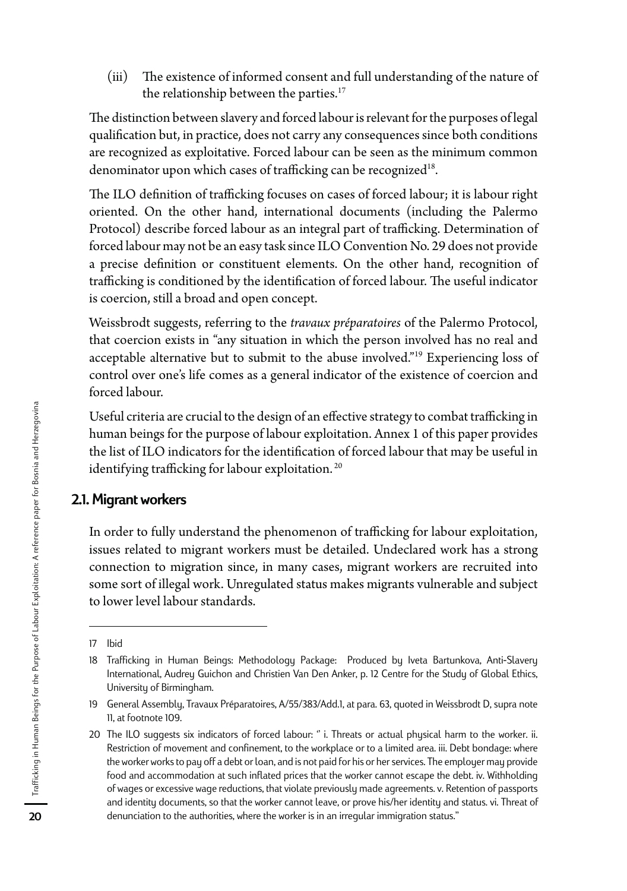(iii) The existence of informed consent and full understanding of the nature of the relationship between the parties.[17]

The distinction between slavery and forced labour is relevant for the purposes of legal qualification but, in practice, does not carry any consequences since both conditions are recognized as exploitative. Forced labour can be seen as the minimum common denominator upon which cases of trafficking can be recognized[18].

The ILO definition of trafficking focuses on cases of forced labour; it is labour right oriented. On the other hand, international documents (including the Palermo Protocol) describe forced labour as an integral part of trafficking. Determination of forced labour may not be an easy task since ILO Convention No. 29 does not provide a precise definition or constituent elements. On the other hand, recognition of trafficking is conditioned by the identification of forced labour. The useful indicator is coercion, still a broad and open concept.

Weissbrodt suggests, referring to the *travaux préparatoires* of the Palermo Protocol, that coercion exists in "any situation in which the person involved has no real and acceptable alternative but to submit to the abuse involved."[19] Experiencing loss of control over one's life comes as a general indicator of the existence of coercion and forced labour.

Useful criteria are crucial to the design of an effective strategy to combat trafficking in human beings for the purpose of labour exploitation. Annex 1 of this paper provides the list of ILO indicators for the identification of forced labour that may be useful in identifying trafficking for labour exploitation.[20]

## 2.1. Migrant workers

In order to fully understand the phenomenon of trafficking for labour exploitation, issues related to migrant workers must be detailed. Undeclared work has a strong connection to migration since, in many cases, migrant workers are recruited into some sort of illegal work. Unregulated status makes migrants vulnerable and subject to lower level labour standards.

---

17 Ibid

18 Trafficking in Human Beings: Methodology Package: Produced by Iveta Bartunkova, Anti-Slavery International, Audrey Guichon and Christien Van Den Anker, p. 12 Centre for the Study of Global Ethics, University of Birmingham.

19 General Assembly, Travaux Préparatoires, A/55/383/Add.1, at para. 63, quoted in Weissbrodt D, supra note 11, at footnote 109.

20 The ILO suggests six indicators of forced labour: " i. Threats or actual physical harm to the worker. ii. Restriction of movement and confinement, to the workplace or to a limited area. iii. Debt bondage: where the worker works to pay off a debt or loan, and is not paid for his or her services. The employer may provide food and accommodation at such inflated prices that the worker cannot escape the debt. iv. Withholding of wages or excessive wage reductions, that violate previously made agreements. v. Retention of passports and identity documents, so that the worker cannot leave, or prove his/her identity and status. vi. Threat of denunciation to the authorities, where the worker is in an irregular immigration status."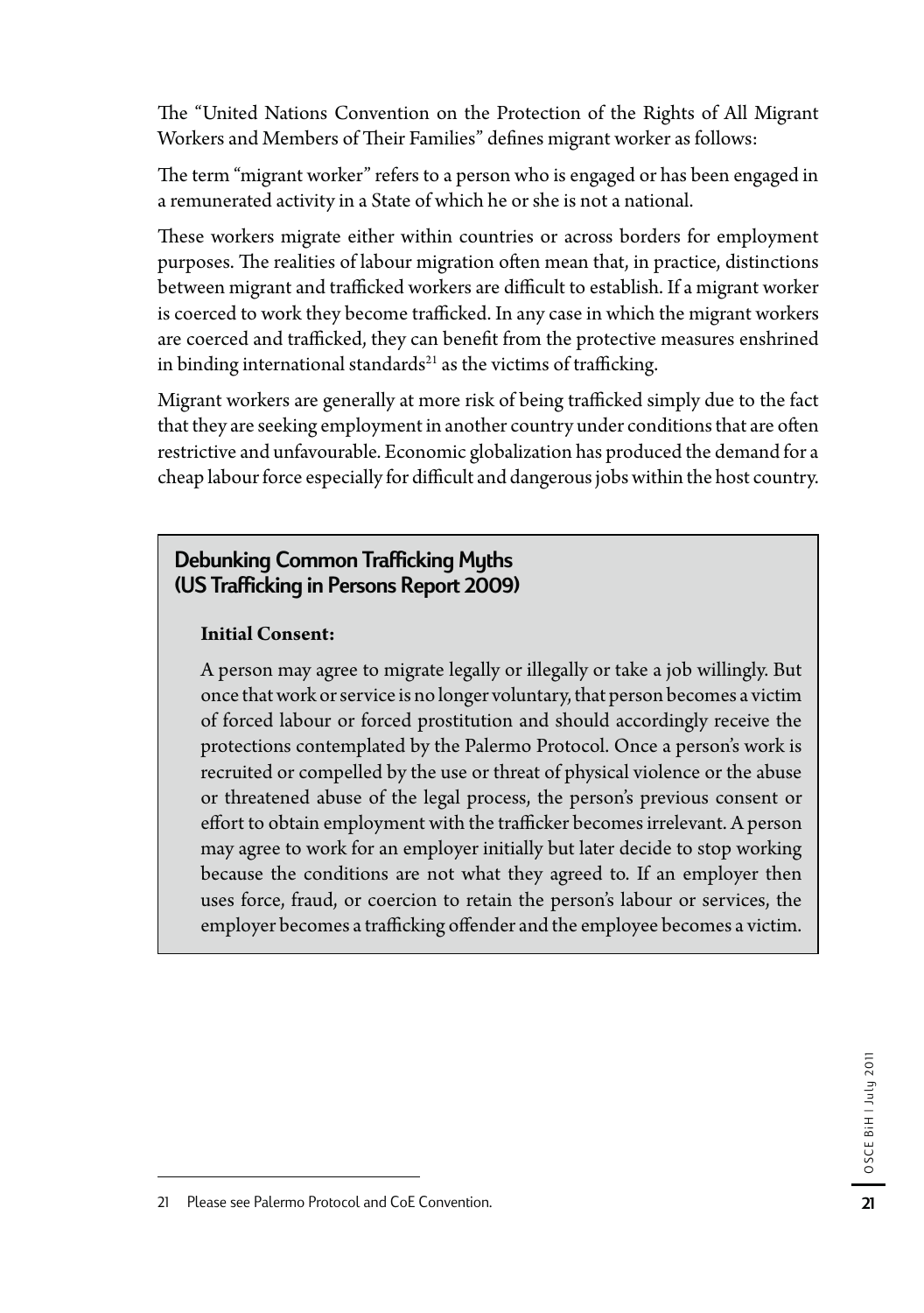The "United Nations Convention on the Protection of the Rights of All Migrant Workers and Members of Their Families" defines migrant worker as follows:

The term "migrant worker" refers to a person who is engaged or has been engaged in a remunerated activity in a State of which he or she is not a national.

These workers migrate either within countries or across borders for employment purposes. The realities of labour migration often mean that, in practice, distinctions between migrant and trafficked workers are difficult to establish. If a migrant worker is coerced to work they become trafficked. In any case in which the migrant workers are coerced and trafficked, they can benefit from the protective measures enshrined in binding international standards[21] as the victims of trafficking.

Migrant workers are generally at more risk of being trafficked simply due to the fact that they are seeking employment in another country under conditions that are often restrictive and unfavourable. Economic globalization has produced the demand for a cheap labour force especially for difficult and dangerous jobs within the host country.

### Debunking Common Trafficking Myths (US Trafficking in Persons Report 2009)

**Initial Consent:**

A person may agree to migrate legally or illegally or take a job willingly. But once that work or service is no longer voluntary, that person becomes a victim of forced labour or forced prostitution and should accordingly receive the protections contemplated by the Palermo Protocol. Once a person's work is recruited or compelled by the use or threat of physical violence or the abuse or threatened abuse of the legal process, the person's previous consent or effort to obtain employment with the trafficker becomes irrelevant. A person may agree to work for an employer initially but later decide to stop working because the conditions are not what they agreed to. If an employer then uses force, fraud, or coercion to retain the person's labour or services, the employer becomes a trafficking offender and the employee becomes a victim.

---

21 Please see Palermo Protocol and CoE Convention.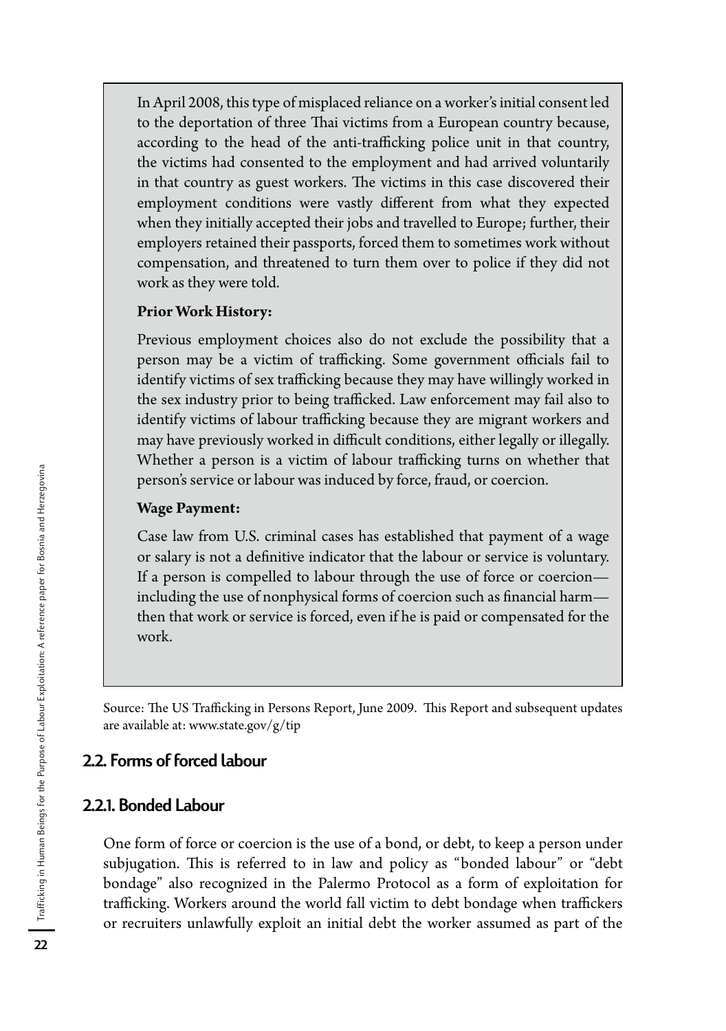In April 2008, this type of misplaced reliance on a worker's initial consent led to the deportation of three Thai victims from a European country because, according to the head of the anti-trafficking police unit in that country, the victims had consented to the employment and had arrived voluntarily in that country as guest workers. The victims in this case discovered their employment conditions were vastly different from what they expected when they initially accepted their jobs and travelled to Europe; further, their employers retained their passports, forced them to sometimes work without compensation, and threatened to turn them over to police if they did not work as they were told.

**Prior Work History:**

Previous employment choices also do not exclude the possibility that a person may be a victim of trafficking. Some government officials fail to identify victims of sex trafficking because they may have willingly worked in the sex industry prior to being trafficked. Law enforcement may fail also to identify victims of labour trafficking because they are migrant workers and may have previously worked in difficult conditions, either legally or illegally. Whether a person is a victim of labour trafficking turns on whether that person's service or labour was induced by force, fraud, or coercion.

**Wage Payment:**

Case law from U.S. criminal cases has established that payment of a wage or salary is not a definitive indicator that the labour or service is voluntary. If a person is compelled to labour through the use of force or coercion—including the use of nonphysical forms of coercion such as financial harm—then that work or service is forced, even if he is paid or compensated for the work.

Source: The US Trafficking in Persons Report, June 2009. This Report and subsequent updates are available at: www.state.gov/g/tip

## 2.2. Forms of forced labour

### 2.2.1. Bonded Labour

One form of force or coercion is the use of a bond, or debt, to keep a person under subjugation. This is referred to in law and policy as "bonded labour" or "debt bondage" also recognized in the Palermo Protocol as a form of exploitation for trafficking. Workers around the world fall victim to debt bondage when traffickers or recruiters unlawfully exploit an initial debt the worker assumed as part of the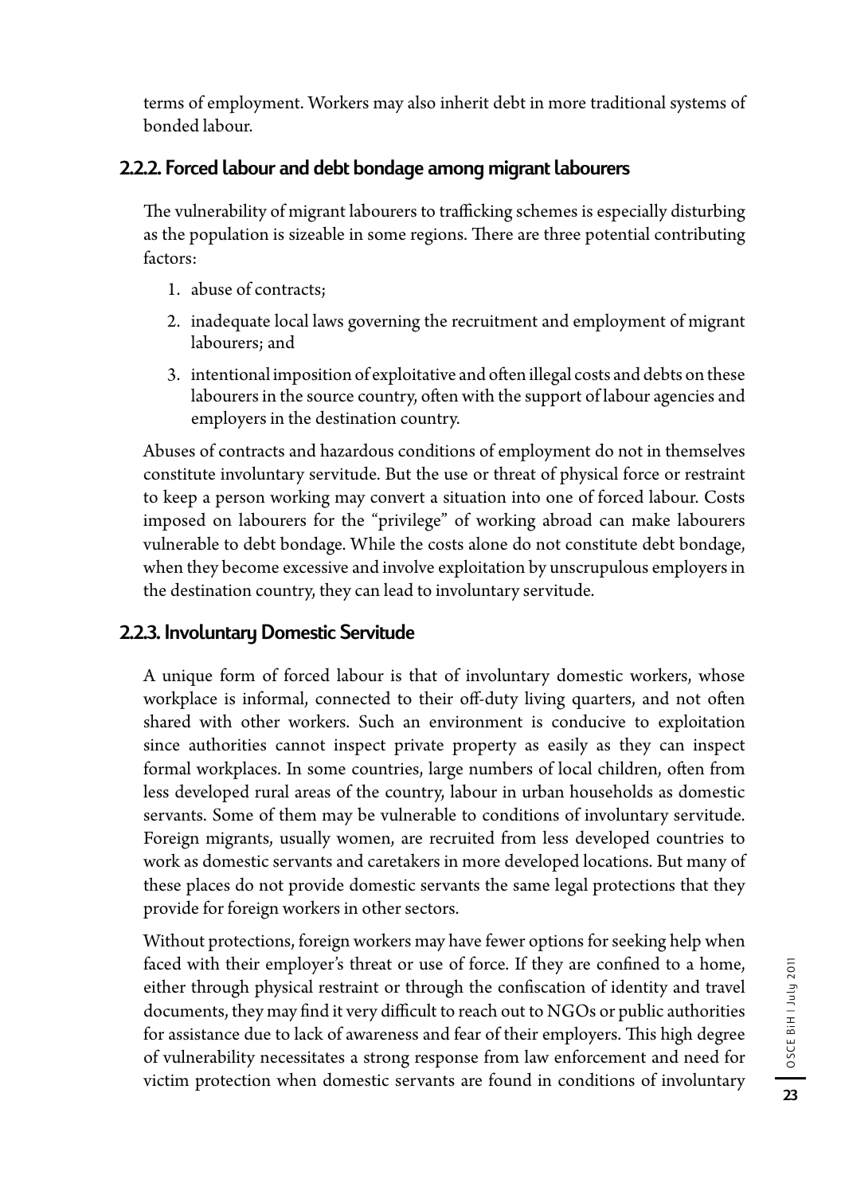terms of employment. Workers may also inherit debt in more traditional systems of bonded labour.

### 2.2.2. Forced labour and debt bondage among migrant labourers

The vulnerability of migrant labourers to trafficking schemes is especially disturbing as the population is sizeable in some regions. There are three potential contributing factors:

1. abuse of contracts;
2. inadequate local laws governing the recruitment and employment of migrant labourers; and
3. intentional imposition of exploitative and often illegal costs and debts on these labourers in the source country, often with the support of labour agencies and employers in the destination country.

Abuses of contracts and hazardous conditions of employment do not in themselves constitute involuntary servitude. But the use or threat of physical force or restraint to keep a person working may convert a situation into one of forced labour. Costs imposed on labourers for the "privilege" of working abroad can make labourers vulnerable to debt bondage. While the costs alone do not constitute debt bondage, when they become excessive and involve exploitation by unscrupulous employers in the destination country, they can lead to involuntary servitude.

### 2.2.3. Involuntary Domestic Servitude

A unique form of forced labour is that of involuntary domestic workers, whose workplace is informal, connected to their off-duty living quarters, and not often shared with other workers. Such an environment is conducive to exploitation since authorities cannot inspect private property as easily as they can inspect formal workplaces. In some countries, large numbers of local children, often from less developed rural areas of the country, labour in urban households as domestic servants. Some of them may be vulnerable to conditions of involuntary servitude. Foreign migrants, usually women, are recruited from less developed countries to work as domestic servants and caretakers in more developed locations. But many of these places do not provide domestic servants the same legal protections that they provide for foreign workers in other sectors.

Without protections, foreign workers may have fewer options for seeking help when faced with their employer's threat or use of force. If they are confined to a home, either through physical restraint or through the confiscation of identity and travel documents, they may find it very difficult to reach out to NGOs or public authorities for assistance due to lack of awareness and fear of their employers. This high degree of vulnerability necessitates a strong response from law enforcement and need for victim protection when domestic servants are found in conditions of involuntary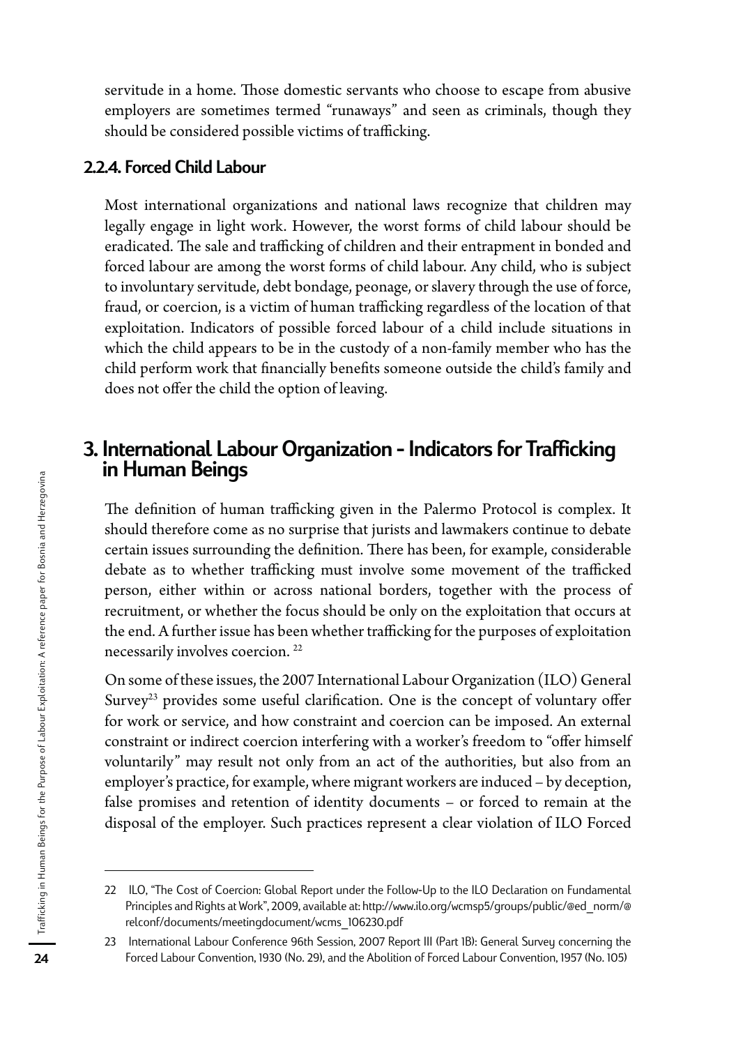servitude in a home. Those domestic servants who choose to escape from abusive employers are sometimes termed "runaways" and seen as criminals, though they should be considered possible victims of trafficking.

### 2.2.4. Forced Child Labour

Most international organizations and national laws recognize that children may legally engage in light work. However, the worst forms of child labour should be eradicated. The sale and trafficking of children and their entrapment in bonded and forced labour are among the worst forms of child labour. Any child, who is subject to involuntary servitude, debt bondage, peonage, or slavery through the use of force, fraud, or coercion, is a victim of human trafficking regardless of the location of that exploitation. Indicators of possible forced labour of a child include situations in which the child appears to be in the custody of a non-family member who has the child perform work that financially benefits someone outside the child's family and does not offer the child the option of leaving.

## 3. International Labour Organization - Indicators for Trafficking in Human Beings

The definition of human trafficking given in the Palermo Protocol is complex. It should therefore come as no surprise that jurists and lawmakers continue to debate certain issues surrounding the definition. There has been, for example, considerable debate as to whether trafficking must involve some movement of the trafficked person, either within or across national borders, together with the process of recruitment, or whether the focus should be only on the exploitation that occurs at the end. A further issue has been whether trafficking for the purposes of exploitation necessarily involves coercion. [22]

On some of these issues, the 2007 International Labour Organization (ILO) General Survey[23] provides some useful clarification. One is the concept of voluntary offer for work or service, and how constraint and coercion can be imposed. An external constraint or indirect coercion interfering with a worker's freedom to "offer himself voluntarily" may result not only from an act of the authorities, but also from an employer's practice, for example, where migrant workers are induced – by deception, false promises and retention of identity documents – or forced to remain at the disposal of the employer. Such practices represent a clear violation of ILO Forced

---

22 ILO, "The Cost of Coercion: Global Report under the Follow-Up to the ILO Declaration on Fundamental Principles and Rights at Work", 2009, available at: http://www.ilo.org/wcmsp5/groups/public/@ed_norm/@relconf/documents/meetingdocument/wcms_106230.pdf

23 International Labour Conference 96th Session, 2007 Report III (Part 1B): General Survey concerning the Forced Labour Convention, 1930 (No. 29), and the Abolition of Forced Labour Convention, 1957 (No. 105)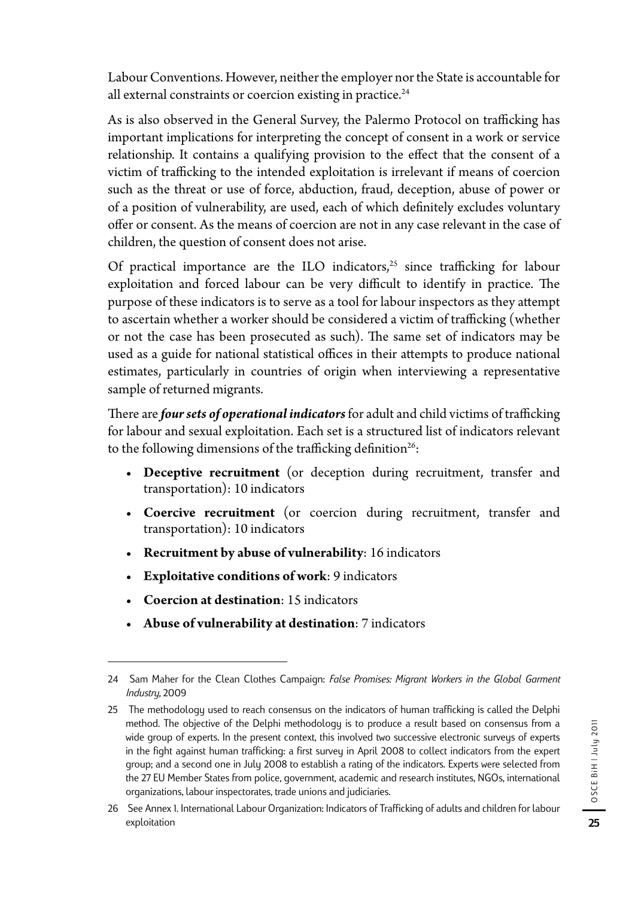Labour Conventions. However, neither the employer nor the State is accountable for all external constraints or coercion existing in practice.[24]

As is also observed in the General Survey, the Palermo Protocol on trafficking has important implications for interpreting the concept of consent in a work or service relationship. It contains a qualifying provision to the effect that the consent of a victim of trafficking to the intended exploitation is irrelevant if means of coercion such as the threat or use of force, abduction, fraud, deception, abuse of power or of a position of vulnerability, are used, each of which definitely excludes voluntary offer or consent. As the means of coercion are not in any case relevant in the case of children, the question of consent does not arise.

Of practical importance are the ILO indicators,[25] since trafficking for labour exploitation and forced labour can be very difficult to identify in practice. The purpose of these indicators is to serve as a tool for labour inspectors as they attempt to ascertain whether a worker should be considered a victim of trafficking (whether or not the case has been prosecuted as such). The same set of indicators may be used as a guide for national statistical offices in their attempts to produce national estimates, particularly in countries of origin when interviewing a representative sample of returned migrants.

There are ***four sets of operational indicators*** for adult and child victims of trafficking for labour and sexual exploitation. Each set is a structured list of indicators relevant to the following dimensions of the trafficking definition[26]:

- **Deceptive recruitment** (or deception during recruitment, transfer and transportation): 10 indicators
- **Coercive recruitment** (or coercion during recruitment, transfer and transportation): 10 indicators
- **Recruitment by abuse of vulnerability**: 16 indicators
- **Exploitative conditions of work**: 9 indicators
- **Coercion at destination**: 15 indicators
- **Abuse of vulnerability at destination**: 7 indicators

---

24 Sam Maher for the Clean Clothes Campaign: *False Promises: Migrant Workers in the Global Garment Industry*, 2009

25 The methodology used to reach consensus on the indicators of human trafficking is called the Delphi method. The objective of the Delphi methodology is to produce a result based on consensus from a wide group of experts. In the present context, this involved two successive electronic surveys of experts in the fight against human trafficking: a first survey in April 2008 to collect indicators from the expert group; and a second one in July 2008 to establish a rating of the indicators. Experts were selected from the 27 EU Member States from police, government, academic and research institutes, NGOs, international organizations, labour inspectorates, trade unions and judiciaries.

26 See Annex 1. International Labour Organization: Indicators of Trafficking of adults and children for labour exploitation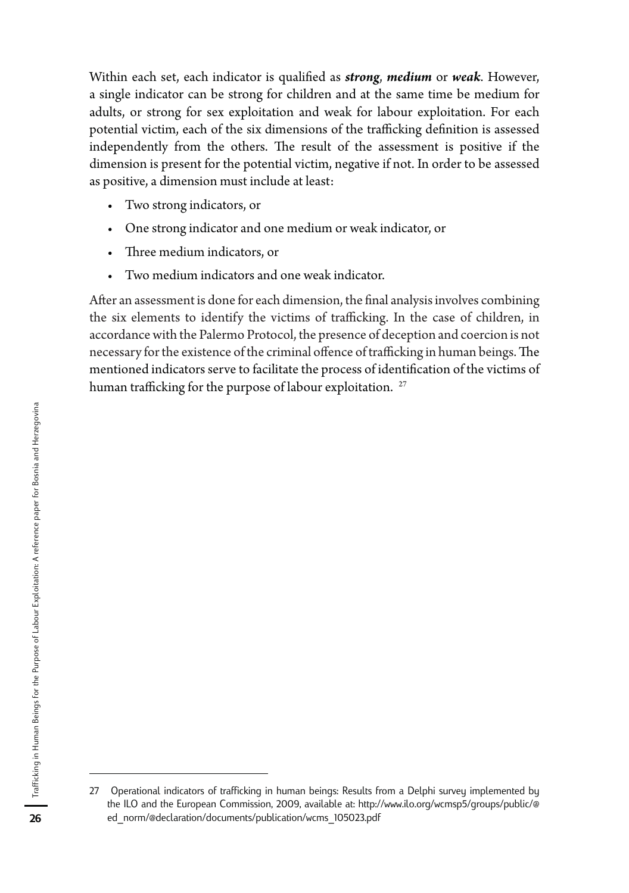Within each set, each indicator is qualified as ***strong***, ***medium*** or ***weak***. However, a single indicator can be strong for children and at the same time be medium for adults, or strong for sex exploitation and weak for labour exploitation. For each potential victim, each of the six dimensions of the trafficking definition is assessed independently from the others. The result of the assessment is positive if the dimension is present for the potential victim, negative if not. In order to be assessed as positive, a dimension must include at least:

- Two strong indicators, or
- One strong indicator and one medium or weak indicator, or
- Three medium indicators, or
- Two medium indicators and one weak indicator.

After an assessment is done for each dimension, the final analysis involves combining the six elements to identify the victims of trafficking. In the case of children, in accordance with the Palermo Protocol, the presence of deception and coercion is not necessary for the existence of the criminal offence of trafficking in human beings. The mentioned indicators serve to facilitate the process of identification of the victims of human trafficking for the purpose of labour exploitation. [27]

---

27 Operational indicators of trafficking in human beings: Results from a Delphi survey implemented by the ILO and the European Commission, 2009, available at: http://www.ilo.org/wcmsp5/groups/public/@ed_norm/@declaration/documents/publication/wcms_105023.pdf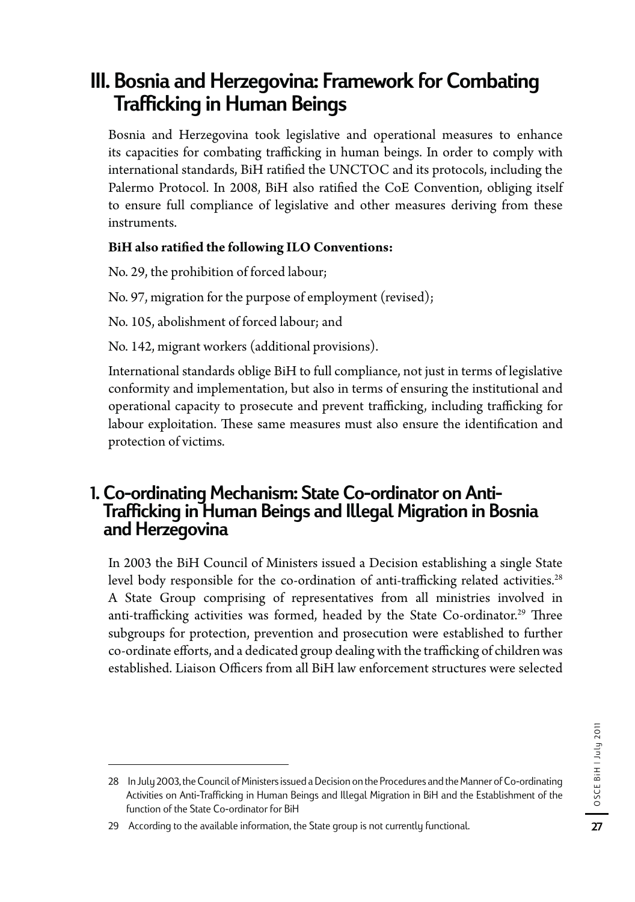# III. Bosnia and Herzegovina: Framework for Combating Trafficking in Human Beings

Bosnia and Herzegovina took legislative and operational measures to enhance its capacities for combating trafficking in human beings. In order to comply with international standards, BiH ratified the UNCTOC and its protocols, including the Palermo Protocol. In 2008, BiH also ratified the CoE Convention, obliging itself to ensure full compliance of legislative and other measures deriving from these instruments.

**BiH also ratified the following ILO Conventions:**

No. 29, the prohibition of forced labour;

No. 97, migration for the purpose of employment (revised);

No. 105, abolishment of forced labour; and

No. 142, migrant workers (additional provisions).

International standards oblige BiH to full compliance, not just in terms of legislative conformity and implementation, but also in terms of ensuring the institutional and operational capacity to prosecute and prevent trafficking, including trafficking for labour exploitation. These same measures must also ensure the identification and protection of victims.

## 1. Co-ordinating Mechanism: State Co-ordinator on Anti-Trafficking in Human Beings and Illegal Migration in Bosnia and Herzegovina

In 2003 the BiH Council of Ministers issued a Decision establishing a single State level body responsible for the co-ordination of anti-trafficking related activities.[28] A State Group comprising of representatives from all ministries involved in anti-trafficking activities was formed, headed by the State Co-ordinator.[29] Three subgroups for protection, prevention and prosecution were established to further co-ordinate efforts, and a dedicated group dealing with the trafficking of children was established. Liaison Officers from all BiH law enforcement structures were selected

---

28 In July 2003, the Council of Ministers issued a Decision on the Procedures and the Manner of Co-ordinating Activities on Anti-Trafficking in Human Beings and Illegal Migration in BiH and the Establishment of the function of the State Co-ordinator for BiH

29 According to the available information, the State group is not currently functional.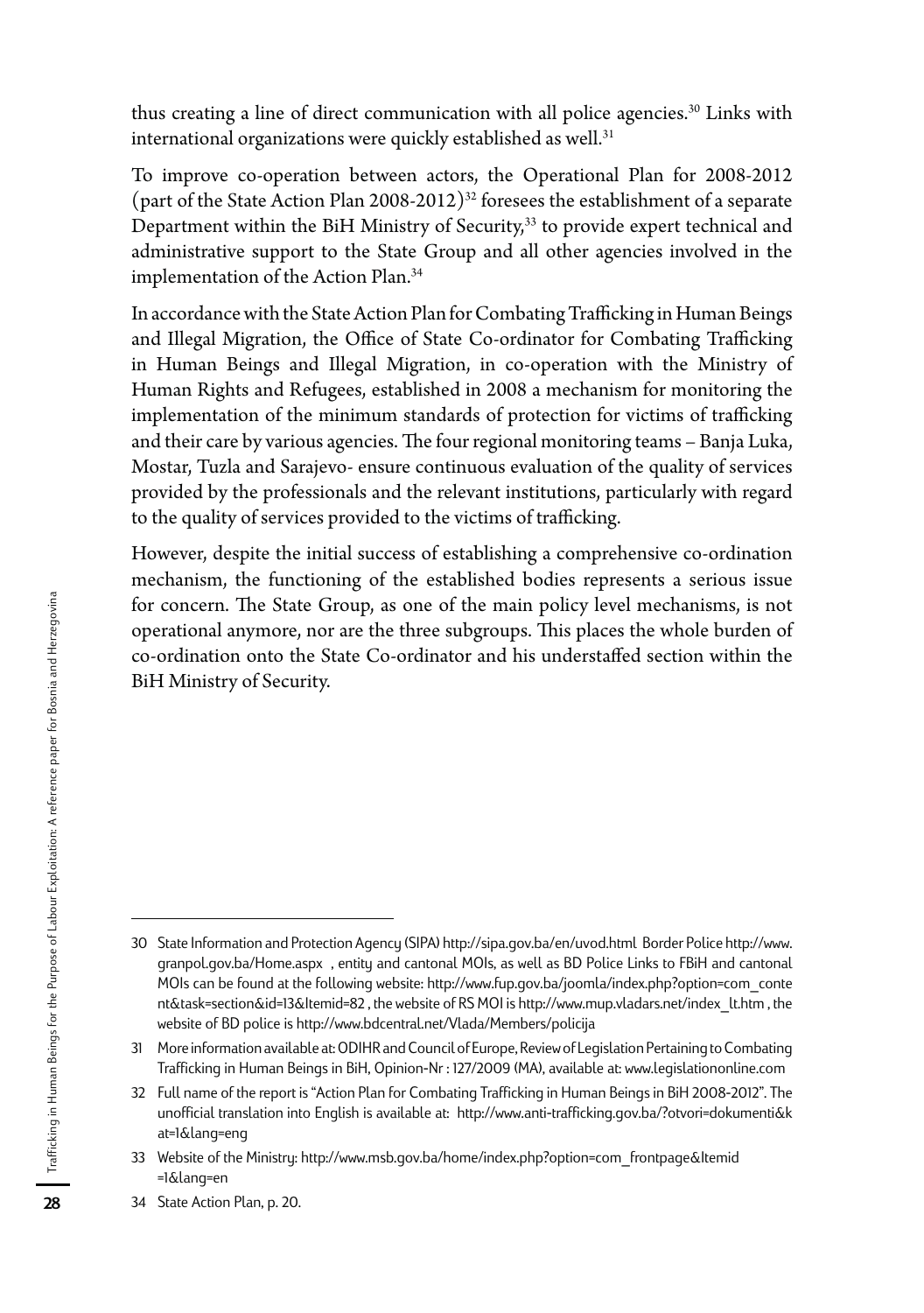thus creating a line of direct communication with all police agencies.[30] Links with international organizations were quickly established as well.[31]

To improve co-operation between actors, the Operational Plan for 2008-2012 (part of the State Action Plan 2008-2012)[32] foresees the establishment of a separate Department within the BiH Ministry of Security,[33] to provide expert technical and administrative support to the State Group and all other agencies involved in the implementation of the Action Plan.[34]

In accordance with the State Action Plan for Combating Trafficking in Human Beings and Illegal Migration, the Office of State Co-ordinator for Combating Trafficking in Human Beings and Illegal Migration, in co-operation with the Ministry of Human Rights and Refugees, established in 2008 a mechanism for monitoring the implementation of the minimum standards of protection for victims of trafficking and their care by various agencies. The four regional monitoring teams – Banja Luka, Mostar, Tuzla and Sarajevo- ensure continuous evaluation of the quality of services provided by the professionals and the relevant institutions, particularly with regard to the quality of services provided to the victims of trafficking.

However, despite the initial success of establishing a comprehensive co-ordination mechanism, the functioning of the established bodies represents a serious issue for concern. The State Group, as one of the main policy level mechanisms, is not operational anymore, nor are the three subgroups. This places the whole burden of co-ordination onto the State Co-ordinator and his understaffed section within the BiH Ministry of Security.

---

30 State Information and Protection Agency (SIPA) http://sipa.gov.ba/en/uvod.html Border Police http://www.granpol.gov.ba/Home.aspx , entity and cantonal MOIs, as well as BD Police Links to FBiH and cantonal MOIs can be found at the following website: http://www.fup.gov.ba/joomla/index.php?option=com_content&task=section&id=13&Itemid=82 , the website of RS MOI is http://www.mup.vladars.net/index_lt.htm , the website of BD police is http://www.bdcentral.net/Vlada/Members/policija

31 More information available at: ODIHR and Council of Europe, Review of Legislation Pertaining to Combating Trafficking in Human Beings in BiH, Opinion-Nr : 127/2009 (MA), available at: www.legislationonline.com

32 Full name of the report is "Action Plan for Combating Trafficking in Human Beings in BiH 2008-2012". The unofficial translation into English is available at: http://www.anti-trafficking.gov.ba/?otvori=dokumenti&kat=1&lang=eng

33 Website of the Ministry: http://www.msb.gov.ba/home/index.php?option=com_frontpage&Itemid=1&lang=en

34 State Action Plan, p. 20.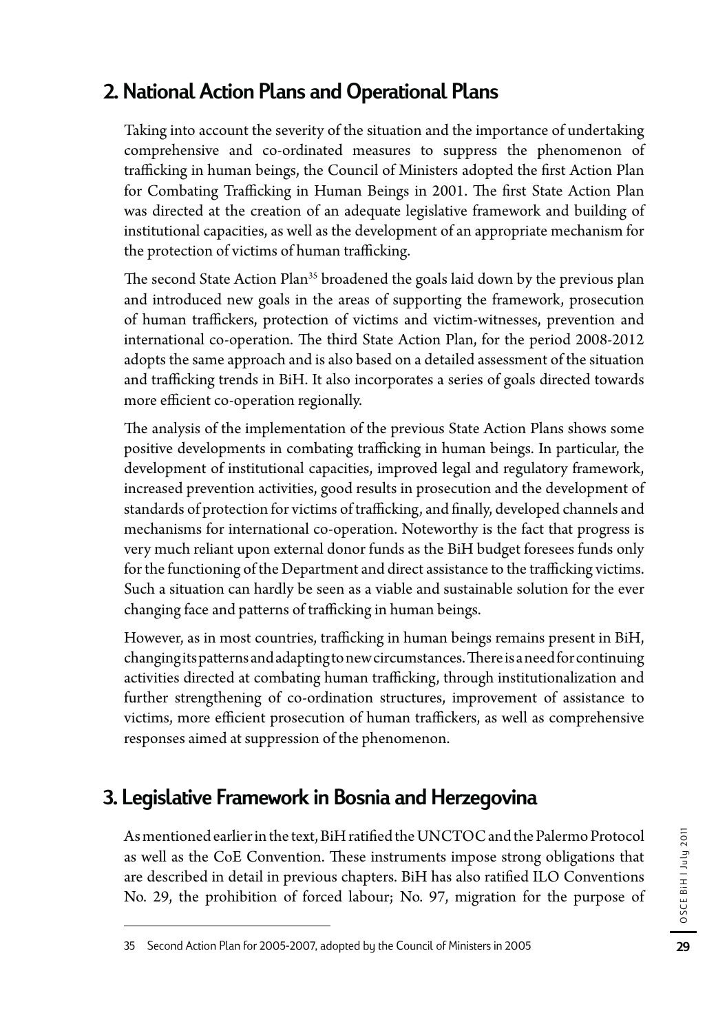## 2. National Action Plans and Operational Plans

Taking into account the severity of the situation and the importance of undertaking comprehensive and co-ordinated measures to suppress the phenomenon of trafficking in human beings, the Council of Ministers adopted the first Action Plan for Combating Trafficking in Human Beings in 2001. The first State Action Plan was directed at the creation of an adequate legislative framework and building of institutional capacities, as well as the development of an appropriate mechanism for the protection of victims of human trafficking.

The second State Action Plan[35] broadened the goals laid down by the previous plan and introduced new goals in the areas of supporting the framework, prosecution of human traffickers, protection of victims and victim-witnesses, prevention and international co-operation. The third State Action Plan, for the period 2008-2012 adopts the same approach and is also based on a detailed assessment of the situation and trafficking trends in BiH. It also incorporates a series of goals directed towards more efficient co-operation regionally.

The analysis of the implementation of the previous State Action Plans shows some positive developments in combating trafficking in human beings. In particular, the development of institutional capacities, improved legal and regulatory framework, increased prevention activities, good results in prosecution and the development of standards of protection for victims of trafficking, and finally, developed channels and mechanisms for international co-operation. Noteworthy is the fact that progress is very much reliant upon external donor funds as the BiH budget foresees funds only for the functioning of the Department and direct assistance to the trafficking victims. Such a situation can hardly be seen as a viable and sustainable solution for the ever changing face and patterns of trafficking in human beings.

However, as in most countries, trafficking in human beings remains present in BiH, changing its patterns and adapting to new circumstances. There is a need for continuing activities directed at combating human trafficking, through institutionalization and further strengthening of co-ordination structures, improvement of assistance to victims, more efficient prosecution of human traffickers, as well as comprehensive responses aimed at suppression of the phenomenon.

## 3. Legislative Framework in Bosnia and Herzegovina

As mentioned earlier in the text, BiH ratified the UNCTOC and the Palermo Protocol as well as the CoE Convention. These instruments impose strong obligations that are described in detail in previous chapters. BiH has also ratified ILO Conventions No. 29, the prohibition of forced labour; No. 97, migration for the purpose of

---

35 Second Action Plan for 2005-2007, adopted by the Council of Ministers in 2005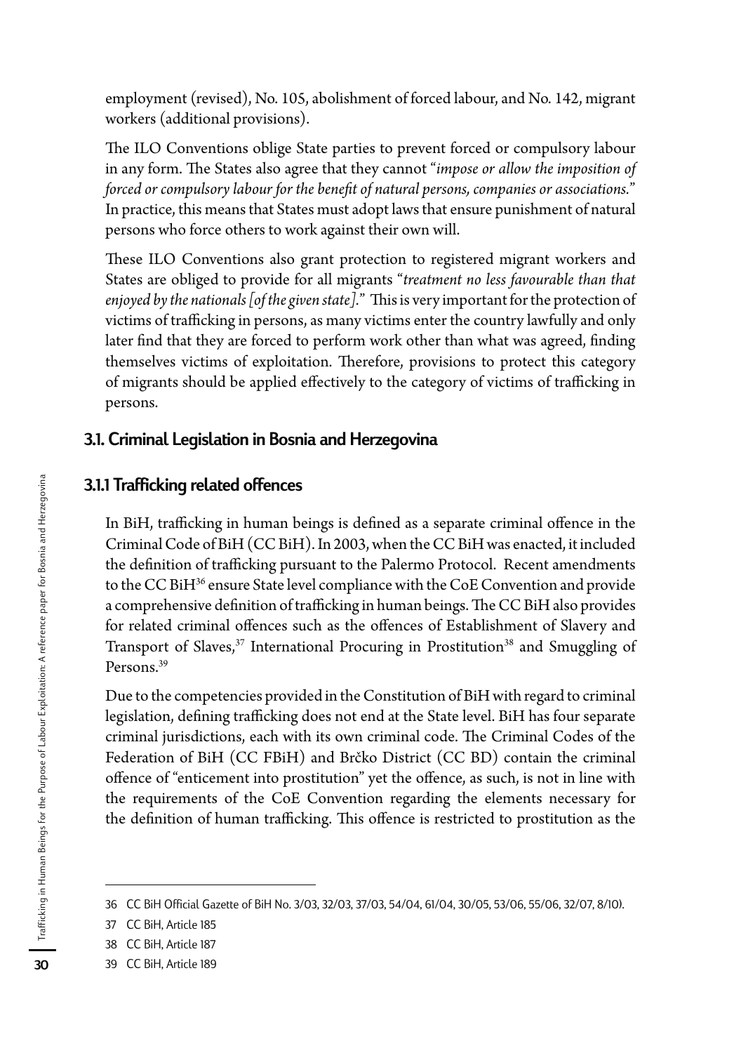employment (revised), No. 105, abolishment of forced labour, and No. 142, migrant workers (additional provisions).

The ILO Conventions oblige State parties to prevent forced or compulsory labour in any form. The States also agree that they cannot "*impose or allow the imposition of forced or compulsory labour for the benefit of natural persons, companies or associations.*" In practice, this means that States must adopt laws that ensure punishment of natural persons who force others to work against their own will.

These ILO Conventions also grant protection to registered migrant workers and States are obliged to provide for all migrants "*treatment no less favourable than that enjoyed by the nationals [of the given state].*" This is very important for the protection of victims of trafficking in persons, as many victims enter the country lawfully and only later find that they are forced to perform work other than what was agreed, finding themselves victims of exploitation. Therefore, provisions to protect this category of migrants should be applied effectively to the category of victims of trafficking in persons.

## 3.1. Criminal Legislation in Bosnia and Herzegovina

### 3.1.1 Trafficking related offences

In BiH, trafficking in human beings is defined as a separate criminal offence in the Criminal Code of BiH (CC BiH). In 2003, when the CC BiH was enacted, it included the definition of trafficking pursuant to the Palermo Protocol. Recent amendments to the CC BiH[36] ensure State level compliance with the CoE Convention and provide a comprehensive definition of trafficking in human beings. The CC BiH also provides for related criminal offences such as the offences of Establishment of Slavery and Transport of Slaves,[37] International Procuring in Prostitution[38] and Smuggling of Persons.[39]

Due to the competencies provided in the Constitution of BiH with regard to criminal legislation, defining trafficking does not end at the State level. BiH has four separate criminal jurisdictions, each with its own criminal code. The Criminal Codes of the Federation of BiH (CC FBiH) and Brčko District (CC BD) contain the criminal offence of "enticement into prostitution" yet the offence, as such, is not in line with the requirements of the CoE Convention regarding the elements necessary for the definition of human trafficking. This offence is restricted to prostitution as the

---

36 CC BiH Official Gazette of BiH No. 3/03, 32/03, 37/03, 54/04, 61/04, 30/05, 53/06, 55/06, 32/07, 8/10).

37 CC BiH, Article 185

38 CC BiH, Article 187

39 CC BiH, Article 189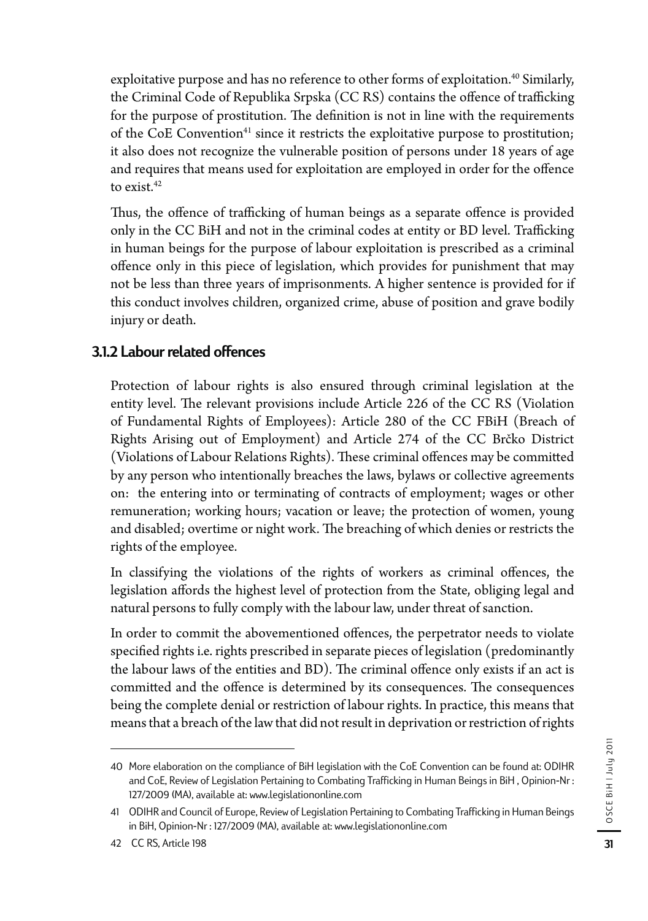exploitative purpose and has no reference to other forms of exploitation.[40] Similarly, the Criminal Code of Republika Srpska (CC RS) contains the offence of trafficking for the purpose of prostitution. The definition is not in line with the requirements of the CoE Convention[41] since it restricts the exploitative purpose to prostitution; it also does not recognize the vulnerable position of persons under 18 years of age and requires that means used for exploitation are employed in order for the offence to exist.[42]

Thus, the offence of trafficking of human beings as a separate offence is provided only in the CC BiH and not in the criminal codes at entity or BD level. Trafficking in human beings for the purpose of labour exploitation is prescribed as a criminal offence only in this piece of legislation, which provides for punishment that may not be less than three years of imprisonments. A higher sentence is provided for if this conduct involves children, organized crime, abuse of position and grave bodily injury or death.

### 3.1.2 Labour related offences

Protection of labour rights is also ensured through criminal legislation at the entity level. The relevant provisions include Article 226 of the CC RS (Violation of Fundamental Rights of Employees): Article 280 of the CC FBiH (Breach of Rights Arising out of Employment) and Article 274 of the CC Brčko District (Violations of Labour Relations Rights). These criminal offences may be committed by any person who intentionally breaches the laws, bylaws or collective agreements on: the entering into or terminating of contracts of employment; wages or other remuneration; working hours; vacation or leave; the protection of women, young and disabled; overtime or night work. The breaching of which denies or restricts the rights of the employee.

In classifying the violations of the rights of workers as criminal offences, the legislation affords the highest level of protection from the State, obliging legal and natural persons to fully comply with the labour law, under threat of sanction.

In order to commit the abovementioned offences, the perpetrator needs to violate specified rights i.e. rights prescribed in separate pieces of legislation (predominantly the labour laws of the entities and BD). The criminal offence only exists if an act is committed and the offence is determined by its consequences. The consequences being the complete denial or restriction of labour rights. In practice, this means that means that a breach of the law that did not result in deprivation or restriction of rights

---

40 More elaboration on the compliance of BiH legislation with the CoE Convention can be found at: ODIHR and CoE, Review of Legislation Pertaining to Combating Trafficking in Human Beings in BiH , Opinion-Nr : 127/2009 (MA), available at: www.legislationonline.com

41 ODIHR and Council of Europe, Review of Legislation Pertaining to Combating Trafficking in Human Beings in BiH, Opinion-Nr : 127/2009 (MA), available at: www.legislationonline.com

42 CC RS, Article 198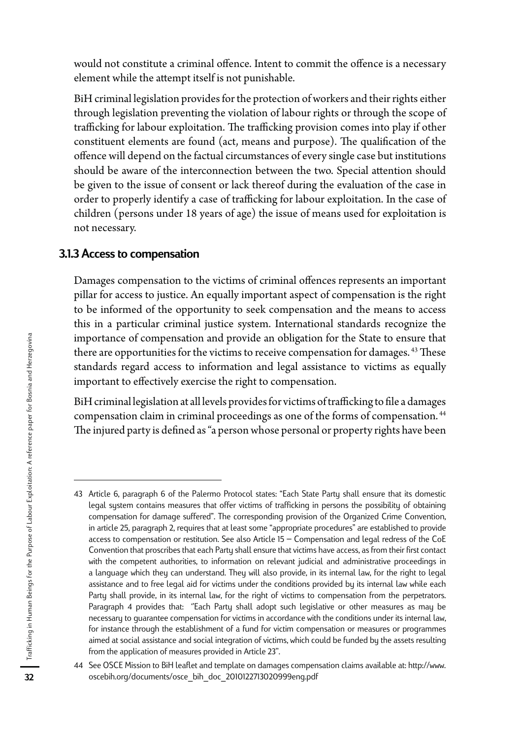would not constitute a criminal offence. Intent to commit the offence is a necessary element while the attempt itself is not punishable.

BiH criminal legislation provides for the protection of workers and their rights either through legislation preventing the violation of labour rights or through the scope of trafficking for labour exploitation. The trafficking provision comes into play if other constituent elements are found (act, means and purpose). The qualification of the offence will depend on the factual circumstances of every single case but institutions should be aware of the interconnection between the two. Special attention should be given to the issue of consent or lack thereof during the evaluation of the case in order to properly identify a case of trafficking for labour exploitation. In the case of children (persons under 18 years of age) the issue of means used for exploitation is not necessary.

### 3.1.3 Access to compensation

Damages compensation to the victims of criminal offences represents an important pillar for access to justice. An equally important aspect of compensation is the right to be informed of the opportunity to seek compensation and the means to access this in a particular criminal justice system. International standards recognize the importance of compensation and provide an obligation for the State to ensure that there are opportunities for the victims to receive compensation for damages.[43] These standards regard access to information and legal assistance to victims as equally important to effectively exercise the right to compensation.

BiH criminal legislation at all levels provides for victims of trafficking to file a damages compensation claim in criminal proceedings as one of the forms of compensation.[44] The injured party is defined as "a person whose personal or property rights have been

---

43 Article 6, paragraph 6 of the Palermo Protocol states: "Each State Party shall ensure that its domestic legal system contains measures that offer victims of trafficking in persons the possibility of obtaining compensation for damage suffered". The corresponding provision of the Organized Crime Convention, in article 25, paragraph 2, requires that at least some "appropriate procedures" are established to provide access to compensation or restitution. See also Article 15 – Compensation and legal redress of the CoE Convention that proscribes that each Party shall ensure that victims have access, as from their first contact with the competent authorities, to information on relevant judicial and administrative proceedings in a language which they can understand. They will also provide, in its internal law, for the right to legal assistance and to free legal aid for victims under the conditions provided by its internal law while each Party shall provide, in its internal law, for the right of victims to compensation from the perpetrators. Paragraph 4 provides that: "Each Party shall adopt such legislative or other measures as may be necessary to guarantee compensation for victims in accordance with the conditions under its internal law, for instance through the establishment of a fund for victim compensation or measures or programmes aimed at social assistance and social integration of victims, which could be funded by the assets resulting from the application of measures provided in Article 23".

44 See OSCE Mission to BiH leaflet and template on damages compensation claims available at: http://www.oscebih.org/documents/osce_bih_doc_2010122713020999eng.pdf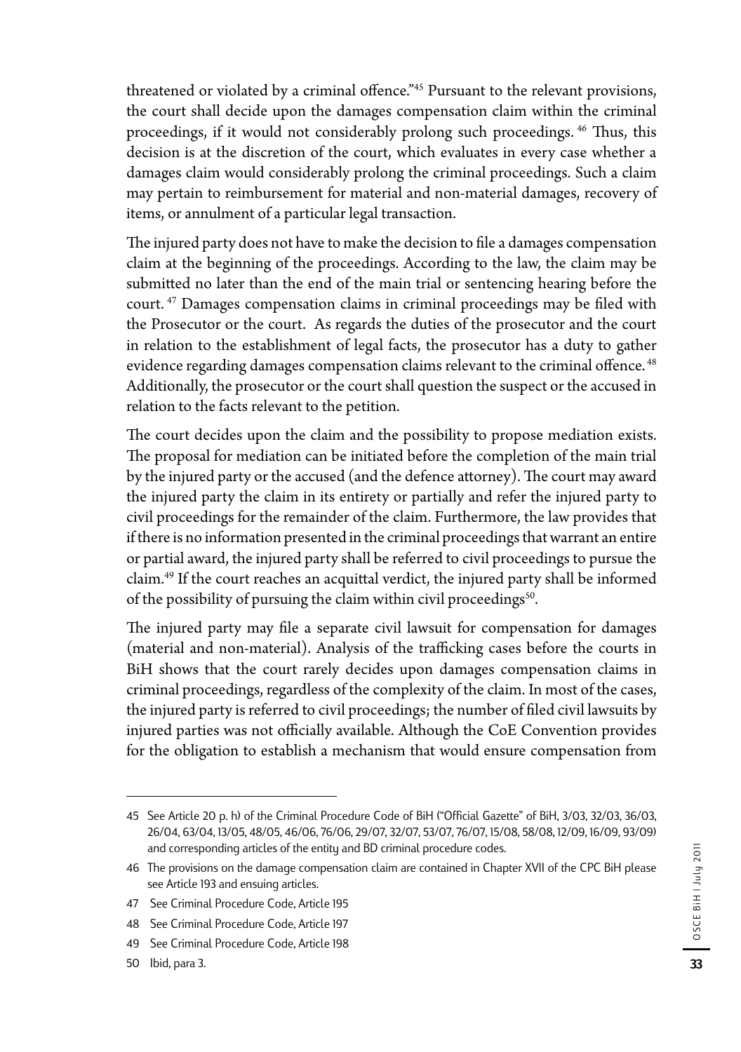threatened or violated by a criminal offence."[45] Pursuant to the relevant provisions, the court shall decide upon the damages compensation claim within the criminal proceedings, if it would not considerably prolong such proceedings.[46] Thus, this decision is at the discretion of the court, which evaluates in every case whether a damages claim would considerably prolong the criminal proceedings. Such a claim may pertain to reimbursement for material and non-material damages, recovery of items, or annulment of a particular legal transaction.

The injured party does not have to make the decision to file a damages compensation claim at the beginning of the proceedings. According to the law, the claim may be submitted no later than the end of the main trial or sentencing hearing before the court.[47] Damages compensation claims in criminal proceedings may be filed with the Prosecutor or the court. As regards the duties of the prosecutor and the court in relation to the establishment of legal facts, the prosecutor has a duty to gather evidence regarding damages compensation claims relevant to the criminal offence.[48] Additionally, the prosecutor or the court shall question the suspect or the accused in relation to the facts relevant to the petition.

The court decides upon the claim and the possibility to propose mediation exists. The proposal for mediation can be initiated before the completion of the main trial by the injured party or the accused (and the defence attorney). The court may award the injured party the claim in its entirety or partially and refer the injured party to civil proceedings for the remainder of the claim. Furthermore, the law provides that if there is no information presented in the criminal proceedings that warrant an entire or partial award, the injured party shall be referred to civil proceedings to pursue the claim.[49] If the court reaches an acquittal verdict, the injured party shall be informed of the possibility of pursuing the claim within civil proceedings[50].

The injured party may file a separate civil lawsuit for compensation for damages (material and non-material). Analysis of the trafficking cases before the courts in BiH shows that the court rarely decides upon damages compensation claims in criminal proceedings, regardless of the complexity of the claim. In most of the cases, the injured party is referred to civil proceedings; the number of filed civil lawsuits by injured parties was not officially available. Although the CoE Convention provides for the obligation to establish a mechanism that would ensure compensation from

---

45 See Article 20 p. h) of the Criminal Procedure Code of BiH ("Official Gazette" of BiH, 3/03, 32/03, 36/03, 26/04, 63/04, 13/05, 48/05, 46/06, 76/06, 29/07, 32/07, 53/07, 76/07, 15/08, 58/08, 12/09, 16/09, 93/09) and corresponding articles of the entity and BD criminal procedure codes.

46 The provisions on the damage compensation claim are contained in Chapter XVII of the CPC BiH please see Article 193 and ensuing articles.

47 See Criminal Procedure Code, Article 195

48 See Criminal Procedure Code, Article 197

49 See Criminal Procedure Code, Article 198

50 Ibid, para 3.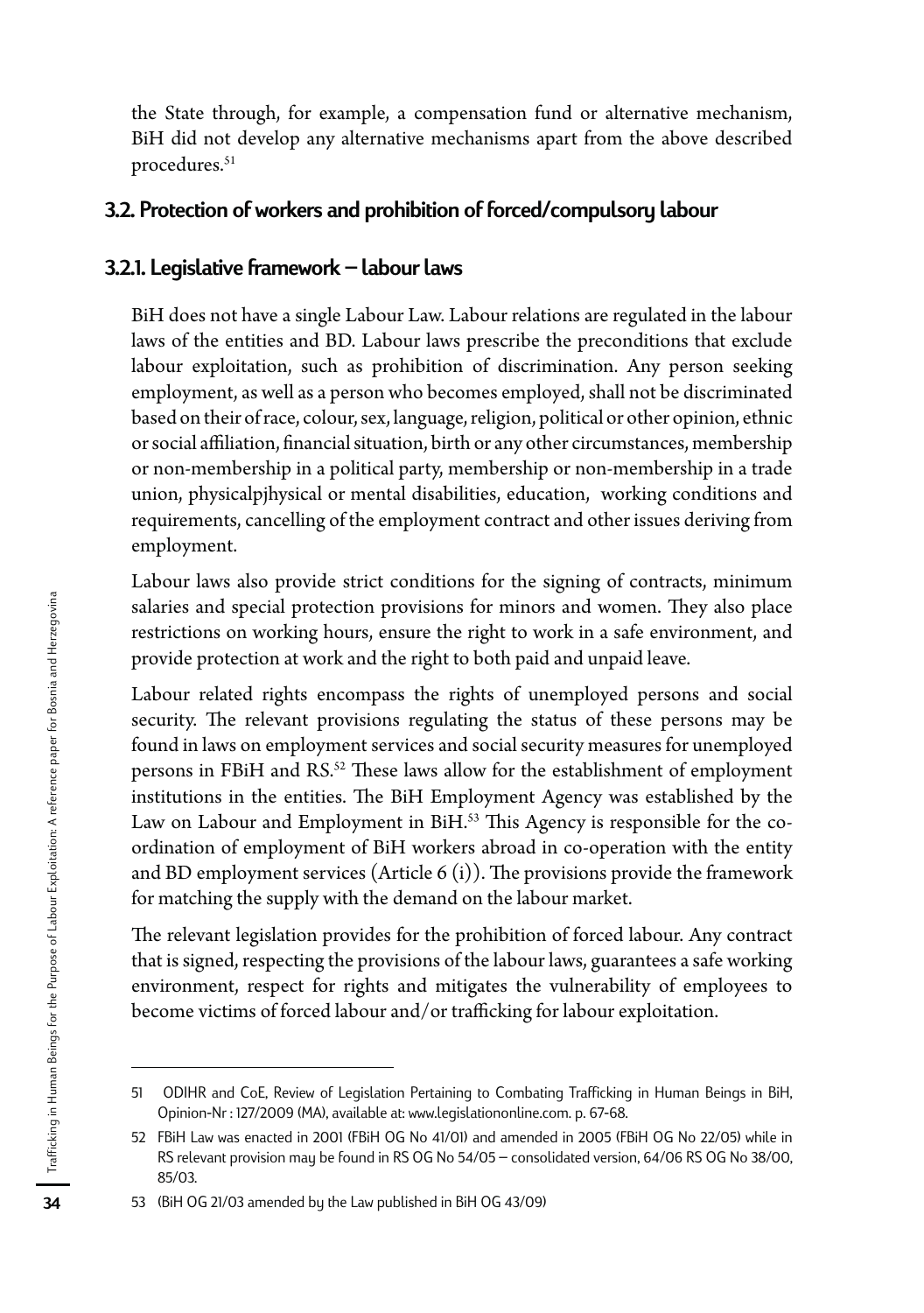the State through, for example, a compensation fund or alternative mechanism, BiH did not develop any alternative mechanisms apart from the above described procedures.[51]

## 3.2. Protection of workers and prohibition of forced/compulsory labour

### 3.2.1. Legislative framework – labour laws

BiH does not have a single Labour Law. Labour relations are regulated in the labour laws of the entities and BD. Labour laws prescribe the preconditions that exclude labour exploitation, such as prohibition of discrimination. Any person seeking employment, as well as a person who becomes employed, shall not be discriminated based on their of race, colour, sex, language, religion, political or other opinion, ethnic or social affiliation, financial situation, birth or any other circumstances, membership or non-membership in a political party, membership or non-membership in a trade union, physicalpjhysical or mental disabilities, education, working conditions and requirements, cancelling of the employment contract and other issues deriving from employment.

Labour laws also provide strict conditions for the signing of contracts, minimum salaries and special protection provisions for minors and women. They also place restrictions on working hours, ensure the right to work in a safe environment, and provide protection at work and the right to both paid and unpaid leave.

Labour related rights encompass the rights of unemployed persons and social security. The relevant provisions regulating the status of these persons may be found in laws on employment services and social security measures for unemployed persons in FBiH and RS.[52] These laws allow for the establishment of employment institutions in the entities. The BiH Employment Agency was established by the Law on Labour and Employment in BiH.[53] This Agency is responsible for the co-ordination of employment of BiH workers abroad in co-operation with the entity and BD employment services (Article 6 (i)). The provisions provide the framework for matching the supply with the demand on the labour market.

The relevant legislation provides for the prohibition of forced labour. Any contract that is signed, respecting the provisions of the labour laws, guarantees a safe working environment, respect for rights and mitigates the vulnerability of employees to become victims of forced labour and/or trafficking for labour exploitation.

---

51 ODIHR and CoE, Review of Legislation Pertaining to Combating Trafficking in Human Beings in BiH, Opinion-Nr : 127/2009 (MA), available at: www.legislationonline.com. p. 67-68.

52 FBiH Law was enacted in 2001 (FBiH OG No 41/01) and amended in 2005 (FBiH OG No 22/05) while in RS relevant provision may be found in RS OG No 54/05 – consolidated version, 64/06 RS OG No 38/00, 85/03.

53 (BiH OG 21/03 amended by the Law published in BiH OG 43/09)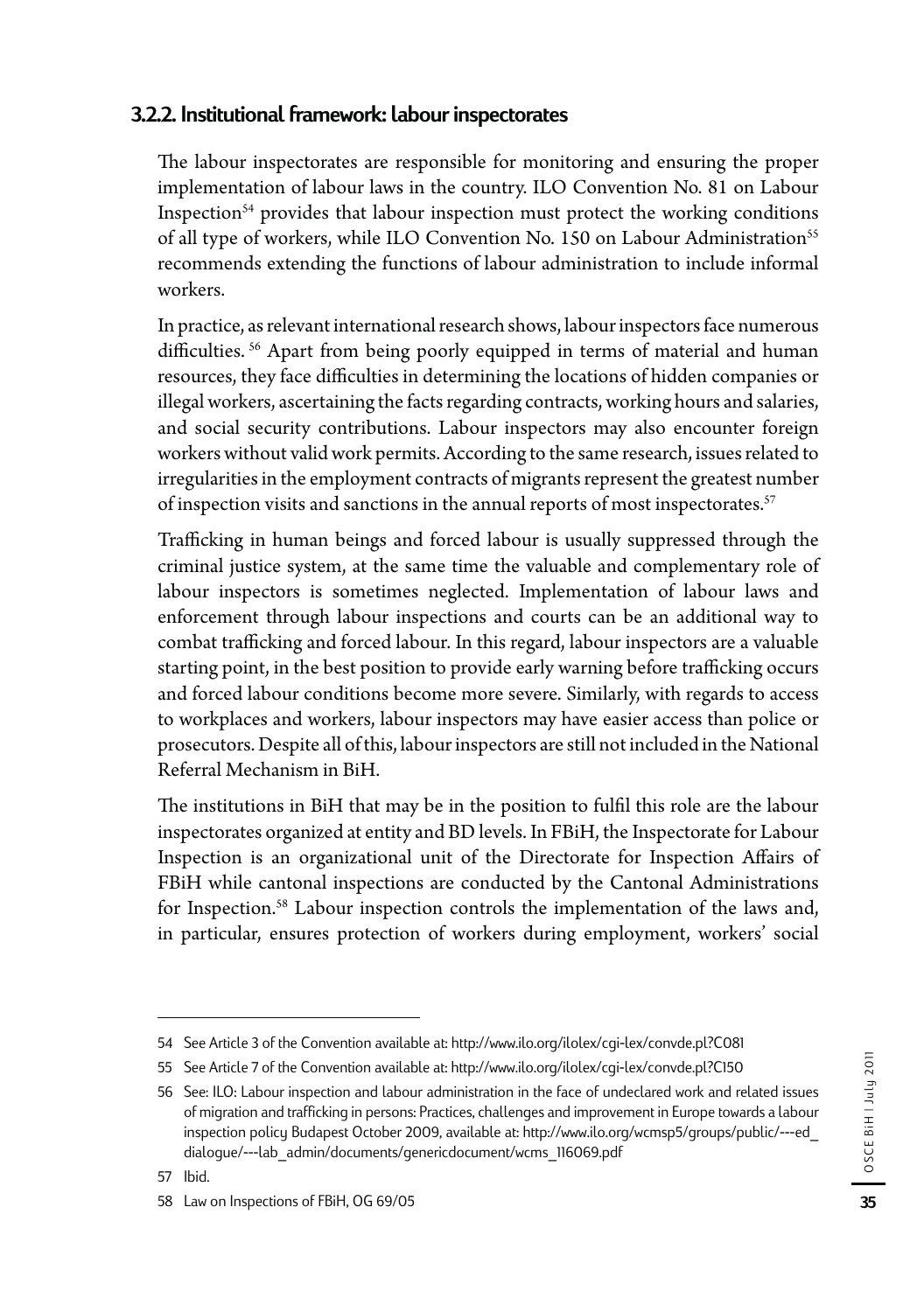### 3.2.2. Institutional framework: labour inspectorates

The labour inspectorates are responsible for monitoring and ensuring the proper implementation of labour laws in the country. ILO Convention No. 81 on Labour Inspection[54] provides that labour inspection must protect the working conditions of all type of workers, while ILO Convention No. 150 on Labour Administration[55] recommends extending the functions of labour administration to include informal workers.

In practice, as relevant international research shows, labour inspectors face numerous difficulties. [56] Apart from being poorly equipped in terms of material and human resources, they face difficulties in determining the locations of hidden companies or illegal workers, ascertaining the facts regarding contracts, working hours and salaries, and social security contributions. Labour inspectors may also encounter foreign workers without valid work permits. According to the same research, issues related to irregularities in the employment contracts of migrants represent the greatest number of inspection visits and sanctions in the annual reports of most inspectorates.[57]

Trafficking in human beings and forced labour is usually suppressed through the criminal justice system, at the same time the valuable and complementary role of labour inspectors is sometimes neglected. Implementation of labour laws and enforcement through labour inspections and courts can be an additional way to combat trafficking and forced labour. In this regard, labour inspectors are a valuable starting point, in the best position to provide early warning before trafficking occurs and forced labour conditions become more severe. Similarly, with regards to access to workplaces and workers, labour inspectors may have easier access than police or prosecutors. Despite all of this, labour inspectors are still not included in the National Referral Mechanism in BiH.

The institutions in BiH that may be in the position to fulfil this role are the labour inspectorates organized at entity and BD levels. In FBiH, the Inspectorate for Labour Inspection is an organizational unit of the Directorate for Inspection Affairs of FBiH while cantonal inspections are conducted by the Cantonal Administrations for Inspection.[58] Labour inspection controls the implementation of the laws and, in particular, ensures protection of workers during employment, workers' social

---

54 See Article 3 of the Convention available at: http://www.ilo.org/ilolex/cgi-lex/convde.pl?C081

55 See Article 7 of the Convention available at: http://www.ilo.org/ilolex/cgi-lex/convde.pl?C150

56 See: ILO: Labour inspection and labour administration in the face of undeclared work and related issues of migration and trafficking in persons: Practices, challenges and improvement in Europe towards a labour inspection policy Budapest October 2009, available at: http://www.ilo.org/wcmsp5/groups/public/---ed_dialogue/---lab_admin/documents/genericdocument/wcms_116069.pdf

57 Ibid.

58 Law on Inspections of FBiH, OG 69/05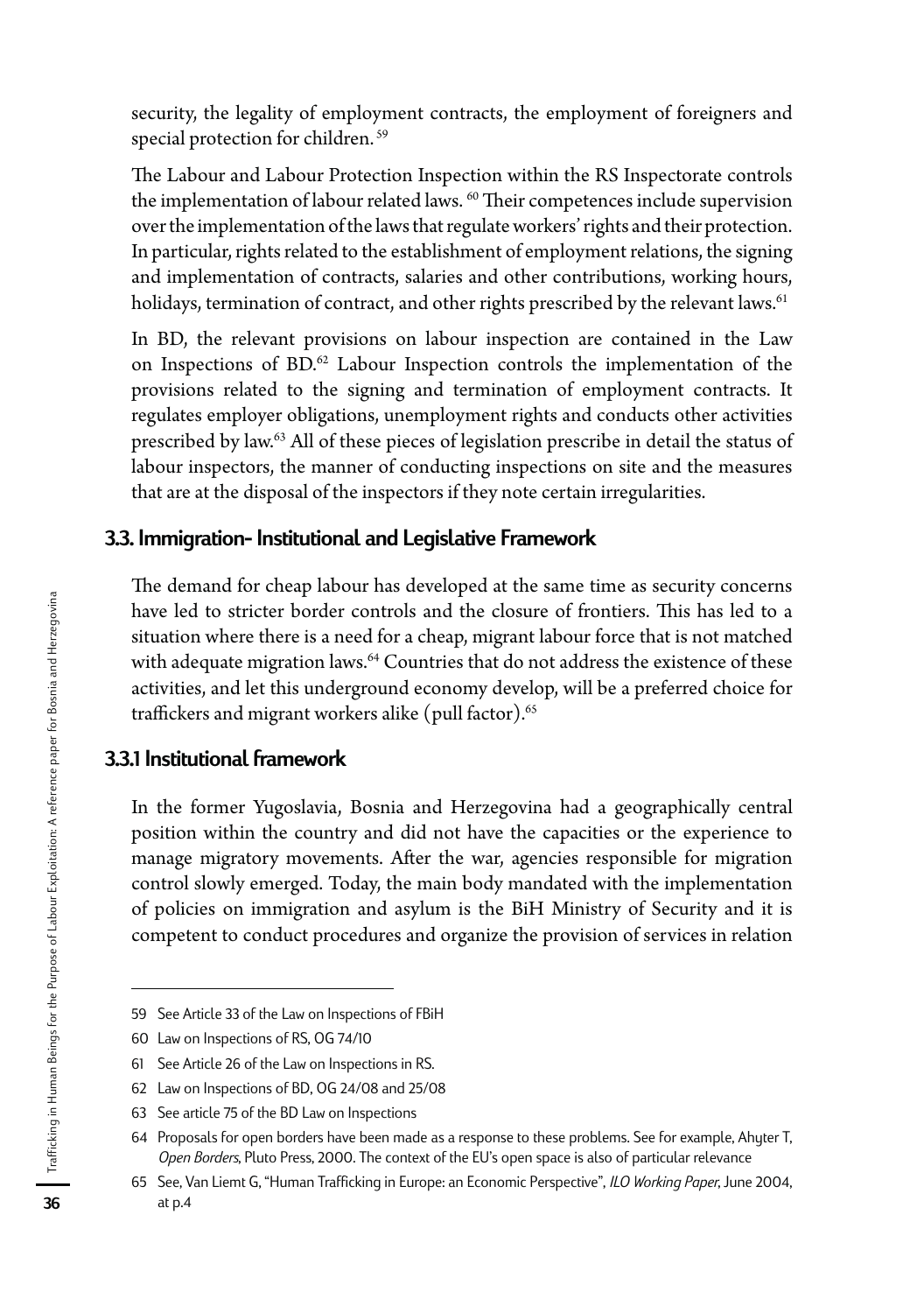security, the legality of employment contracts, the employment of foreigners and special protection for children. [59]

The Labour and Labour Protection Inspection within the RS Inspectorate controls the implementation of labour related laws. [60] Their competences include supervision over the implementation of the laws that regulate workers' rights and their protection. In particular, rights related to the establishment of employment relations, the signing and implementation of contracts, salaries and other contributions, working hours, holidays, termination of contract, and other rights prescribed by the relevant laws.[61]

In BD, the relevant provisions on labour inspection are contained in the Law on Inspections of BD.[62] Labour Inspection controls the implementation of the provisions related to the signing and termination of employment contracts. It regulates employer obligations, unemployment rights and conducts other activities prescribed by law.[63] All of these pieces of legislation prescribe in detail the status of labour inspectors, the manner of conducting inspections on site and the measures that are at the disposal of the inspectors if they note certain irregularities.

## 3.3. Immigration- Institutional and Legislative Framework

The demand for cheap labour has developed at the same time as security concerns have led to stricter border controls and the closure of frontiers. This has led to a situation where there is a need for a cheap, migrant labour force that is not matched with adequate migration laws.[64] Countries that do not address the existence of these activities, and let this underground economy develop, will be a preferred choice for traffickers and migrant workers alike (pull factor).[65]

### 3.3.1 Institutional framework

In the former Yugoslavia, Bosnia and Herzegovina had a geographically central position within the country and did not have the capacities or the experience to manage migratory movements. After the war, agencies responsible for migration control slowly emerged. Today, the main body mandated with the implementation of policies on immigration and asylum is the BiH Ministry of Security and it is competent to conduct procedures and organize the provision of services in relation

---

59 See Article 33 of the Law on Inspections of FBiH

60 Law on Inspections of RS, OG 74/10

61 See Article 26 of the Law on Inspections in RS.

62 Law on Inspections of BD, OG 24/08 and 25/08

63 See article 75 of the BD Law on Inspections

64 Proposals for open borders have been made as a response to these problems. See for example, Ahyter T, *Open Borders*, Pluto Press, 2000. The context of the EU's open space is also of particular relevance

65 See, Van Liemt G, "Human Trafficking in Europe: an Economic Perspective", *ILO Working Paper*, June 2004, at p.4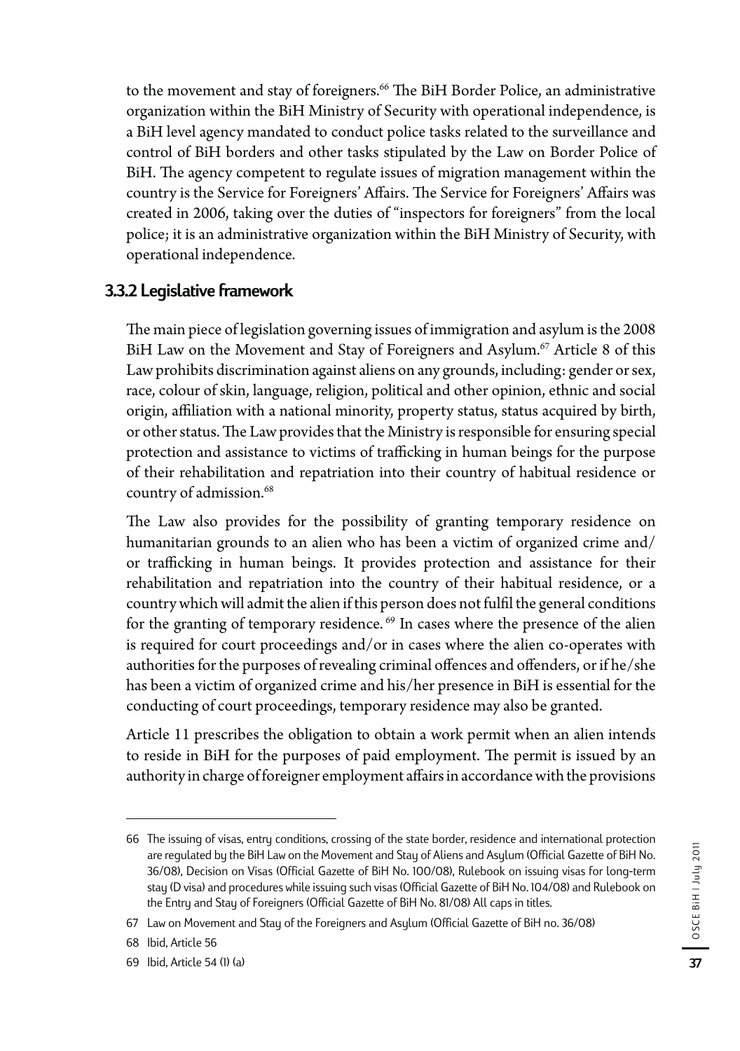to the movement and stay of foreigners.[66] The BiH Border Police, an administrative organization within the BiH Ministry of Security with operational independence, is a BiH level agency mandated to conduct police tasks related to the surveillance and control of BiH borders and other tasks stipulated by the Law on Border Police of BiH. The agency competent to regulate issues of migration management within the country is the Service for Foreigners' Affairs. The Service for Foreigners' Affairs was created in 2006, taking over the duties of "inspectors for foreigners" from the local police; it is an administrative organization within the BiH Ministry of Security, with operational independence.

### 3.3.2 Legislative framework

The main piece of legislation governing issues of immigration and asylum is the 2008 BiH Law on the Movement and Stay of Foreigners and Asylum.[67] Article 8 of this Law prohibits discrimination against aliens on any grounds, including: gender or sex, race, colour of skin, language, religion, political and other opinion, ethnic and social origin, affiliation with a national minority, property status, status acquired by birth, or other status. The Law provides that the Ministry is responsible for ensuring special protection and assistance to victims of trafficking in human beings for the purpose of their rehabilitation and repatriation into their country of habitual residence or country of admission.[68]

The Law also provides for the possibility of granting temporary residence on humanitarian grounds to an alien who has been a victim of organized crime and/ or trafficking in human beings. It provides protection and assistance for their rehabilitation and repatriation into the country of their habitual residence, or a country which will admit the alien if this person does not fulfil the general conditions for the granting of temporary residence. [69] In cases where the presence of the alien is required for court proceedings and/or in cases where the alien co-operates with authorities for the purposes of revealing criminal offences and offenders, or if he/she has been a victim of organized crime and his/her presence in BiH is essential for the conducting of court proceedings, temporary residence may also be granted.

Article 11 prescribes the obligation to obtain a work permit when an alien intends to reside in BiH for the purposes of paid employment. The permit is issued by an authority in charge of foreigner employment affairs in accordance with the provisions

---

66 The issuing of visas, entry conditions, crossing of the state border, residence and international protection are regulated by the BiH Law on the Movement and Stay of Aliens and Asylum (Official Gazette of BiH No. 36/08), Decision on Visas (Official Gazette of BiH No. 100/08), Rulebook on issuing visas for long-term stay (D visa) and procedures while issuing such visas (Official Gazette of BiH No. 104/08) and Rulebook on the Entry and Stay of Foreigners (Official Gazette of BiH No. 81/08) All caps in titles.

67 Law on Movement and Stay of the Foreigners and Asylum (Official Gazette of BiH no. 36/08)

68 Ibid, Article 56

69 Ibid, Article 54 (1) (a)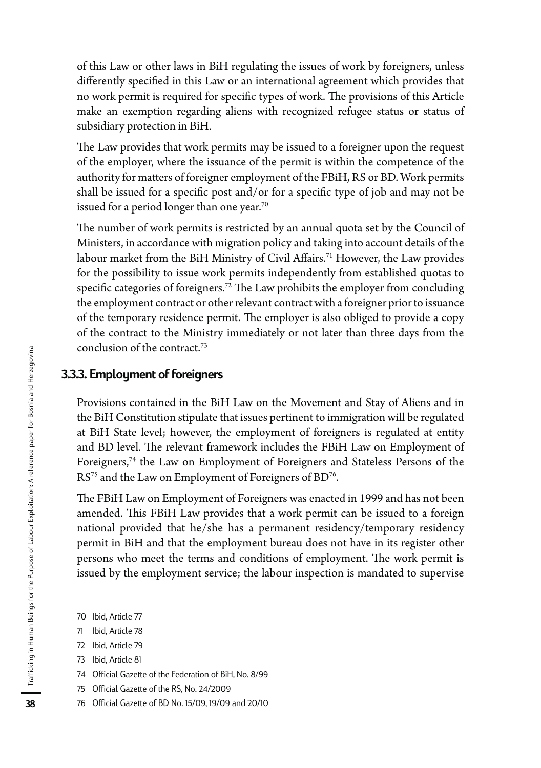of this Law or other laws in BiH regulating the issues of work by foreigners, unless differently specified in this Law or an international agreement which provides that no work permit is required for specific types of work. The provisions of this Article make an exemption regarding aliens with recognized refugee status or status of subsidiary protection in BiH.

The Law provides that work permits may be issued to a foreigner upon the request of the employer, where the issuance of the permit is within the competence of the authority for matters of foreigner employment of the FBiH, RS or BD. Work permits shall be issued for a specific post and/or for a specific type of job and may not be issued for a period longer than one year.[70]

The number of work permits is restricted by an annual quota set by the Council of Ministers, in accordance with migration policy and taking into account details of the labour market from the BiH Ministry of Civil Affairs.[71] However, the Law provides for the possibility to issue work permits independently from established quotas to specific categories of foreigners.[72] The Law prohibits the employer from concluding the employment contract or other relevant contract with a foreigner prior to issuance of the temporary residence permit. The employer is also obliged to provide a copy of the contract to the Ministry immediately or not later than three days from the conclusion of the contract.[73]

### 3.3.3. Employment of foreigners

Provisions contained in the BiH Law on the Movement and Stay of Aliens and in the BiH Constitution stipulate that issues pertinent to immigration will be regulated at BiH State level; however, the employment of foreigners is regulated at entity and BD level. The relevant framework includes the FBiH Law on Employment of Foreigners,[74] the Law on Employment of Foreigners and Stateless Persons of the RS[75] and the Law on Employment of Foreigners of BD[76].

The FBiH Law on Employment of Foreigners was enacted in 1999 and has not been amended. This FBiH Law provides that a work permit can be issued to a foreign national provided that he/she has a permanent residency/temporary residency permit in BiH and that the employment bureau does not have in its register other persons who meet the terms and conditions of employment. The work permit is issued by the employment service; the labour inspection is mandated to supervise

---

70 Ibid, Article 77

71 Ibid, Article 78

72 Ibid, Article 79

73 Ibid, Article 81

74 Official Gazette of the Federation of BiH, No. 8/99

75 Official Gazette of the RS, No. 24/2009

76 Official Gazette of BD No. 15/09, 19/09 and 20/10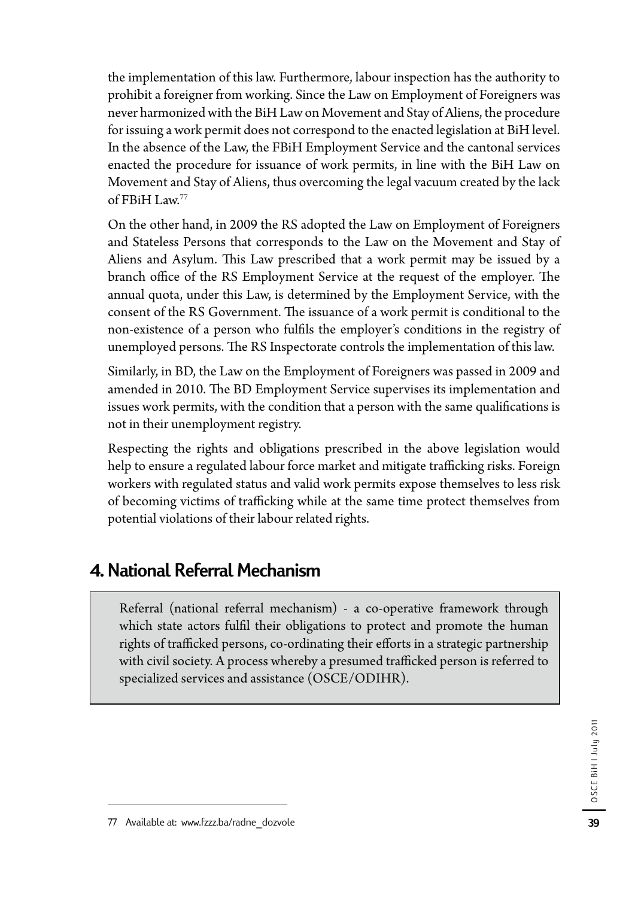the implementation of this law. Furthermore, labour inspection has the authority to prohibit a foreigner from working. Since the Law on Employment of Foreigners was never harmonized with the BiH Law on Movement and Stay of Aliens, the procedure for issuing a work permit does not correspond to the enacted legislation at BiH level. In the absence of the Law, the FBiH Employment Service and the cantonal services enacted the procedure for issuance of work permits, in line with the BiH Law on Movement and Stay of Aliens, thus overcoming the legal vacuum created by the lack of FBiH Law.[77]

On the other hand, in 2009 the RS adopted the Law on Employment of Foreigners and Stateless Persons that corresponds to the Law on the Movement and Stay of Aliens and Asylum. This Law prescribed that a work permit may be issued by a branch office of the RS Employment Service at the request of the employer. The annual quota, under this Law, is determined by the Employment Service, with the consent of the RS Government. The issuance of a work permit is conditional to the non-existence of a person who fulfils the employer's conditions in the registry of unemployed persons. The RS Inspectorate controls the implementation of this law.

Similarly, in BD, the Law on the Employment of Foreigners was passed in 2009 and amended in 2010. The BD Employment Service supervises its implementation and issues work permits, with the condition that a person with the same qualifications is not in their unemployment registry.

Respecting the rights and obligations prescribed in the above legislation would help to ensure a regulated labour force market and mitigate trafficking risks. Foreign workers with regulated status and valid work permits expose themselves to less risk of becoming victims of trafficking while at the same time protect themselves from potential violations of their labour related rights.

## 4. National Referral Mechanism

> Referral (national referral mechanism) - a co-operative framework through which state actors fulfil their obligations to protect and promote the human rights of trafficked persons, co-ordinating their efforts in a strategic partnership with civil society. A process whereby a presumed trafficked person is referred to specialized services and assistance (OSCE/ODIHR).

[77] Available at: www.fzzz.ba/radne_dozvole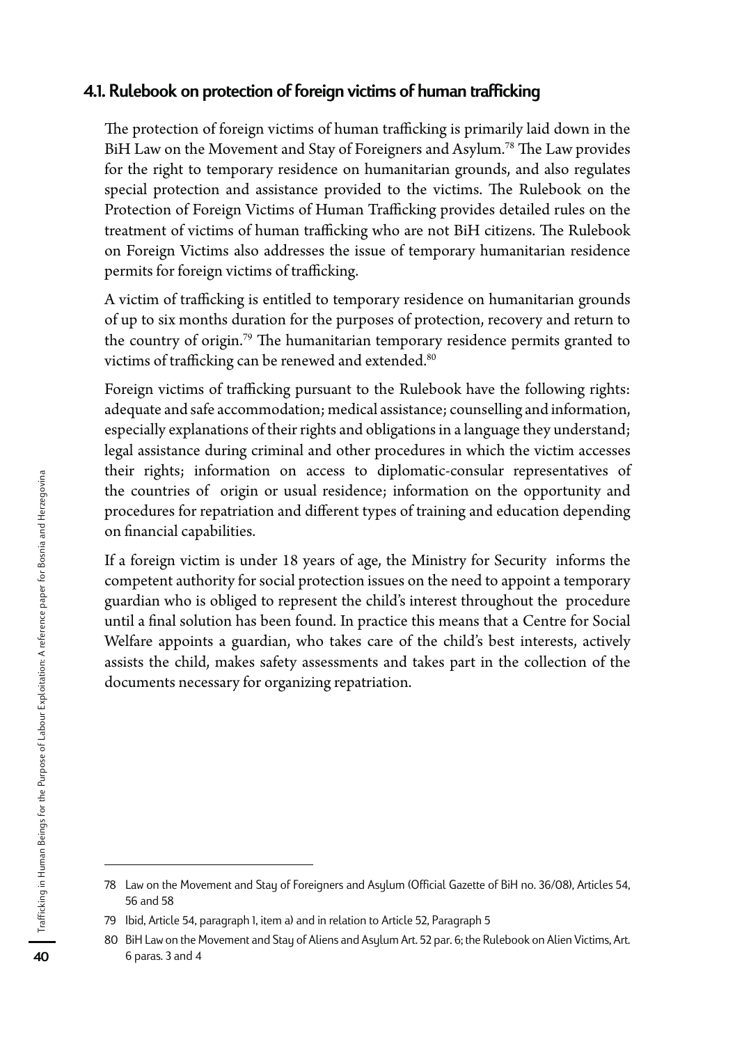### 4.1. Rulebook on protection of foreign victims of human trafficking

The protection of foreign victims of human trafficking is primarily laid down in the BiH Law on the Movement and Stay of Foreigners and Asylum.[78] The Law provides for the right to temporary residence on humanitarian grounds, and also regulates special protection and assistance provided to the victims. The Rulebook on the Protection of Foreign Victims of Human Trafficking provides detailed rules on the treatment of victims of human trafficking who are not BiH citizens. The Rulebook on Foreign Victims also addresses the issue of temporary humanitarian residence permits for foreign victims of trafficking.

A victim of trafficking is entitled to temporary residence on humanitarian grounds of up to six months duration for the purposes of protection, recovery and return to the country of origin.[79] The humanitarian temporary residence permits granted to victims of trafficking can be renewed and extended.[80]

Foreign victims of trafficking pursuant to the Rulebook have the following rights: adequate and safe accommodation; medical assistance; counselling and information, especially explanations of their rights and obligations in a language they understand; legal assistance during criminal and other procedures in which the victim accesses their rights; information on access to diplomatic-consular representatives of the countries of origin or usual residence; information on the opportunity and procedures for repatriation and different types of training and education depending on financial capabilities.

If a foreign victim is under 18 years of age, the Ministry for Security informs the competent authority for social protection issues on the need to appoint a temporary guardian who is obliged to represent the child's interest throughout the procedure until a final solution has been found. In practice this means that a Centre for Social Welfare appoints a guardian, who takes care of the child's best interests, actively assists the child, makes safety assessments and takes part in the collection of the documents necessary for organizing repatriation.

---

78 Law on the Movement and Stay of Foreigners and Asylum (Official Gazette of BiH no. 36/08), Articles 54, 56 and 58

79 Ibid, Article 54, paragraph 1, item a) and in relation to Article 52, Paragraph 5

80 BiH Law on the Movement and Stay of Aliens and Asylum Art. 52 par. 6; the Rulebook on Alien Victims, Art. 6 paras. 3 and 4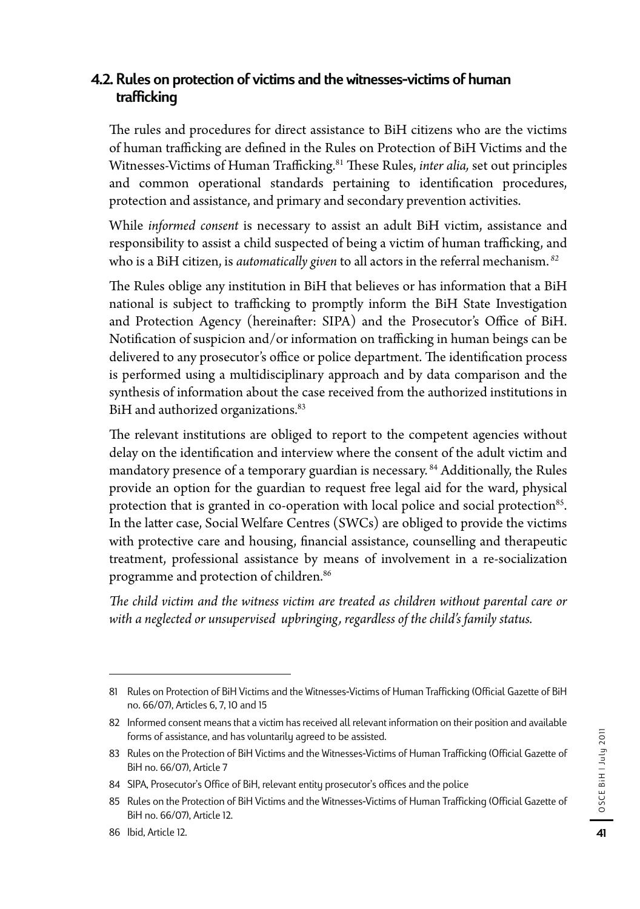## 4.2. Rules on protection of victims and the witnesses-victims of human trafficking

The rules and procedures for direct assistance to BiH citizens who are the victims of human trafficking are defined in the Rules on Protection of BiH Victims and the Witnesses-Victims of Human Trafficking.[81] These Rules, *inter alia,* set out principles and common operational standards pertaining to identification procedures, protection and assistance, and primary and secondary prevention activities.

While *informed consent* is necessary to assist an adult BiH victim, assistance and responsibility to assist a child suspected of being a victim of human trafficking, and who is a BiH citizen, is *automatically given* to all actors in the referral mechanism. [82]

The Rules oblige any institution in BiH that believes or has information that a BiH national is subject to trafficking to promptly inform the BiH State Investigation and Protection Agency (hereinafter: SIPA) and the Prosecutor's Office of BiH. Notification of suspicion and/or information on trafficking in human beings can be delivered to any prosecutor's office or police department. The identification process is performed using a multidisciplinary approach and by data comparison and the synthesis of information about the case received from the authorized institutions in BiH and authorized organizations.[83]

The relevant institutions are obliged to report to the competent agencies without delay on the identification and interview where the consent of the adult victim and mandatory presence of a temporary guardian is necessary. [84] Additionally, the Rules provide an option for the guardian to request free legal aid for the ward, physical protection that is granted in co-operation with local police and social protection[85]. In the latter case, Social Welfare Centres (SWCs) are obliged to provide the victims with protective care and housing, financial assistance, counselling and therapeutic treatment, professional assistance by means of involvement in a re-socialization programme and protection of children.[86]

*The child victim and the witness victim are treated as children without parental care or with a neglected or unsupervised upbringing, regardless of the child's family status.*

---

81 Rules on Protection of BiH Victims and the Witnesses-Victims of Human Trafficking (Official Gazette of BiH no. 66/07), Articles 6, 7, 10 and 15

82 Informed consent means that a victim has received all relevant information on their position and available forms of assistance, and has voluntarily agreed to be assisted.

83 Rules on the Protection of BiH Victims and the Witnesses-Victims of Human Trafficking (Official Gazette of BiH no. 66/07), Article 7

84 SIPA, Prosecutor's Office of BiH, relevant entity prosecutor's offices and the police

85 Rules on the Protection of BiH Victims and the Witnesses-Victims of Human Trafficking (Official Gazette of BiH no. 66/07), Article 12.

86 Ibid, Article 12.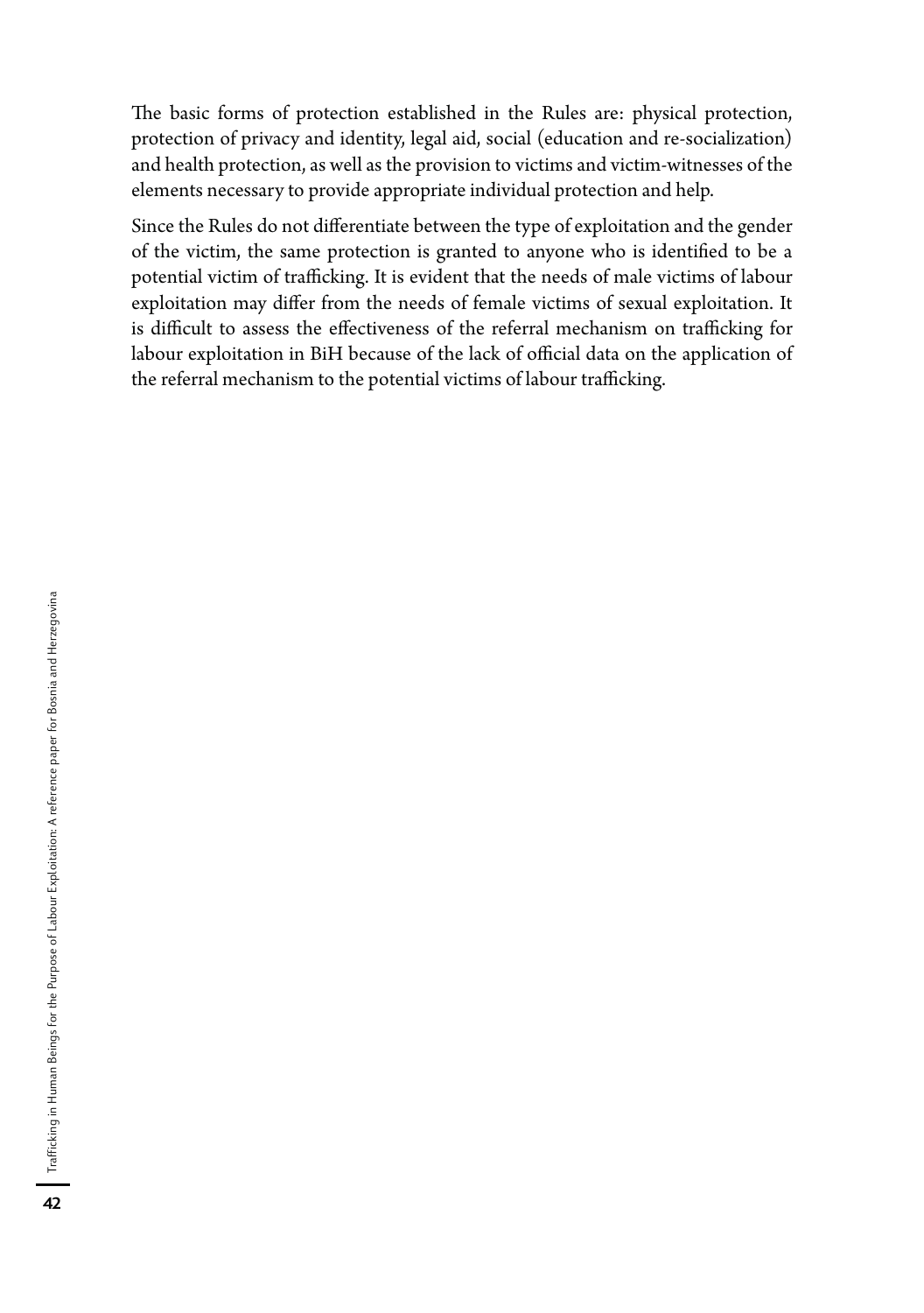The basic forms of protection established in the Rules are: physical protection, protection of privacy and identity, legal aid, social (education and re-socialization) and health protection, as well as the provision to victims and victim-witnesses of the elements necessary to provide appropriate individual protection and help.

Since the Rules do not differentiate between the type of exploitation and the gender of the victim, the same protection is granted to anyone who is identified to be a potential victim of trafficking. It is evident that the needs of male victims of labour exploitation may differ from the needs of female victims of sexual exploitation. It is difficult to assess the effectiveness of the referral mechanism on trafficking for labour exploitation in BiH because of the lack of official data on the application of the referral mechanism to the potential victims of labour trafficking.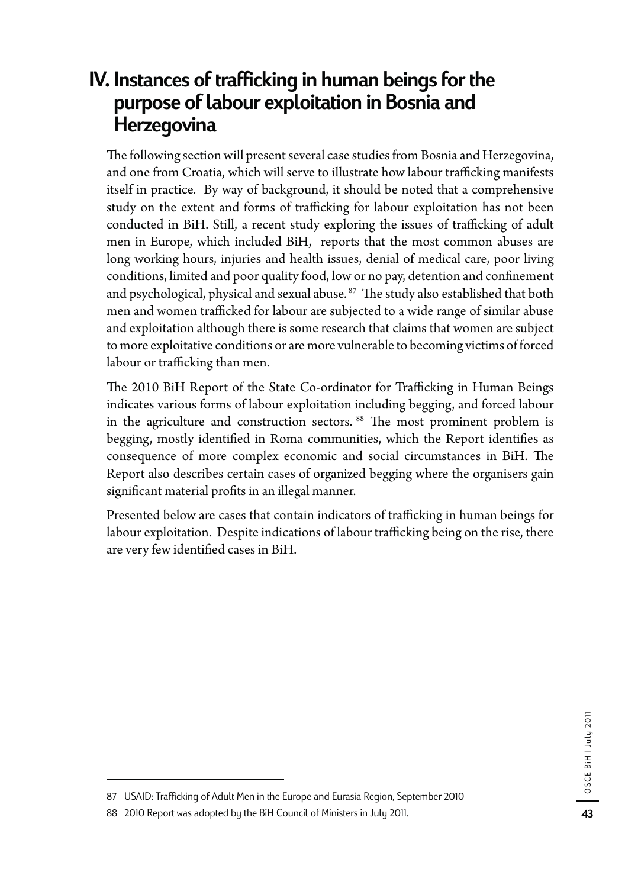# IV. Instances of trafficking in human beings for the purpose of labour exploitation in Bosnia and Herzegovina

The following section will present several case studies from Bosnia and Herzegovina, and one from Croatia, which will serve to illustrate how labour trafficking manifests itself in practice. By way of background, it should be noted that a comprehensive study on the extent and forms of trafficking for labour exploitation has not been conducted in BiH. Still, a recent study exploring the issues of trafficking of adult men in Europe, which included BiH, reports that the most common abuses are long working hours, injuries and health issues, denial of medical care, poor living conditions, limited and poor quality food, low or no pay, detention and confinement and psychological, physical and sexual abuse.[87] The study also established that both men and women trafficked for labour are subjected to a wide range of similar abuse and exploitation although there is some research that claims that women are subject to more exploitative conditions or are more vulnerable to becoming victims of forced labour or trafficking than men.

The 2010 BiH Report of the State Co-ordinator for Trafficking in Human Beings indicates various forms of labour exploitation including begging, and forced labour in the agriculture and construction sectors.[88] The most prominent problem is begging, mostly identified in Roma communities, which the Report identifies as consequence of more complex economic and social circumstances in BiH. The Report also describes certain cases of organized begging where the organisers gain significant material profits in an illegal manner.

Presented below are cases that contain indicators of trafficking in human beings for labour exploitation. Despite indications of labour trafficking being on the rise, there are very few identified cases in BiH.

---

87 USAID: Trafficking of Adult Men in the Europe and Eurasia Region, September 2010

88 2010 Report was adopted by the BiH Council of Ministers in July 2011.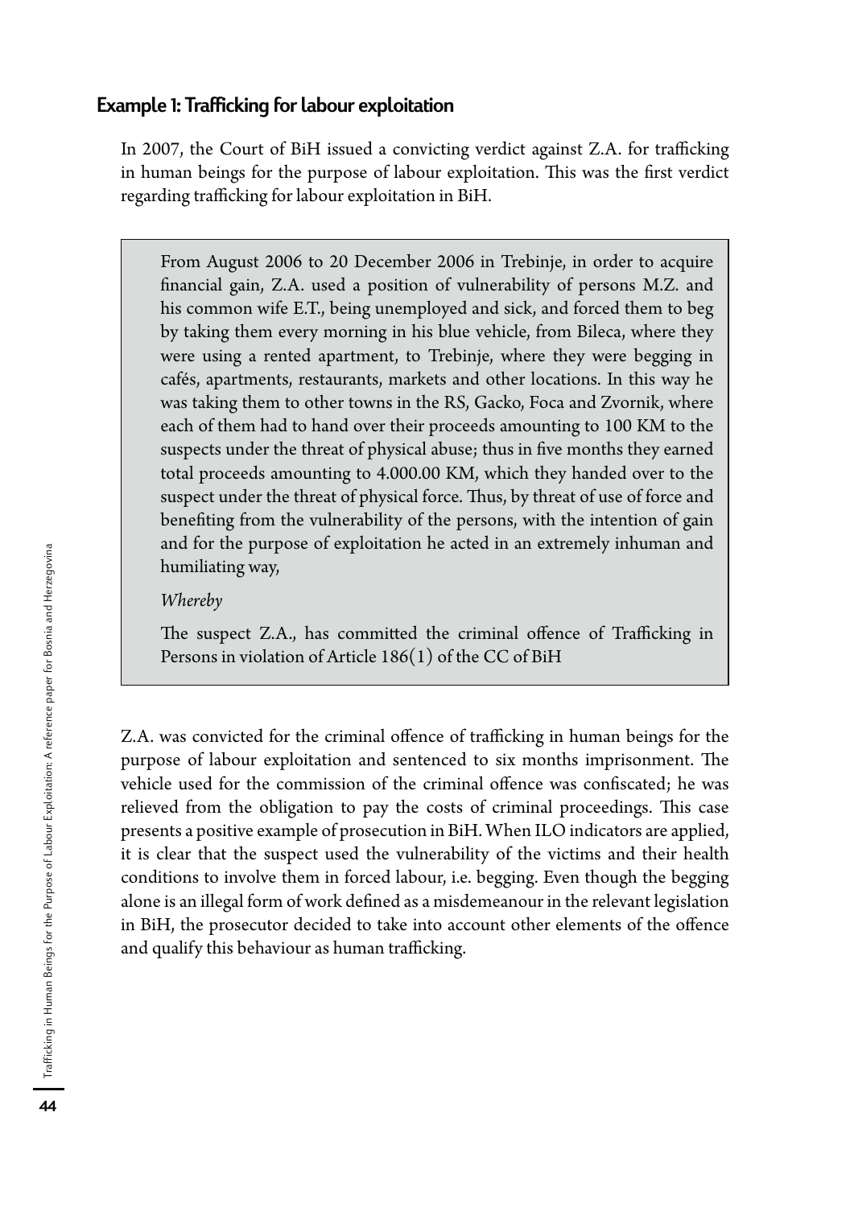### Example 1: Trafficking for labour exploitation

In 2007, the Court of BiH issued a convicting verdict against Z.A. for trafficking in human beings for the purpose of labour exploitation. This was the first verdict regarding trafficking for labour exploitation in BiH.

> From August 2006 to 20 December 2006 in Trebinje, in order to acquire financial gain, Z.A. used a position of vulnerability of persons M.Z. and his common wife E.T., being unemployed and sick, and forced them to beg by taking them every morning in his blue vehicle, from Bileca, where they were using a rented apartment, to Trebinje, where they were begging in cafés, apartments, restaurants, markets and other locations. In this way he was taking them to other towns in the RS, Gacko, Foca and Zvornik, where each of them had to hand over their proceeds amounting to 100 KM to the suspects under the threat of physical abuse; thus in five months they earned total proceeds amounting to 4.000.00 KM, which they handed over to the suspect under the threat of physical force. Thus, by threat of use of force and benefiting from the vulnerability of the persons, with the intention of gain and for the purpose of exploitation he acted in an extremely inhuman and humiliating way,
>
> *Whereby*
>
> The suspect Z.A., has committed the criminal offence of Trafficking in Persons in violation of Article 186(1) of the CC of BiH

Z.A. was convicted for the criminal offence of trafficking in human beings for the purpose of labour exploitation and sentenced to six months imprisonment. The vehicle used for the commission of the criminal offence was confiscated; he was relieved from the obligation to pay the costs of criminal proceedings. This case presents a positive example of prosecution in BiH. When ILO indicators are applied, it is clear that the suspect used the vulnerability of the victims and their health conditions to involve them in forced labour, i.e. begging. Even though the begging alone is an illegal form of work defined as a misdemeanour in the relevant legislation in BiH, the prosecutor decided to take into account other elements of the offence and qualify this behaviour as human trafficking.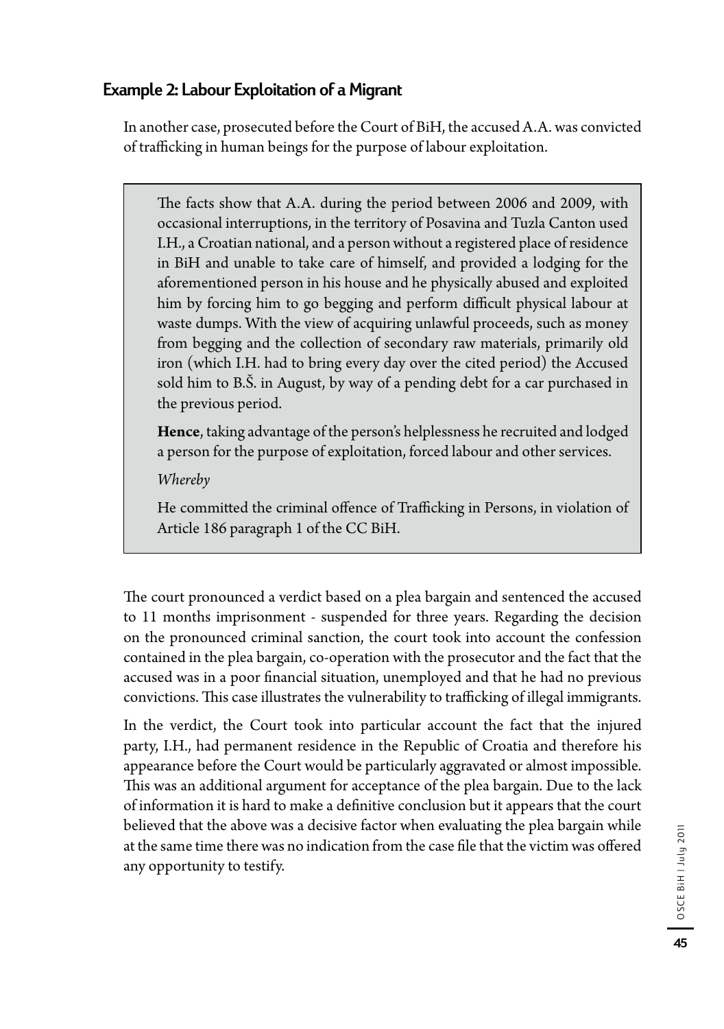### Example 2: Labour Exploitation of a Migrant

In another case, prosecuted before the Court of BiH, the accused A.A. was convicted of trafficking in human beings for the purpose of labour exploitation.

> The facts show that A.A. during the period between 2006 and 2009, with occasional interruptions, in the territory of Posavina and Tuzla Canton used I.H., a Croatian national, and a person without a registered place of residence in BiH and unable to take care of himself, and provided a lodging for the aforementioned person in his house and he physically abused and exploited him by forcing him to go begging and perform difficult physical labour at waste dumps. With the view of acquiring unlawful proceeds, such as money from begging and the collection of secondary raw materials, primarily old iron (which I.H. had to bring every day over the cited period) the Accused sold him to B.Š. in August, by way of a pending debt for a car purchased in the previous period.
>
> **Hence**, taking advantage of the person's helplessness he recruited and lodged a person for the purpose of exploitation, forced labour and other services.
>
> *Whereby*
>
> He committed the criminal offence of Trafficking in Persons, in violation of Article 186 paragraph 1 of the CC BiH.

The court pronounced a verdict based on a plea bargain and sentenced the accused to 11 months imprisonment - suspended for three years. Regarding the decision on the pronounced criminal sanction, the court took into account the confession contained in the plea bargain, co-operation with the prosecutor and the fact that the accused was in a poor financial situation, unemployed and that he had no previous convictions. This case illustrates the vulnerability to trafficking of illegal immigrants.

In the verdict, the Court took into particular account the fact that the injured party, I.H., had permanent residence in the Republic of Croatia and therefore his appearance before the Court would be particularly aggravated or almost impossible. This was an additional argument for acceptance of the plea bargain. Due to the lack of information it is hard to make a definitive conclusion but it appears that the court believed that the above was a decisive factor when evaluating the plea bargain while at the same time there was no indication from the case file that the victim was offered any opportunity to testify.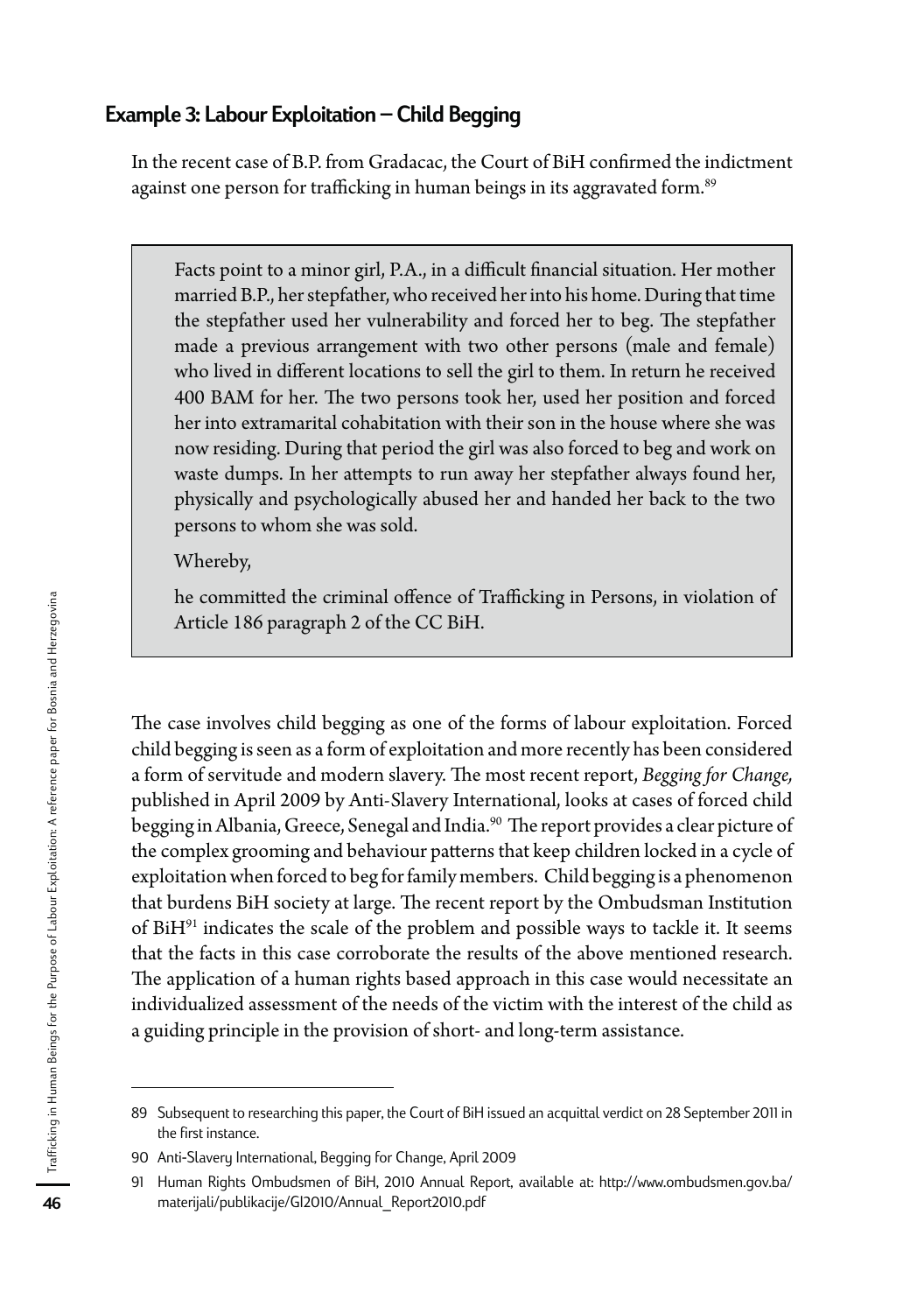## Example 3: Labour Exploitation – Child Begging

In the recent case of B.P. from Gradacac, the Court of BiH confirmed the indictment against one person for trafficking in human beings in its aggravated form.[89]

> Facts point to a minor girl, P.A., in a difficult financial situation. Her mother married B.P., her stepfather, who received her into his home. During that time the stepfather used her vulnerability and forced her to beg. The stepfather made a previous arrangement with two other persons (male and female) who lived in different locations to sell the girl to them. In return he received 400 BAM for her. The two persons took her, used her position and forced her into extramarital cohabitation with their son in the house where she was now residing. During that period the girl was also forced to beg and work on waste dumps. In her attempts to run away her stepfather always found her, physically and psychologically abused her and handed her back to the two persons to whom she was sold.
>
> Whereby,
>
> he committed the criminal offence of Trafficking in Persons, in violation of Article 186 paragraph 2 of the CC BiH.

The case involves child begging as one of the forms of labour exploitation. Forced child begging is seen as a form of exploitation and more recently has been considered a form of servitude and modern slavery. The most recent report, *Begging for Change,* published in April 2009 by Anti-Slavery International, looks at cases of forced child begging in Albania, Greece, Senegal and India.[90] The report provides a clear picture of the complex grooming and behaviour patterns that keep children locked in a cycle of exploitation when forced to beg for family members. Child begging is a phenomenon that burdens BiH society at large. The recent report by the Ombudsman Institution of BiH[91] indicates the scale of the problem and possible ways to tackle it. It seems that the facts in this case corroborate the results of the above mentioned research. The application of a human rights based approach in this case would necessitate an individualized assessment of the needs of the victim with the interest of the child as a guiding principle in the provision of short- and long-term assistance.

---

89 Subsequent to researching this paper, the Court of BiH issued an acquittal verdict on 28 September 2011 in the first instance.

90 Anti-Slavery International, Begging for Change, April 2009

91 Human Rights Ombudsmen of BiH, 2010 Annual Report, available at: http://www.ombudsmen.gov.ba/materijali/publikacije/GI2010/Annual_Report2010.pdf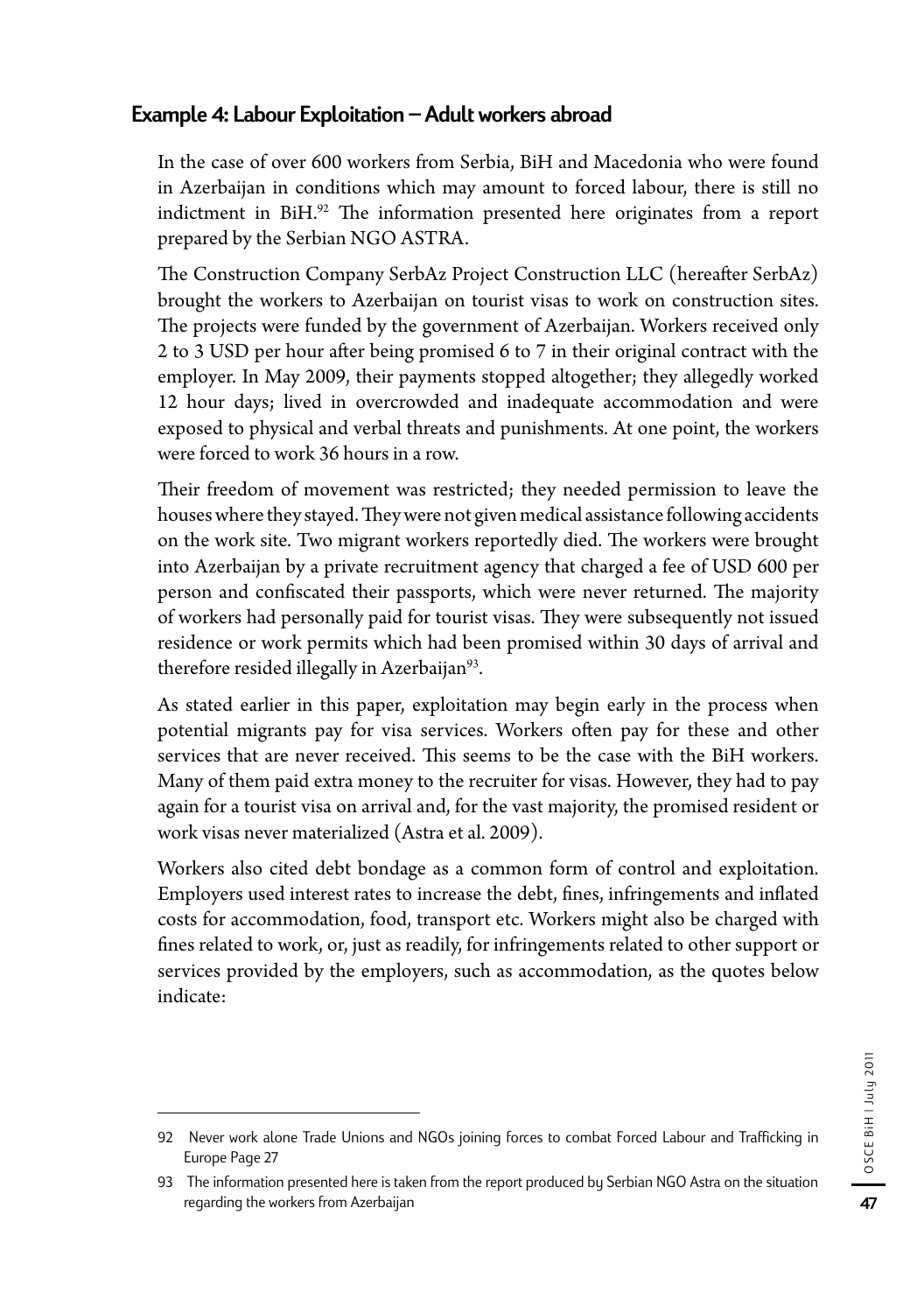## Example 4: Labour Exploitation – Adult workers abroad

In the case of over 600 workers from Serbia, BiH and Macedonia who were found in Azerbaijan in conditions which may amount to forced labour, there is still no indictment in BiH.[92] The information presented here originates from a report prepared by the Serbian NGO ASTRA.

The Construction Company SerbAz Project Construction LLC (hereafter SerbAz) brought the workers to Azerbaijan on tourist visas to work on construction sites. The projects were funded by the government of Azerbaijan. Workers received only 2 to 3 USD per hour after being promised 6 to 7 in their original contract with the employer. In May 2009, their payments stopped altogether; they allegedly worked 12 hour days; lived in overcrowded and inadequate accommodation and were exposed to physical and verbal threats and punishments. At one point, the workers were forced to work 36 hours in a row.

Their freedom of movement was restricted; they needed permission to leave the houses where they stayed. They were not given medical assistance following accidents on the work site. Two migrant workers reportedly died. The workers were brought into Azerbaijan by a private recruitment agency that charged a fee of USD 600 per person and confiscated their passports, which were never returned. The majority of workers had personally paid for tourist visas. They were subsequently not issued residence or work permits which had been promised within 30 days of arrival and therefore resided illegally in Azerbaijan[93].

As stated earlier in this paper, exploitation may begin early in the process when potential migrants pay for visa services. Workers often pay for these and other services that are never received. This seems to be the case with the BiH workers. Many of them paid extra money to the recruiter for visas. However, they had to pay again for a tourist visa on arrival and, for the vast majority, the promised resident or work visas never materialized (Astra et al. 2009).

Workers also cited debt bondage as a common form of control and exploitation. Employers used interest rates to increase the debt, fines, infringements and inflated costs for accommodation, food, transport etc. Workers might also be charged with fines related to work, or, just as readily, for infringements related to other support or services provided by the employers, such as accommodation, as the quotes below indicate:

---

92 Never work alone Trade Unions and NGOs joining forces to combat Forced Labour and Trafficking in Europe Page 27

93 The information presented here is taken from the report produced by Serbian NGO Astra on the situation regarding the workers from Azerbaijan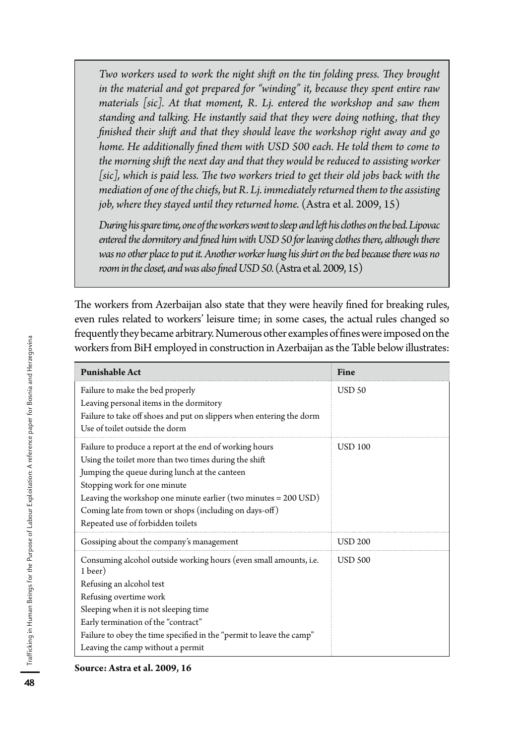*Two workers used to work the night shift on the tin folding press. They brought in the material and got prepared for "winding" it, because they spent entire raw materials [sic]. At that moment, R. Lj. entered the workshop and saw them standing and talking. He instantly said that they were doing nothing, that they finished their shift and that they should leave the workshop right away and go home. He additionally fined them with USD 500 each. He told them to come to the morning shift the next day and that they would be reduced to assisting worker [sic], which is paid less. The two workers tried to get their old jobs back with the mediation of one of the chiefs, but R. Lj. immediately returned them to the assisting job, where they stayed until they returned home.* (Astra et al. 2009, 15)

*During his spare time, one of the workers went to sleep and left his clothes on the bed. Lipovac entered the dormitory and fined him with USD 50 for leaving clothes there, although there was no other place to put it. Another worker hung his shirt on the bed because there was no room in the closet, and was also fined USD 50.* (Astra et al. 2009, 15)

The workers from Azerbaijan also state that they were heavily fined for breaking rules, even rules related to workers' leisure time; in some cases, the actual rules changed so frequently they became arbitrary. Numerous other examples of fines were imposed on the workers from BiH employed in construction in Azerbaijan as the Table below illustrates:

| **Punishable Act** | **Fine** |
|---|---|
| Failure to make the bed properly<br>Leaving personal items in the dormitory<br>Failure to take off shoes and put on slippers when entering the dorm<br>Use of toilet outside the dorm | USD 50 |
| Failure to produce a report at the end of working hours<br>Using the toilet more than two times during the shift<br>Jumping the queue during lunch at the canteen<br>Stopping work for one minute<br>Leaving the workshop one minute earlier (two minutes = 200 USD)<br>Coming late from town or shops (including on days-off)<br>Repeated use of forbidden toilets | USD 100 |
| Gossiping about the company's management | USD 200 |
| Consuming alcohol outside working hours (even small amounts, i.e. 1 beer)<br>Refusing an alcohol test<br>Refusing overtime work<br>Sleeping when it is not sleeping time<br>Early termination of the "contract"<br>Failure to obey the time specified in the "permit to leave the camp"<br>Leaving the camp without a permit | USD 500 |

**Source: Astra et al. 2009, 16**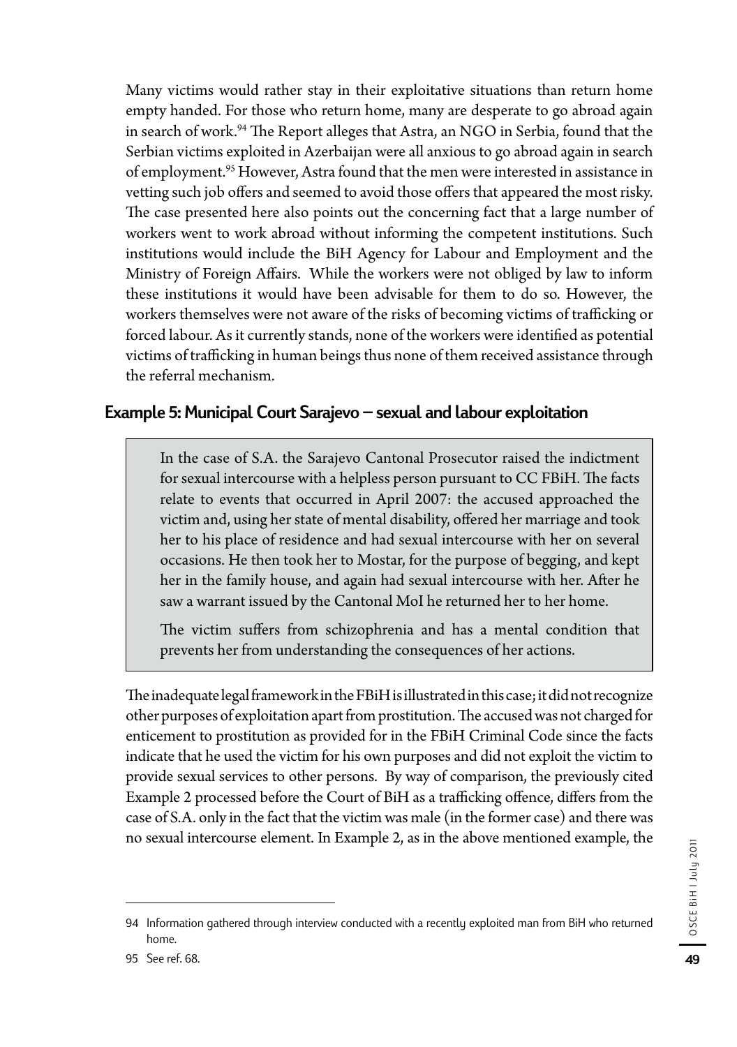Many victims would rather stay in their exploitative situations than return home empty handed. For those who return home, many are desperate to go abroad again in search of work.[94] The Report alleges that Astra, an NGO in Serbia, found that the Serbian victims exploited in Azerbaijan were all anxious to go abroad again in search of employment.[95] However, Astra found that the men were interested in assistance in vetting such job offers and seemed to avoid those offers that appeared the most risky. The case presented here also points out the concerning fact that a large number of workers went to work abroad without informing the competent institutions. Such institutions would include the BiH Agency for Labour and Employment and the Ministry of Foreign Affairs. While the workers were not obliged by law to inform these institutions it would have been advisable for them to do so. However, the workers themselves were not aware of the risks of becoming victims of trafficking or forced labour. As it currently stands, none of the workers were identified as potential victims of trafficking in human beings thus none of them received assistance through the referral mechanism.

### Example 5: Municipal Court Sarajevo – sexual and labour exploitation

> In the case of S.A. the Sarajevo Cantonal Prosecutor raised the indictment for sexual intercourse with a helpless person pursuant to CC FBiH. The facts relate to events that occurred in April 2007: the accused approached the victim and, using her state of mental disability, offered her marriage and took her to his place of residence and had sexual intercourse with her on several occasions. He then took her to Mostar, for the purpose of begging, and kept her in the family house, and again had sexual intercourse with her. After he saw a warrant issued by the Cantonal MoI he returned her to her home.
>
> The victim suffers from schizophrenia and has a mental condition that prevents her from understanding the consequences of her actions.

The inadequate legal framework in the FBiH is illustrated in this case; it did not recognize other purposes of exploitation apart from prostitution. The accused was not charged for enticement to prostitution as provided for in the FBiH Criminal Code since the facts indicate that he used the victim for his own purposes and did not exploit the victim to provide sexual services to other persons. By way of comparison, the previously cited Example 2 processed before the Court of BiH as a trafficking offence, differs from the case of S.A. only in the fact that the victim was male (in the former case) and there was no sexual intercourse element. In Example 2, as in the above mentioned example, the

---

94 Information gathered through interview conducted with a recently exploited man from BiH who returned home.

95 See ref. 68.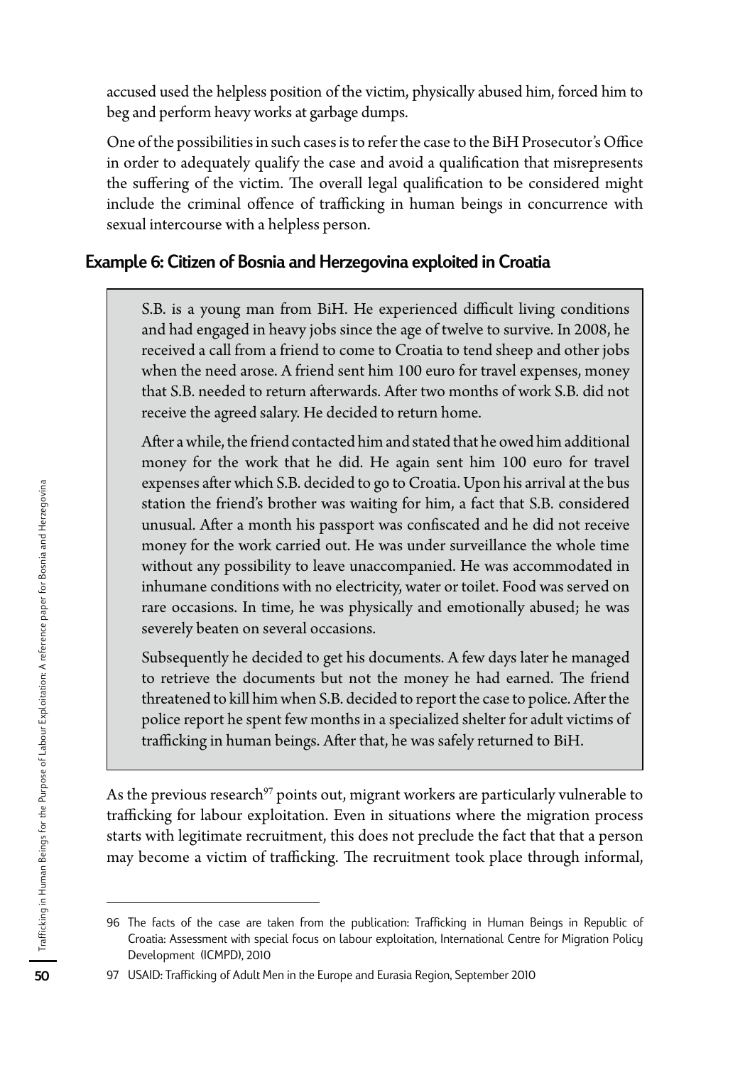accused used the helpless position of the victim, physically abused him, forced him to beg and perform heavy works at garbage dumps.

One of the possibilities in such cases is to refer the case to the BiH Prosecutor's Office in order to adequately qualify the case and avoid a qualification that misrepresents the suffering of the victim. The overall legal qualification to be considered might include the criminal offence of trafficking in human beings in concurrence with sexual intercourse with a helpless person.

## Example 6: Citizen of Bosnia and Herzegovina exploited in Croatia

> S.B. is a young man from BiH. He experienced difficult living conditions and had engaged in heavy jobs since the age of twelve to survive. In 2008, he received a call from a friend to come to Croatia to tend sheep and other jobs when the need arose. A friend sent him 100 euro for travel expenses, money that S.B. needed to return afterwards. After two months of work S.B. did not receive the agreed salary. He decided to return home.
>
> After a while, the friend contacted him and stated that he owed him additional money for the work that he did. He again sent him 100 euro for travel expenses after which S.B. decided to go to Croatia. Upon his arrival at the bus station the friend's brother was waiting for him, a fact that S.B. considered unusual. After a month his passport was confiscated and he did not receive money for the work carried out. He was under surveillance the whole time without any possibility to leave unaccompanied. He was accommodated in inhumane conditions with no electricity, water or toilet. Food was served on rare occasions. In time, he was physically and emotionally abused; he was severely beaten on several occasions.
>
> Subsequently he decided to get his documents. A few days later he managed to retrieve the documents but not the money he had earned. The friend threatened to kill him when S.B. decided to report the case to police. After the police report he spent few months in a specialized shelter for adult victims of trafficking in human beings. After that, he was safely returned to BiH.

As the previous research[97] points out, migrant workers are particularly vulnerable to trafficking for labour exploitation. Even in situations where the migration process starts with legitimate recruitment, this does not preclude the fact that that a person may become a victim of trafficking. The recruitment took place through informal,

---

96 The facts of the case are taken from the publication: Trafficking in Human Beings in Republic of Croatia: Assessment with special focus on labour exploitation, International Centre for Migration Policy Development (ICMPD), 2010

97 USAID: Trafficking of Adult Men in the Europe and Eurasia Region, September 2010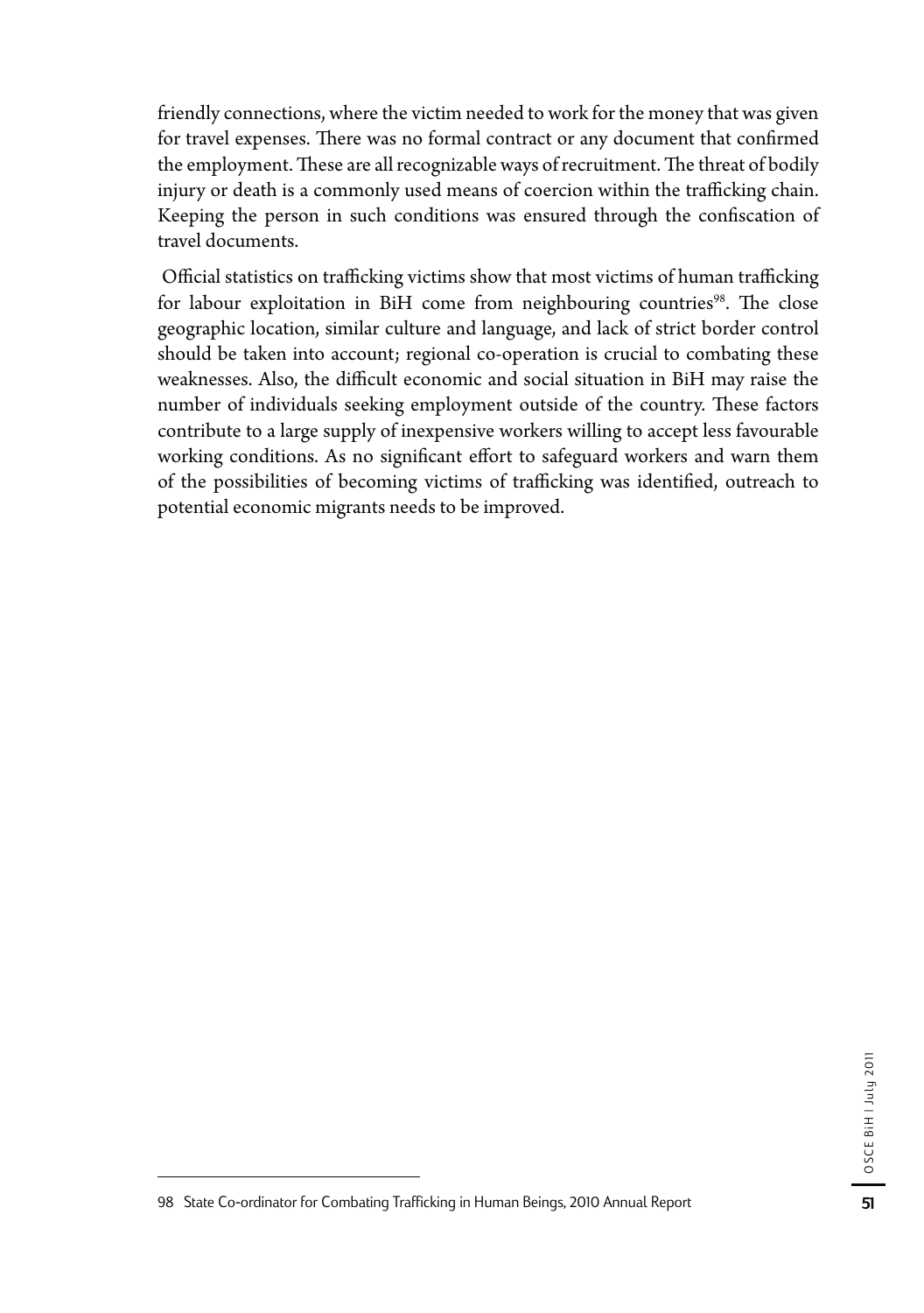friendly connections, where the victim needed to work for the money that was given for travel expenses. There was no formal contract or any document that confirmed the employment. These are all recognizable ways of recruitment. The threat of bodily injury or death is a commonly used means of coercion within the trafficking chain. Keeping the person in such conditions was ensured through the confiscation of travel documents.

Official statistics on trafficking victims show that most victims of human trafficking for labour exploitation in BiH come from neighbouring countries[98]. The close geographic location, similar culture and language, and lack of strict border control should be taken into account; regional co-operation is crucial to combating these weaknesses. Also, the difficult economic and social situation in BiH may raise the number of individuals seeking employment outside of the country. These factors contribute to a large supply of inexpensive workers willing to accept less favourable working conditions. As no significant effort to safeguard workers and warn them of the possibilities of becoming victims of trafficking was identified, outreach to potential economic migrants needs to be improved.

98 State Co-ordinator for Combating Trafficking in Human Beings, 2010 Annual Report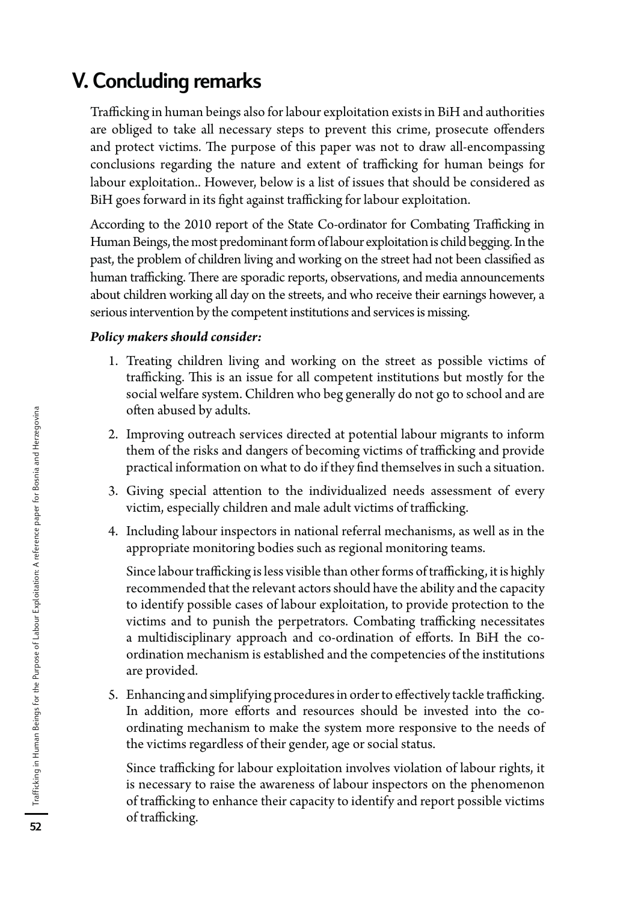# V. Concluding remarks

Trafficking in human beings also for labour exploitation exists in BiH and authorities are obliged to take all necessary steps to prevent this crime, prosecute offenders and protect victims. The purpose of this paper was not to draw all-encompassing conclusions regarding the nature and extent of trafficking for human beings for labour exploitation.. However, below is a list of issues that should be considered as BiH goes forward in its fight against trafficking for labour exploitation.

According to the 2010 report of the State Co-ordinator for Combating Trafficking in Human Beings, the most predominant form of labour exploitation is child begging. In the past, the problem of children living and working on the street had not been classified as human trafficking. There are sporadic reports, observations, and media announcements about children working all day on the streets, and who receive their earnings however, a serious intervention by the competent institutions and services is missing.

***Policy makers should consider:***

1. Treating children living and working on the street as possible victims of trafficking. This is an issue for all competent institutions but mostly for the social welfare system. Children who beg generally do not go to school and are often abused by adults.
2. Improving outreach services directed at potential labour migrants to inform them of the risks and dangers of becoming victims of trafficking and provide practical information on what to do if they find themselves in such a situation.
3. Giving special attention to the individualized needs assessment of every victim, especially children and male adult victims of trafficking.
4. Including labour inspectors in national referral mechanisms, as well as in the appropriate monitoring bodies such as regional monitoring teams.

   Since labour trafficking is less visible than other forms of trafficking, it is highly recommended that the relevant actors should have the ability and the capacity to identify possible cases of labour exploitation, to provide protection to the victims and to punish the perpetrators. Combating trafficking necessitates a multidisciplinary approach and co-ordination of efforts. In BiH the co-ordination mechanism is established and the competencies of the institutions are provided.

5. Enhancing and simplifying procedures in order to effectively tackle trafficking. In addition, more efforts and resources should be invested into the co-ordinating mechanism to make the system more responsive to the needs of the victims regardless of their gender, age or social status.

   Since trafficking for labour exploitation involves violation of labour rights, it is necessary to raise the awareness of labour inspectors on the phenomenon of trafficking to enhance their capacity to identify and report possible victims of trafficking.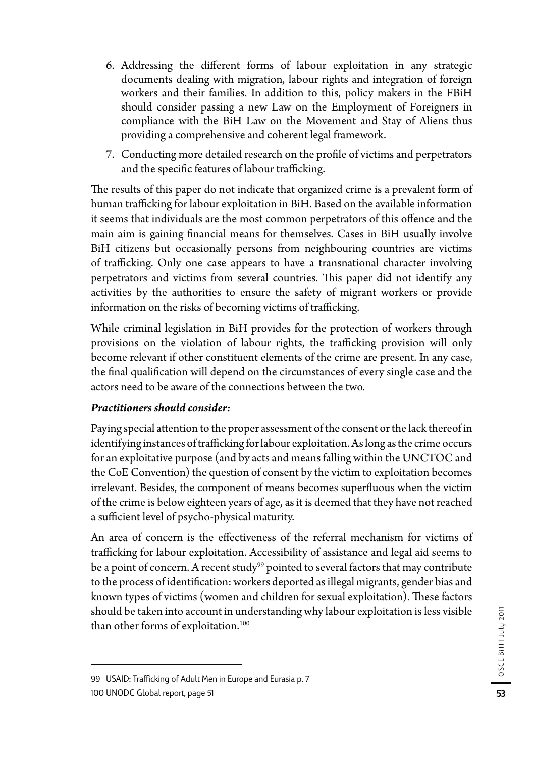6. Addressing the different forms of labour exploitation in any strategic documents dealing with migration, labour rights and integration of foreign workers and their families. In addition to this, policy makers in the FBiH should consider passing a new Law on the Employment of Foreigners in compliance with the BiH Law on the Movement and Stay of Aliens thus providing a comprehensive and coherent legal framework.
7. Conducting more detailed research on the profile of victims and perpetrators and the specific features of labour trafficking.

The results of this paper do not indicate that organized crime is a prevalent form of human trafficking for labour exploitation in BiH. Based on the available information it seems that individuals are the most common perpetrators of this offence and the main aim is gaining financial means for themselves. Cases in BiH usually involve BiH citizens but occasionally persons from neighbouring countries are victims of trafficking. Only one case appears to have a transnational character involving perpetrators and victims from several countries. This paper did not identify any activities by the authorities to ensure the safety of migrant workers or provide information on the risks of becoming victims of trafficking.

While criminal legislation in BiH provides for the protection of workers through provisions on the violation of labour rights, the trafficking provision will only become relevant if other constituent elements of the crime are present. In any case, the final qualification will depend on the circumstances of every single case and the actors need to be aware of the connections between the two.

***Practitioners should consider:***

Paying special attention to the proper assessment of the consent or the lack thereof in identifying instances of trafficking for labour exploitation. As long as the crime occurs for an exploitative purpose (and by acts and means falling within the UNCTOC and the CoE Convention) the question of consent by the victim to exploitation becomes irrelevant. Besides, the component of means becomes superfluous when the victim of the crime is below eighteen years of age, as it is deemed that they have not reached a sufficient level of psycho-physical maturity.

An area of concern is the effectiveness of the referral mechanism for victims of trafficking for labour exploitation. Accessibility of assistance and legal aid seems to be a point of concern. A recent study[99] pointed to several factors that may contribute to the process of identification: workers deported as illegal migrants, gender bias and known types of victims (women and children for sexual exploitation). These factors should be taken into account in understanding why labour exploitation is less visible than other forms of exploitation.[100]

---

99 USAID: Trafficking of Adult Men in Europe and Eurasia p. 7

100 UNODC Global report, page 51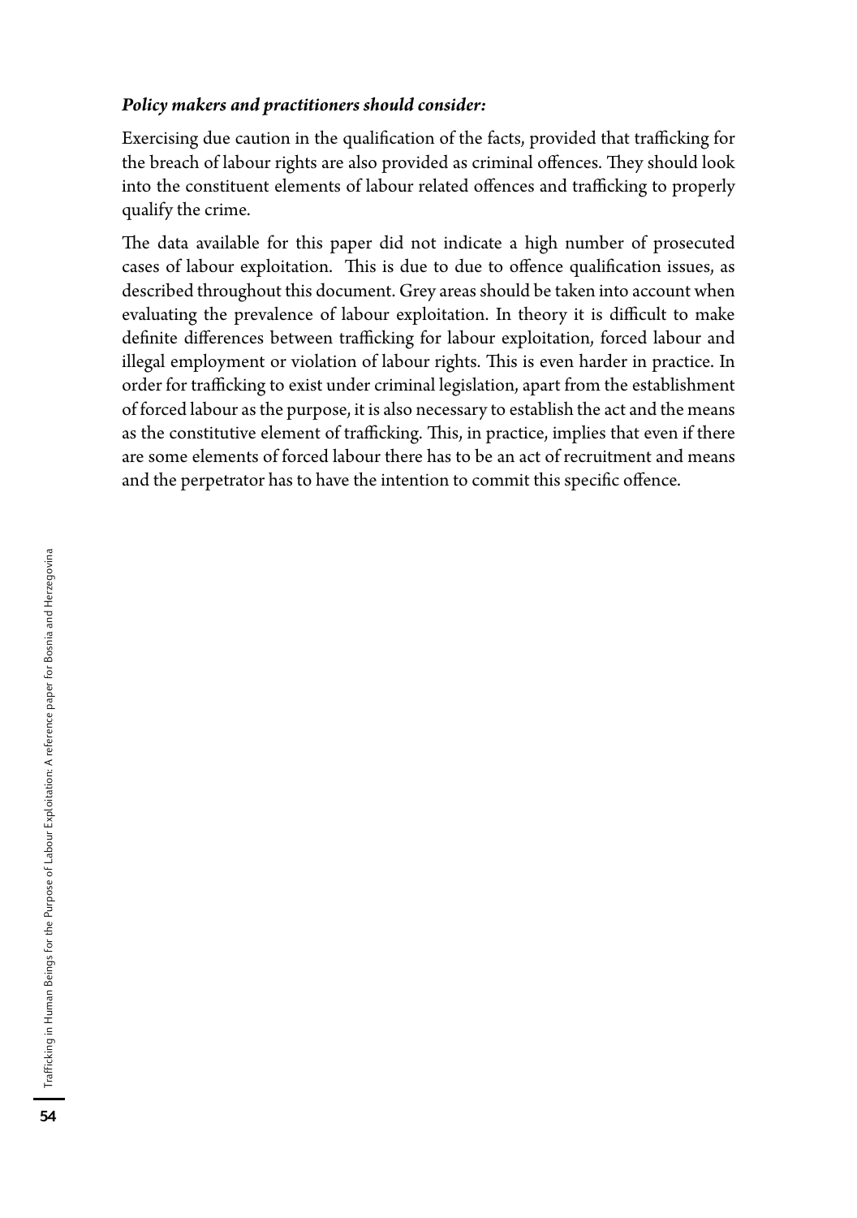***Policy makers and practitioners should consider:***

Exercising due caution in the qualification of the facts, provided that trafficking for the breach of labour rights are also provided as criminal offences. They should look into the constituent elements of labour related offences and trafficking to properly qualify the crime.

The data available for this paper did not indicate a high number of prosecuted cases of labour exploitation. This is due to due to offence qualification issues, as described throughout this document. Grey areas should be taken into account when evaluating the prevalence of labour exploitation. In theory it is difficult to make definite differences between trafficking for labour exploitation, forced labour and illegal employment or violation of labour rights. This is even harder in practice. In order for trafficking to exist under criminal legislation, apart from the establishment of forced labour as the purpose, it is also necessary to establish the act and the means as the constitutive element of trafficking. This, in practice, implies that even if there are some elements of forced labour there has to be an act of recruitment and means and the perpetrator has to have the intention to commit this specific offence.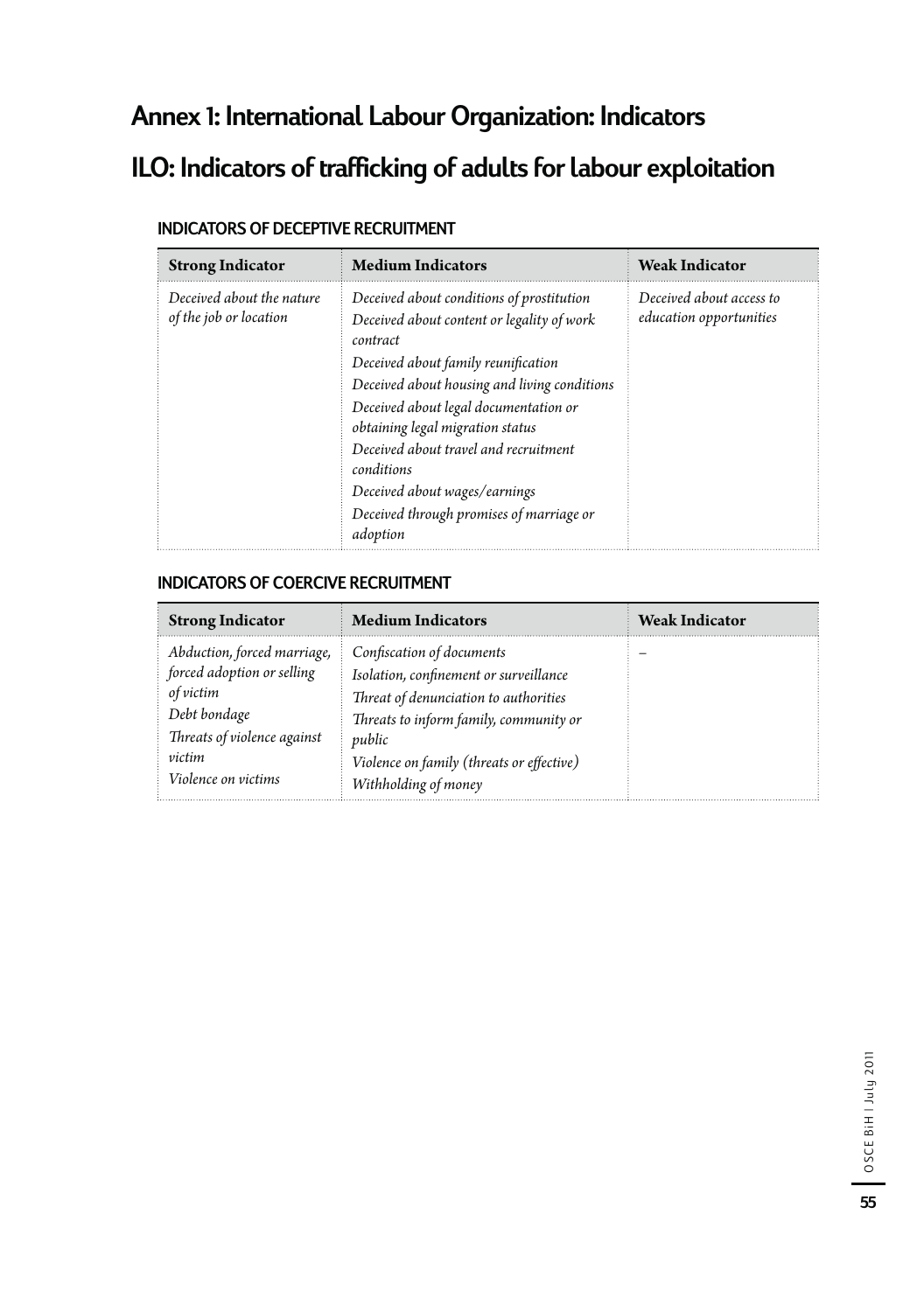# Annex 1: International Labour Organization: Indicators

## ILO: Indicators of trafficking of adults for labour exploitation

### INDICATORS OF DECEPTIVE RECRUITMENT

| Strong Indicator | Medium Indicators | Weak Indicator |
|---|---|---|
| *Deceived about the nature of the job or location* | *Deceived about conditions of prostitution*<br>*Deceived about content or legality of work contract*<br>*Deceived about family reunification*<br>*Deceived about housing and living conditions*<br>*Deceived about legal documentation or obtaining legal migration status*<br>*Deceived about travel and recruitment conditions*<br>*Deceived about wages/earnings*<br>*Deceived through promises of marriage or adoption* | *Deceived about access to education opportunities* |

### INDICATORS OF COERCIVE RECRUITMENT

| Strong Indicator | Medium Indicators | Weak Indicator |
|---|---|---|
| *Abduction, forced marriage, forced adoption or selling of victim*<br>*Debt bondage*<br>*Threats of violence against victim*<br>*Violence on victims* | *Confiscation of documents*<br>*Isolation, confinement or surveillance*<br>*Threat of denunciation to authorities*<br>*Threats to inform family, community or public*<br>*Violence on family (threats or effective)*<br>*Withholding of money* | – |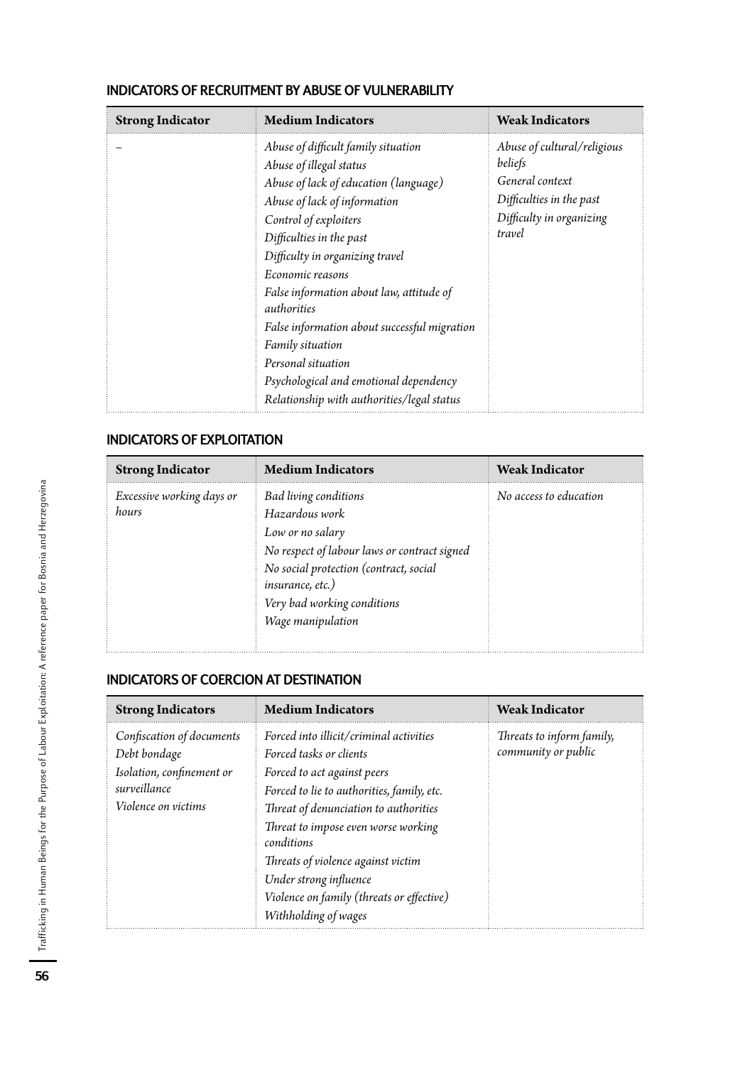### INDICATORS OF RECRUITMENT BY ABUSE OF VULNERABILITY

| Strong Indicator | Medium Indicators | Weak Indicators |
|---|---|---|
| – | *Abuse of difficult family situation*<br>*Abuse of illegal status*<br>*Abuse of lack of education (language)*<br>*Abuse of lack of information*<br>*Control of exploiters*<br>*Difficulties in the past*<br>*Difficulty in organizing travel*<br>*Economic reasons*<br>*False information about law, attitude of authorities*<br>*False information about successful migration*<br>*Family situation*<br>*Personal situation*<br>*Psychological and emotional dependency*<br>*Relationship with authorities/legal status* | *Abuse of cultural/religious beliefs*<br>*General context*<br>*Difficulties in the past*<br>*Difficulty in organizing travel* |

### INDICATORS OF EXPLOITATION

| Strong Indicator | Medium Indicators | Weak Indicator |
|---|---|---|
| *Excessive working days or hours* | *Bad living conditions*<br>*Hazardous work*<br>*Low or no salary*<br>*No respect of labour laws or contract signed*<br>*No social protection (contract, social insurance, etc.)*<br>*Very bad working conditions*<br>*Wage manipulation* | *No access to education* |

### INDICATORS OF COERCION AT DESTINATION

| Strong Indicators | Medium Indicators | Weak Indicator |
|---|---|---|
| *Confiscation of documents*<br>*Debt bondage*<br>*Isolation, confinement or surveillance*<br>*Violence on victims* | *Forced into illicit/criminal activities*<br>*Forced tasks or clients*<br>*Forced to act against peers*<br>*Forced to lie to authorities, family, etc.*<br>*Threat of denunciation to authorities*<br>*Threat to impose even worse working conditions*<br>*Threats of violence against victim*<br>*Under strong influence*<br>*Violence on family (threats or effective)*<br>*Withholding of wages* | *Threats to inform family, community or public* |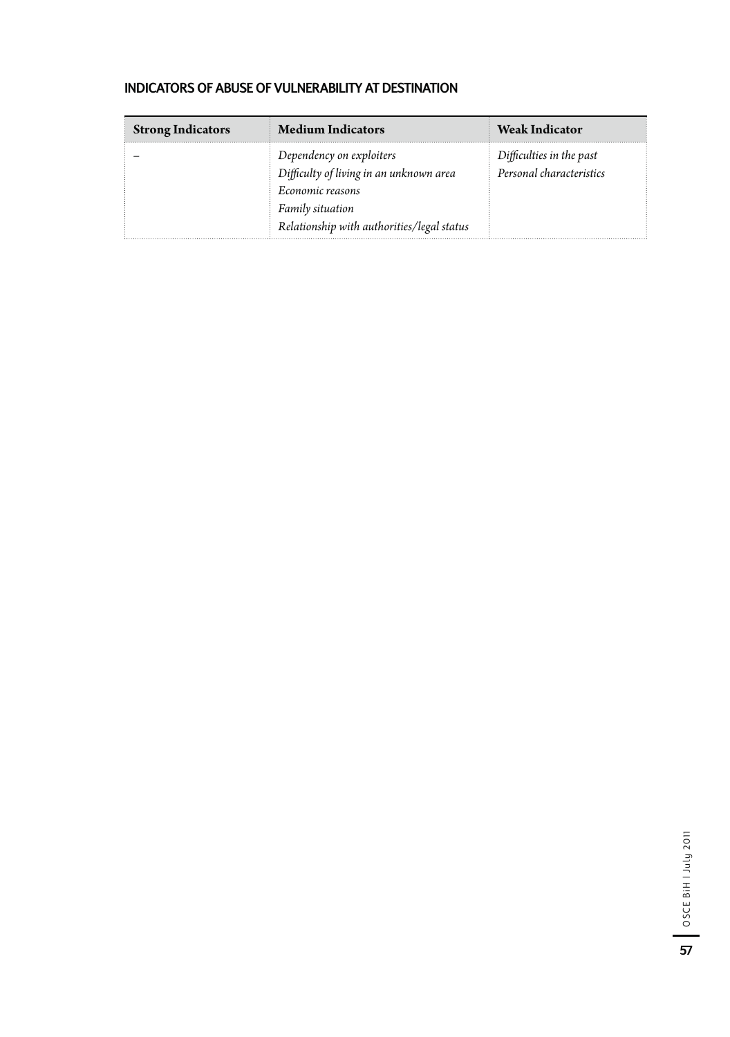### INDICATORS OF ABUSE OF VULNERABILITY AT DESTINATION

| Strong Indicators | Medium Indicators | Weak Indicator |
|---|---|---|
| – | *Dependency on exploiters*<br>*Difficulty of living in an unknown area*<br>*Economic reasons*<br>*Family situation*<br>*Relationship with authorities/legal status* | *Difficulties in the past*<br>*Personal characteristics* |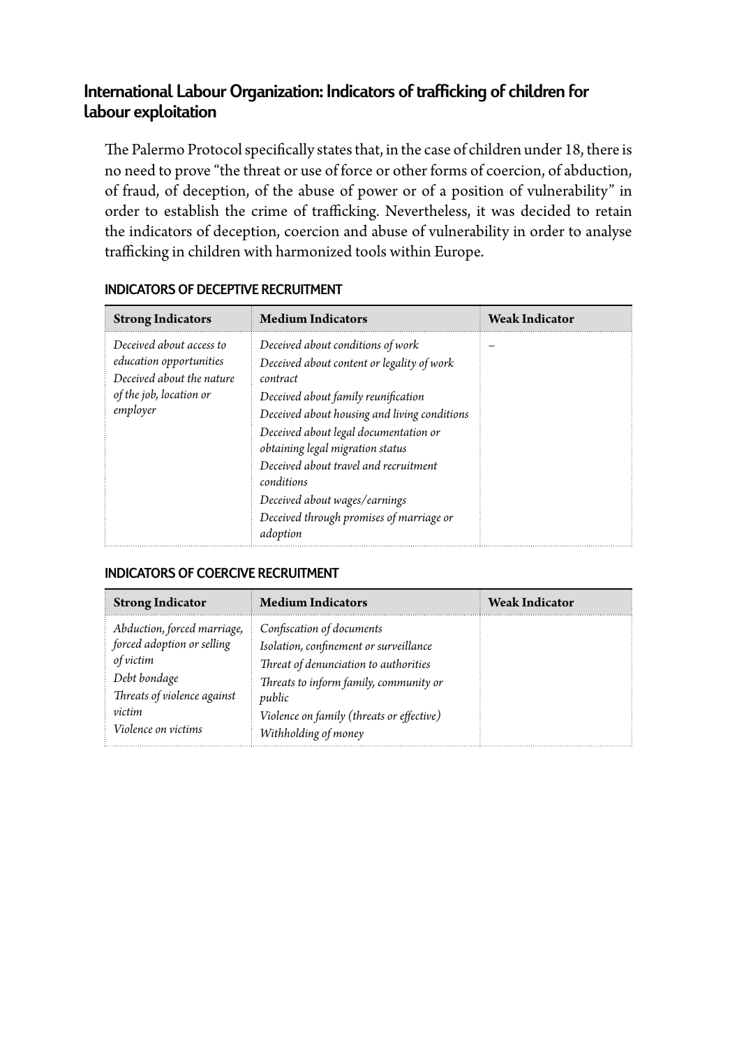## International Labour Organization: Indicators of trafficking of children for labour exploitation

The Palermo Protocol specifically states that, in the case of children under 18, there is no need to prove "the threat or use of force or other forms of coercion, of abduction, of fraud, of deception, of the abuse of power or of a position of vulnerability" in order to establish the crime of trafficking. Nevertheless, it was decided to retain the indicators of deception, coercion and abuse of vulnerability in order to analyse trafficking in children with harmonized tools within Europe.

### INDICATORS OF DECEPTIVE RECRUITMENT

| Strong Indicators | Medium Indicators | Weak Indicator |
|---|---|---|
| *Deceived about access to education opportunities*<br>*Deceived about the nature of the job, location or employer* | *Deceived about conditions of work*<br>*Deceived about content or legality of work contract*<br>*Deceived about family reunification*<br>*Deceived about housing and living conditions*<br>*Deceived about legal documentation or obtaining legal migration status*<br>*Deceived about travel and recruitment conditions*<br>*Deceived about wages/earnings*<br>*Deceived through promises of marriage or adoption* | – |

### INDICATORS OF COERCIVE RECRUITMENT

| Strong Indicator | Medium Indicators | Weak Indicator |
|---|---|---|
| *Abduction, forced marriage, forced adoption or selling of victim*<br>*Debt bondage*<br>*Threats of violence against victim*<br>*Violence on victims* | *Confiscation of documents*<br>*Isolation, confinement or surveillance*<br>*Threat of denunciation to authorities*<br>*Threats to inform family, community or public*<br>*Violence on family (threats or effective)*<br>*Withholding of money* | |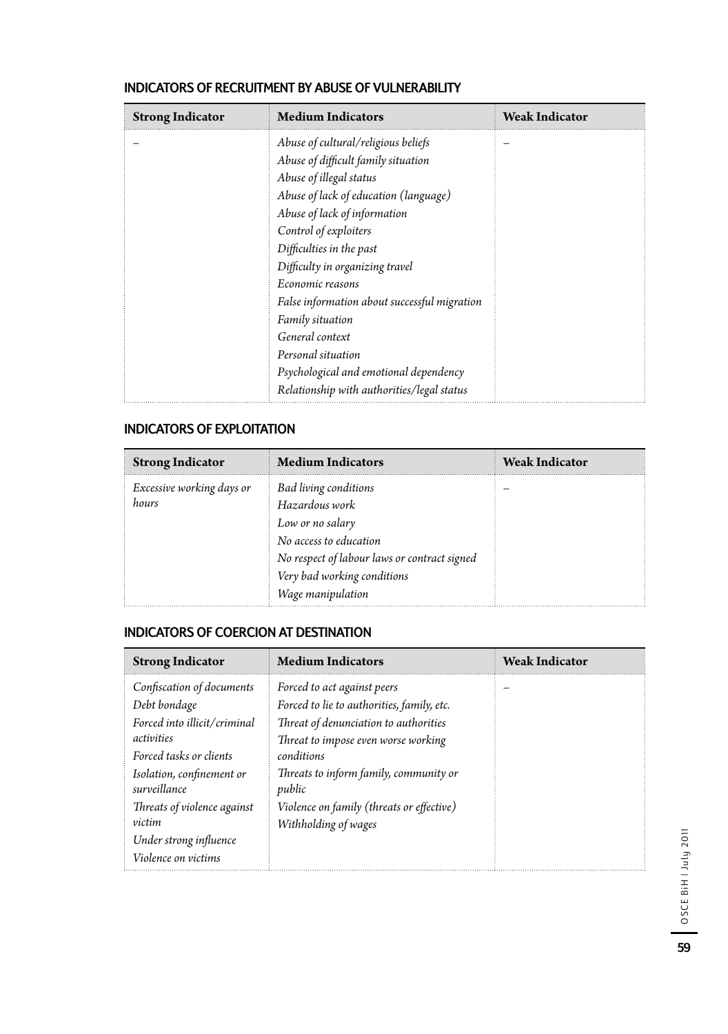## INDICATORS OF RECRUITMENT BY ABUSE OF VULNERABILITY

| Strong Indicator | Medium Indicators | Weak Indicator |
|---|---|---|
| – | *Abuse of cultural/religious beliefs*<br>*Abuse of difficult family situation*<br>*Abuse of illegal status*<br>*Abuse of lack of education (language)*<br>*Abuse of lack of information*<br>*Control of exploiters*<br>*Difficulties in the past*<br>*Difficulty in organizing travel*<br>*Economic reasons*<br>*False information about successful migration*<br>*Family situation*<br>*General context*<br>*Personal situation*<br>*Psychological and emotional dependency*<br>*Relationship with authorities/legal status* | – |

## INDICATORS OF EXPLOITATION

| Strong Indicator | Medium Indicators | Weak Indicator |
|---|---|---|
| *Excessive working days or hours* | *Bad living conditions*<br>*Hazardous work*<br>*Low or no salary*<br>*No access to education*<br>*No respect of labour laws or contract signed*<br>*Very bad working conditions*<br>*Wage manipulation* | – |

## INDICATORS OF COERCION AT DESTINATION

| Strong Indicator | Medium Indicators | Weak Indicator |
|---|---|---|
| *Confiscation of documents*<br>*Debt bondage*<br>*Forced into illicit/criminal activities*<br>*Forced tasks or clients*<br>*Isolation, confinement or surveillance*<br>*Threats of violence against victim*<br>*Under strong influence*<br>*Violence on victims* | *Forced to act against peers*<br>*Forced to lie to authorities, family, etc.*<br>*Threat of denunciation to authorities*<br>*Threat to impose even worse working conditions*<br>*Threats to inform family, community or public*<br>*Violence on family (threats or effective)*<br>*Withholding of wages* | – |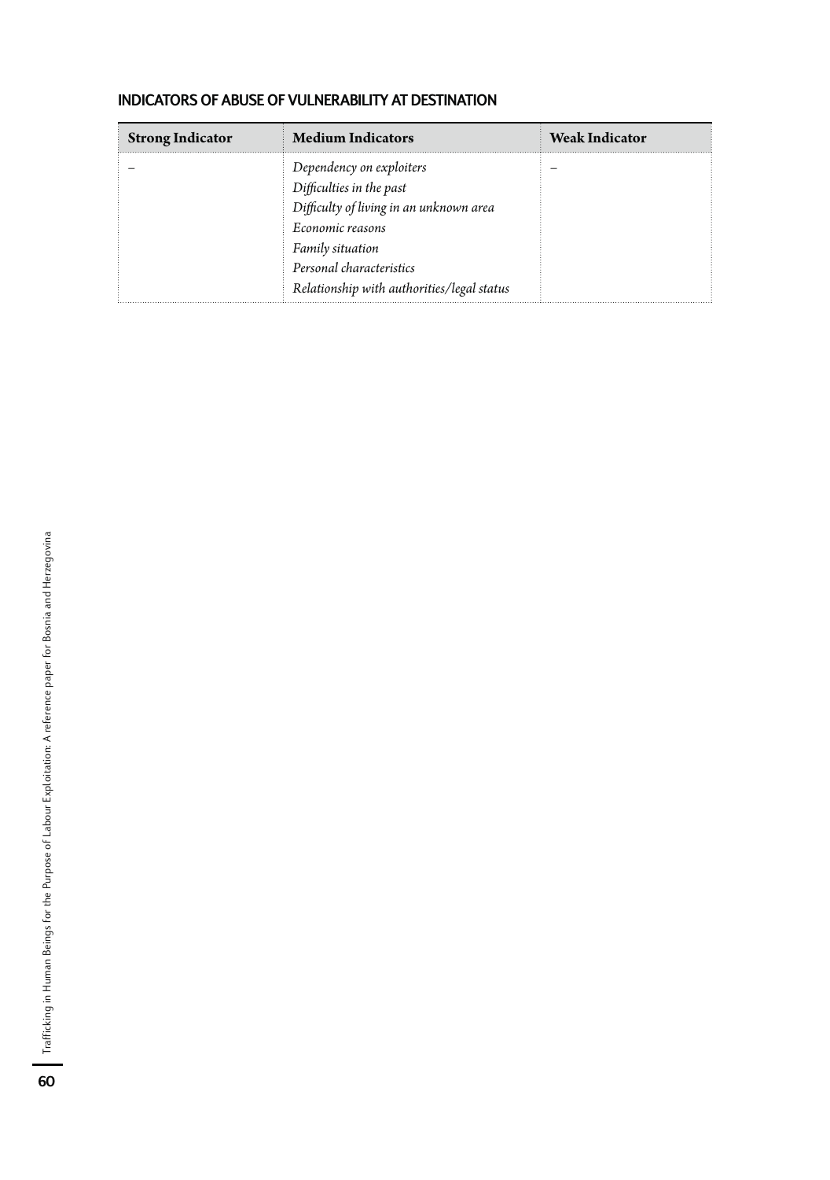## INDICATORS OF ABUSE OF VULNERABILITY AT DESTINATION

| Strong Indicator | Medium Indicators | Weak Indicator |
|---|---|---|
| – | *Dependency on exploiters*<br>*Difficulties in the past*<br>*Difficulty of living in an unknown area*<br>*Economic reasons*<br>*Family situation*<br>*Personal characteristics*<br>*Relationship with authorities/legal status* | – |